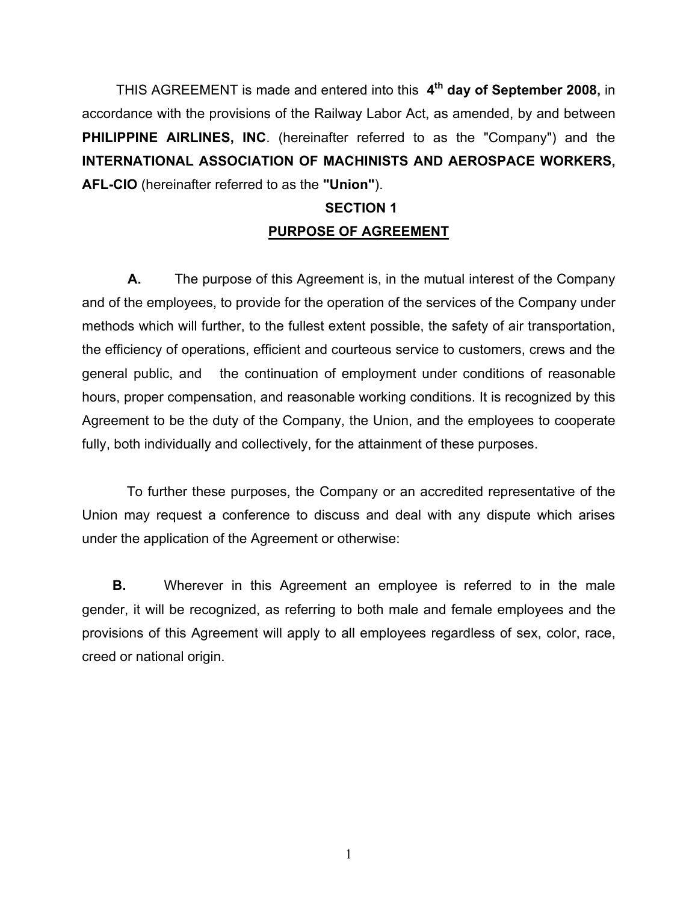THIS AGREEMENT is made and entered into this **4th day of September 2008,** in accordance with the provisions of the Railway Labor Act, as amended, by and between **PHILIPPINE AIRLINES, INC**. (hereinafter referred to as the "Company") and the **INTERNATIONAL ASSOCIATION OF MACHINISTS AND AEROSPACE WORKERS, AFL-CIO** (hereinafter referred to as the **"Union"**).

## SECTION 1

## PURPOSE OF AGREEMENT

**A.** The purpose of this Agreement is, in the mutual interest of the Company and of the employees, to provide for the operation of the services of the Company under methods which will further, to the fullest extent possible, the safety of air transportation, the efficiency of operations, efficient and courteous service to customers, crews and the general public, and the continuation of employment under conditions of reasonable hours, proper compensation, and reasonable working conditions. It is recognized by this Agreement to be the duty of the Company, the Union, and the employees to cooperate fully, both individually and collectively, for the attainment of these purposes.

To further these purposes, the Company or an accredited representative of the Union may request a conference to discuss and deal with any dispute which arises under the application of the Agreement or otherwise:

**B.** Wherever in this Agreement an employee is referred to in the male gender, it will be recognized, as referring to both male and female employees and the provisions of this Agreement will apply to all employees regardless of sex, color, race, creed or national origin.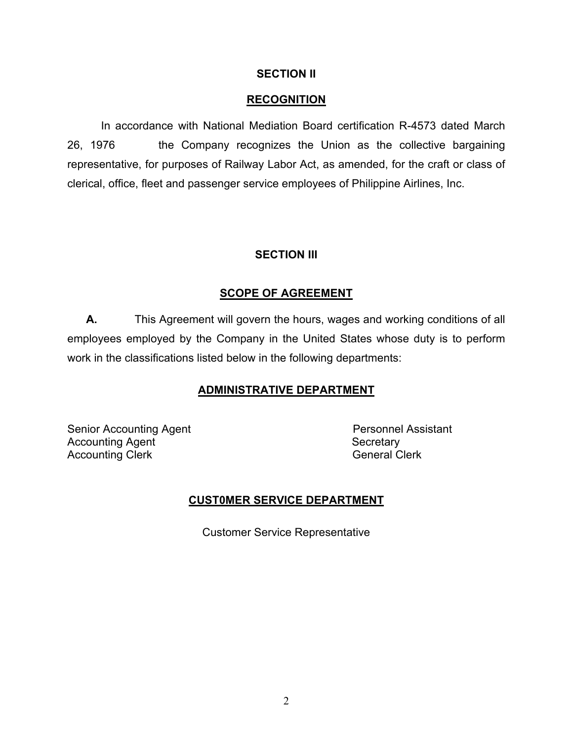## SECTION II

## RECOGNITION

In accordance with National Mediation Board certification R-4573 dated March 26, 1976 the Company recognizes the Union as the collective bargaining representative, for purposes of Railway Labor Act, as amended, for the craft or class of clerical, office, fleet and passenger service employees of Philippine Airlines, Inc.

## SECTION III

## SCOPE OF AGREEMENT

**A.** This Agreement will govern the hours, wages and working conditions of all employees employed by the Company in the United States whose duty is to perform work in the classifications listed below in the following departments:

### ADMINISTRATIVE DEPARTMENT

| | |
|---|---|
| Senior Accounting Agent | Personnel Assistant |
| Accounting Agent | Secretary |
| Accounting Clerk | General Clerk |

### CUST0MER SERVICE DEPARTMENT

Customer Service Representative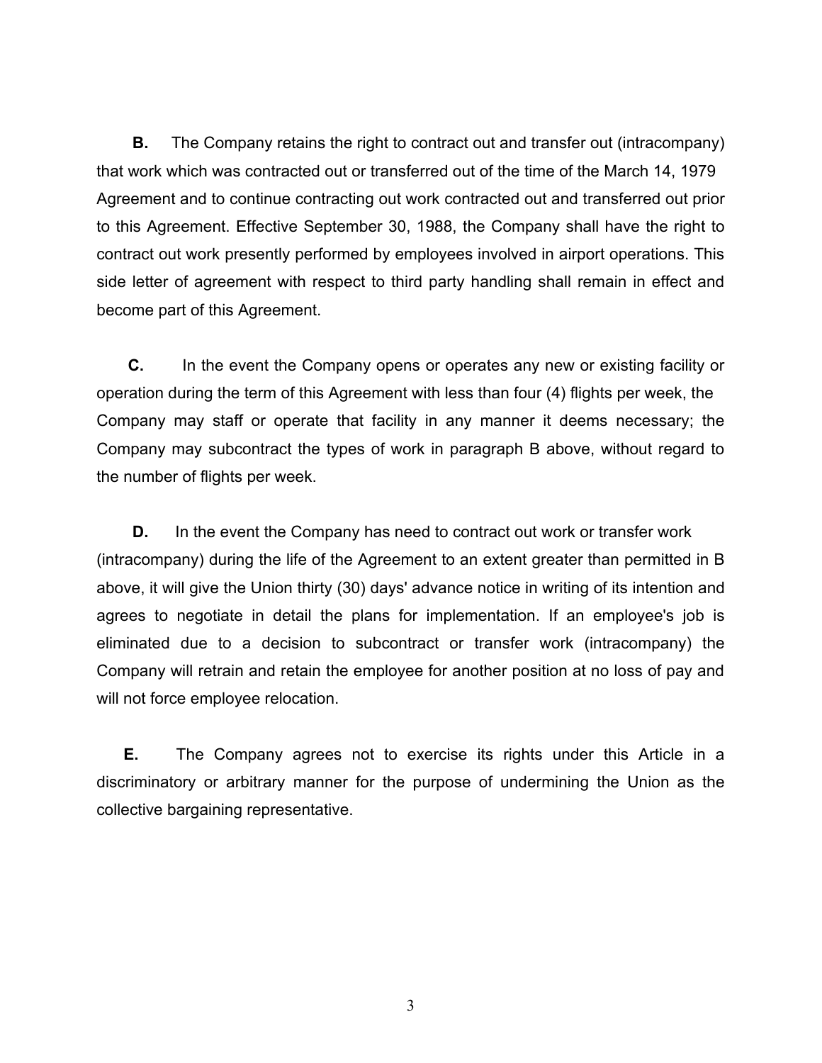**B.** The Company retains the right to contract out and transfer out (intracompany) that work which was contracted out or transferred out of the time of the March 14, 1979 Agreement and to continue contracting out work contracted out and transferred out prior to this Agreement. Effective September 30, 1988, the Company shall have the right to contract out work presently performed by employees involved in airport operations. This side letter of agreement with respect to third party handling shall remain in effect and become part of this Agreement.

**C.** In the event the Company opens or operates any new or existing facility or operation during the term of this Agreement with less than four (4) flights per week, the Company may staff or operate that facility in any manner it deems necessary; the Company may subcontract the types of work in paragraph B above, without regard to the number of flights per week.

**D.** In the event the Company has need to contract out work or transfer work (intracompany) during the life of the Agreement to an extent greater than permitted in B above, it will give the Union thirty (30) days' advance notice in writing of its intention and agrees to negotiate in detail the plans for implementation. If an employee's job is eliminated due to a decision to subcontract or transfer work (intracompany) the Company will retrain and retain the employee for another position at no loss of pay and will not force employee relocation.

**E.** The Company agrees not to exercise its rights under this Article in a discriminatory or arbitrary manner for the purpose of undermining the Union as the collective bargaining representative.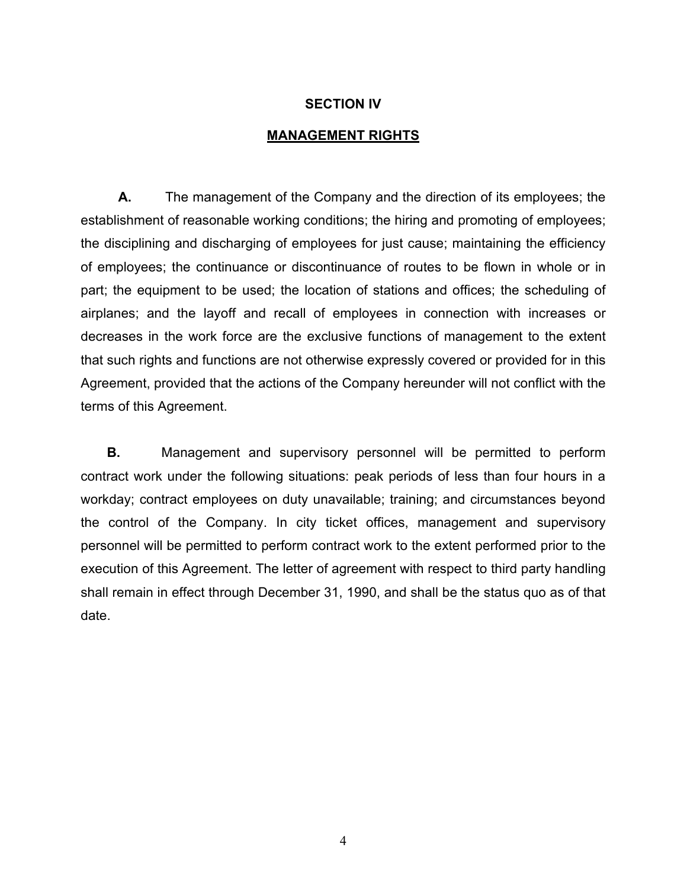## SECTION IV

## MANAGEMENT RIGHTS

**A.** The management of the Company and the direction of its employees; the establishment of reasonable working conditions; the hiring and promoting of employees; the disciplining and discharging of employees for just cause; maintaining the efficiency of employees; the continuance or discontinuance of routes to be flown in whole or in part; the equipment to be used; the location of stations and offices; the scheduling of airplanes; and the layoff and recall of employees in connection with increases or decreases in the work force are the exclusive functions of management to the extent that such rights and functions are not otherwise expressly covered or provided for in this Agreement, provided that the actions of the Company hereunder will not conflict with the terms of this Agreement.

**B.** Management and supervisory personnel will be permitted to perform contract work under the following situations: peak periods of less than four hours in a workday; contract employees on duty unavailable; training; and circumstances beyond the control of the Company. In city ticket offices, management and supervisory personnel will be permitted to perform contract work to the extent performed prior to the execution of this Agreement. The letter of agreement with respect to third party handling shall remain in effect through December 31, 1990, and shall be the status quo as of that date.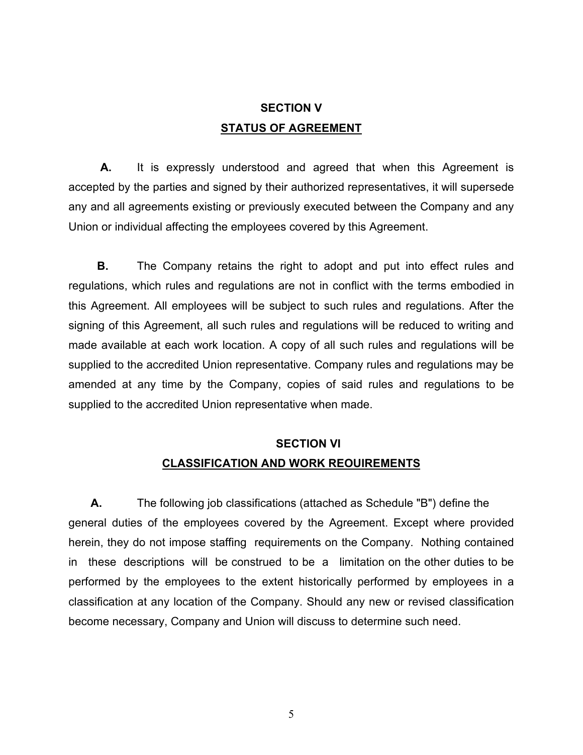## SECTION V

## STATUS OF AGREEMENT

**A.** It is expressly understood and agreed that when this Agreement is accepted by the parties and signed by their authorized representatives, it will supersede any and all agreements existing or previously executed between the Company and any Union or individual affecting the employees covered by this Agreement.

**B.** The Company retains the right to adopt and put into effect rules and regulations, which rules and regulations are not in conflict with the terms embodied in this Agreement. All employees will be subject to such rules and regulations. After the signing of this Agreement, all such rules and regulations will be reduced to writing and made available at each work location. A copy of all such rules and regulations will be supplied to the accredited Union representative. Company rules and regulations may be amended at any time by the Company, copies of said rules and regulations to be supplied to the accredited Union representative when made.

## SECTION VI

## CLASSIFICATION AND WORK REOUIREMENTS

**A.** The following job classifications (attached as Schedule "B") define the general duties of the employees covered by the Agreement. Except where provided herein, they do not impose staffing requirements on the Company. Nothing contained in these descriptions will be construed to be a limitation on the other duties to be performed by the employees to the extent historically performed by employees in a classification at any location of the Company. Should any new or revised classification become necessary, Company and Union will discuss to determine such need.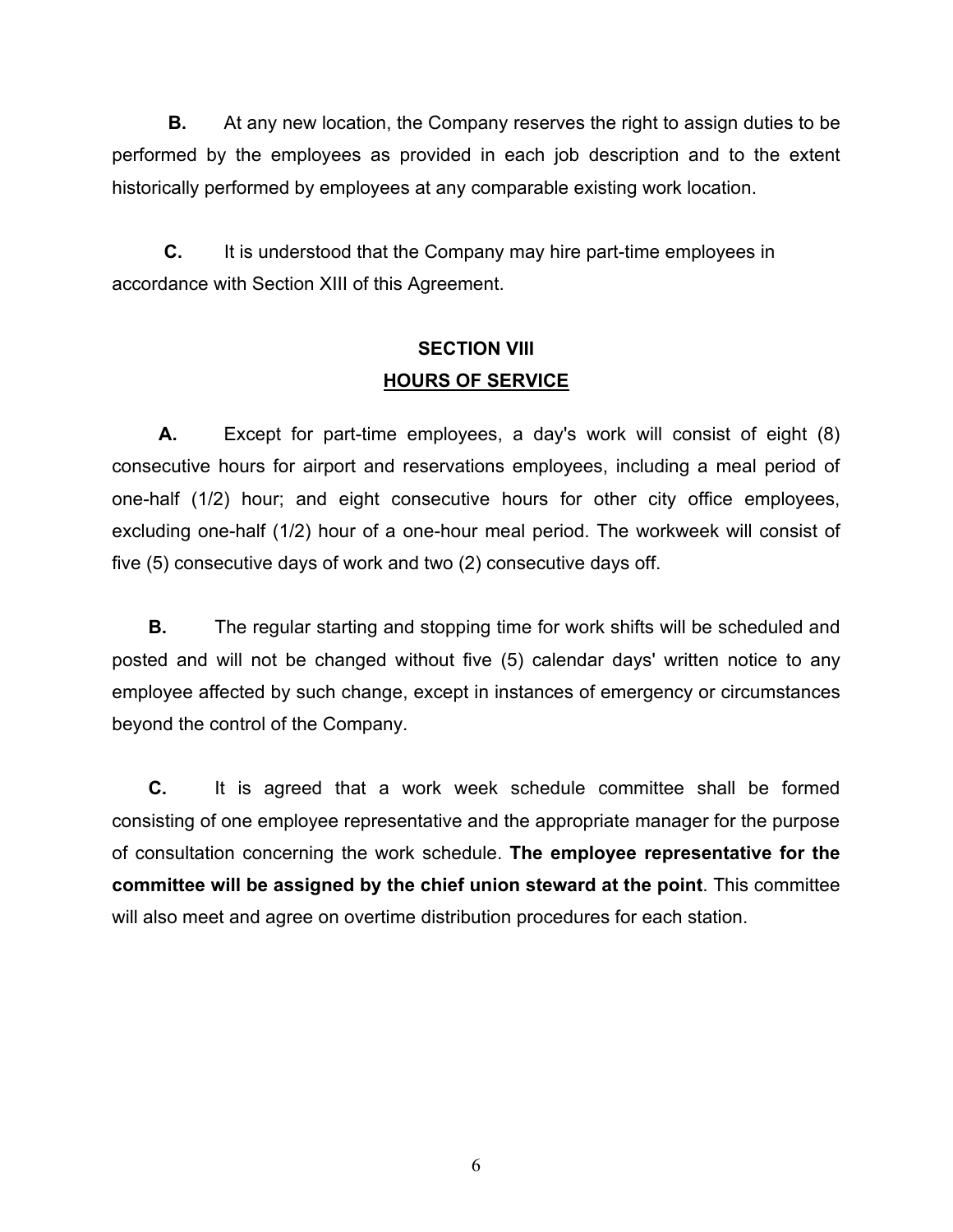**B.** At any new location, the Company reserves the right to assign duties to be performed by the employees as provided in each job description and to the extent historically performed by employees at any comparable existing work location.

**C.** It is understood that the Company may hire part-time employees in accordance with Section XIII of this Agreement.

## SECTION VIII
## <u>HOURS OF SERVICE</u>

**A.** Except for part-time employees, a day's work will consist of eight (8) consecutive hours for airport and reservations employees, including a meal period of one-half (1/2) hour; and eight consecutive hours for other city office employees, excluding one-half (1/2) hour of a one-hour meal period. The workweek will consist of five (5) consecutive days of work and two (2) consecutive days off.

**B.** The regular starting and stopping time for work shifts will be scheduled and posted and will not be changed without five (5) calendar days' written notice to any employee affected by such change, except in instances of emergency or circumstances beyond the control of the Company.

**C.** It is agreed that a work week schedule committee shall be formed consisting of one employee representative and the appropriate manager for the purpose of consultation concerning the work schedule. **The employee representative for the committee will be assigned by the chief union steward at the point**. This committee will also meet and agree on overtime distribution procedures for each station.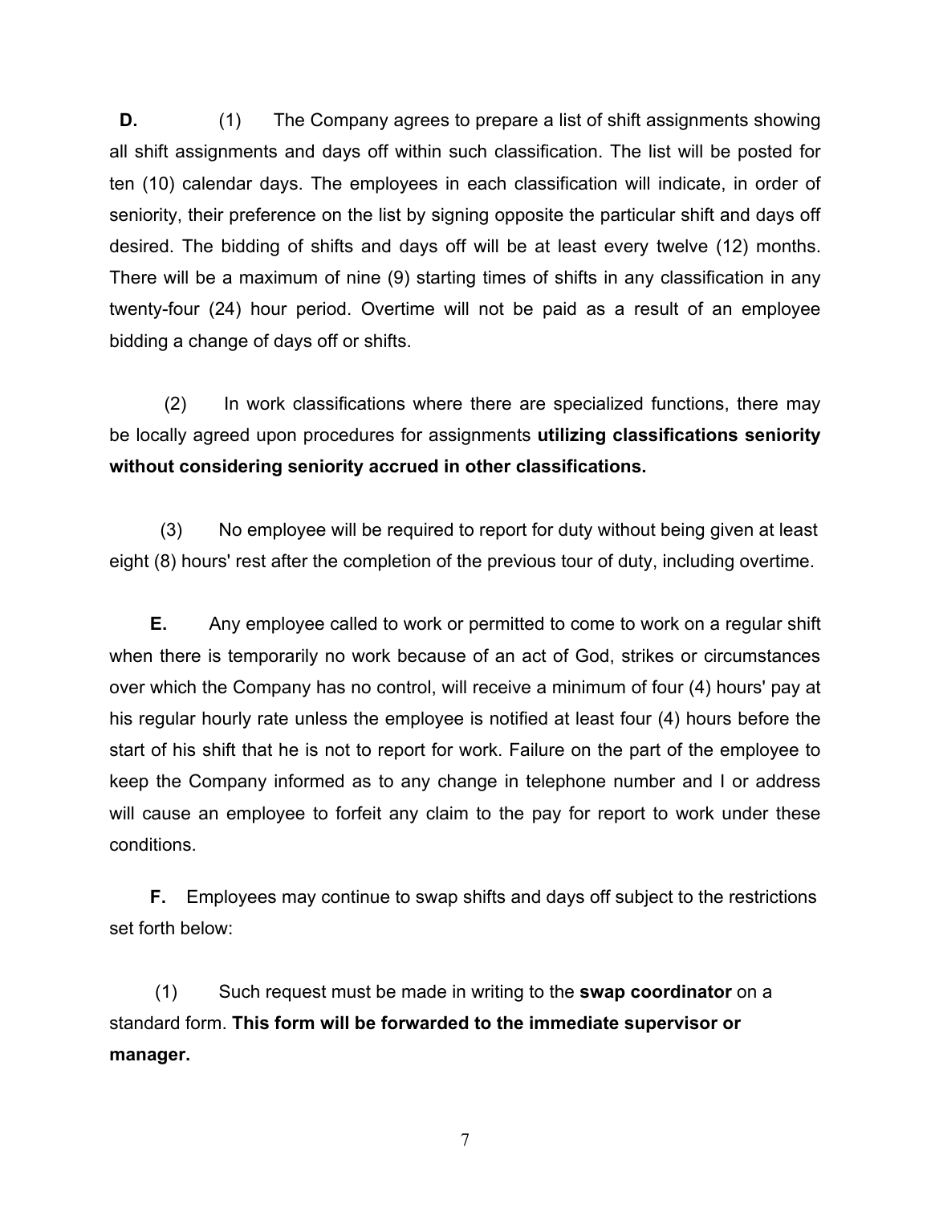**D.** (1) The Company agrees to prepare a list of shift assignments showing all shift assignments and days off within such classification. The list will be posted for ten (10) calendar days. The employees in each classification will indicate, in order of seniority, their preference on the list by signing opposite the particular shift and days off desired. The bidding of shifts and days off will be at least every twelve (12) months. There will be a maximum of nine (9) starting times of shifts in any classification in any twenty-four (24) hour period. Overtime will not be paid as a result of an employee bidding a change of days off or shifts.

(2) In work classifications where there are specialized functions, there may be locally agreed upon procedures for assignments **utilizing classifications seniority without considering seniority accrued in other classifications.**

(3) No employee will be required to report for duty without being given at least eight (8) hours' rest after the completion of the previous tour of duty, including overtime.

**E.** Any employee called to work or permitted to come to work on a regular shift when there is temporarily no work because of an act of God, strikes or circumstances over which the Company has no control, will receive a minimum of four (4) hours' pay at his regular hourly rate unless the employee is notified at least four (4) hours before the start of his shift that he is not to report for work. Failure on the part of the employee to keep the Company informed as to any change in telephone number and I or address will cause an employee to forfeit any claim to the pay for report to work under these conditions.

**F.** Employees may continue to swap shifts and days off subject to the restrictions set forth below:

(1) Such request must be made in writing to the **swap coordinator** on a standard form. **This form will be forwarded to the immediate supervisor or manager.**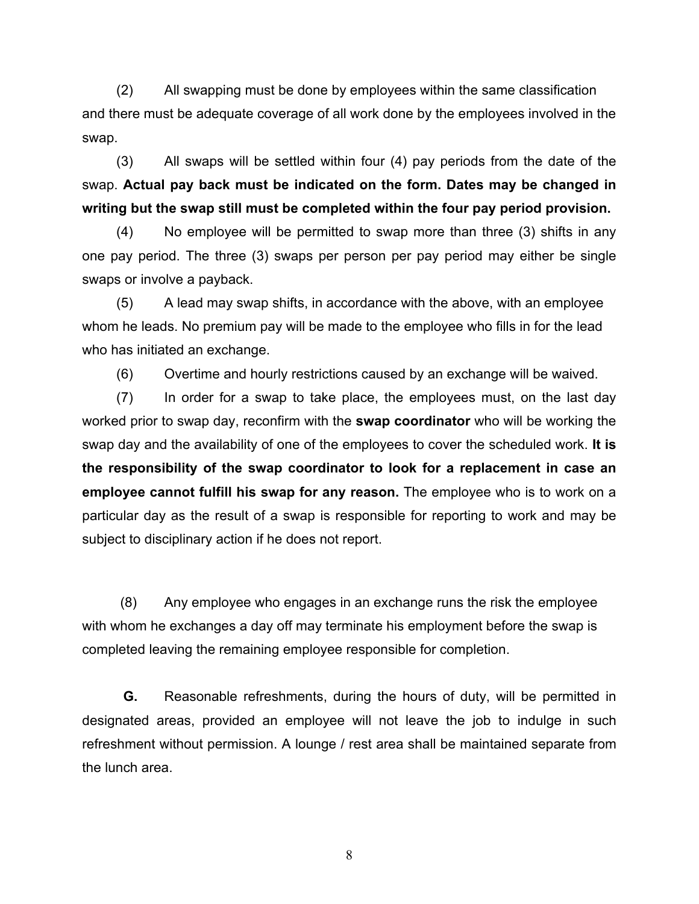(2) All swapping must be done by employees within the same classification and there must be adequate coverage of all work done by the employees involved in the swap.

(3) All swaps will be settled within four (4) pay periods from the date of the swap. **Actual pay back must be indicated on the form. Dates may be changed in writing but the swap still must be completed within the four pay period provision.**

(4) No employee will be permitted to swap more than three (3) shifts in any one pay period. The three (3) swaps per person per pay period may either be single swaps or involve a payback.

(5) A lead may swap shifts, in accordance with the above, with an employee whom he leads. No premium pay will be made to the employee who fills in for the lead who has initiated an exchange.

(6) Overtime and hourly restrictions caused by an exchange will be waived.

(7) In order for a swap to take place, the employees must, on the last day worked prior to swap day, reconfirm with the **swap coordinator** who will be working the swap day and the availability of one of the employees to cover the scheduled work. **It is the responsibility of the swap coordinator to look for a replacement in case an employee cannot fulfill his swap for any reason.** The employee who is to work on a particular day as the result of a swap is responsible for reporting to work and may be subject to disciplinary action if he does not report.

(8) Any employee who engages in an exchange runs the risk the employee with whom he exchanges a day off may terminate his employment before the swap is completed leaving the remaining employee responsible for completion.

**G.** Reasonable refreshments, during the hours of duty, will be permitted in designated areas, provided an employee will not leave the job to indulge in such refreshment without permission. A lounge / rest area shall be maintained separate from the lunch area.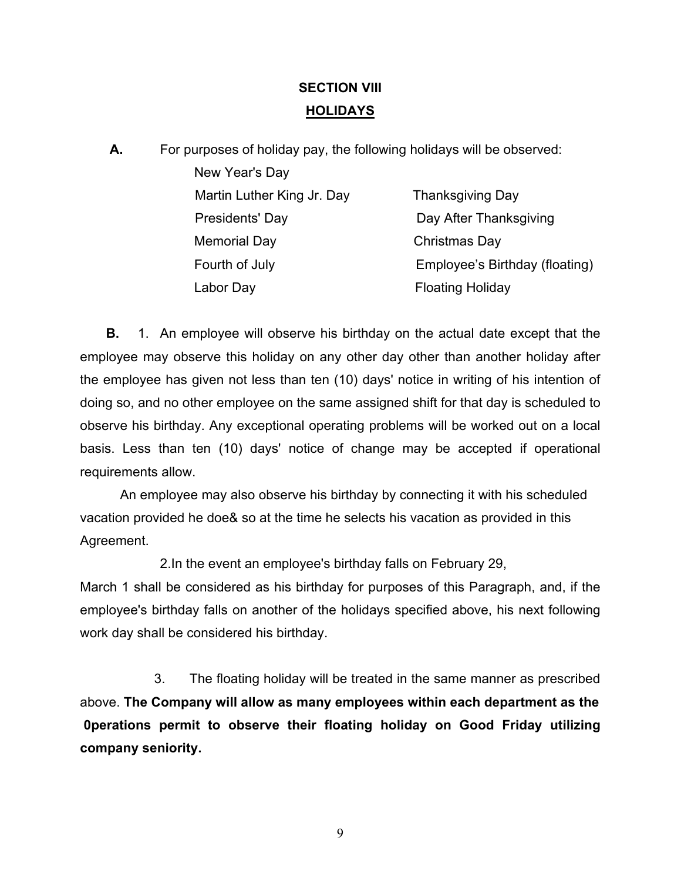# SECTION VIII
## HOLIDAYS

**A.** For purposes of holiday pay, the following holidays will be observed:

| | |
|---|---|
| New Year's Day | |
| Martin Luther King Jr. Day | Thanksgiving Day |
| Presidents' Day | Day After Thanksgiving |
| Memorial Day | Christmas Day |
| Fourth of July | Employee's Birthday (floating) |
| Labor Day | Floating Holiday |

**B.** 1. An employee will observe his birthday on the actual date except that the employee may observe this holiday on any other day other than another holiday after the employee has given not less than ten (10) days' notice in writing of his intention of doing so, and no other employee on the same assigned shift for that day is scheduled to observe his birthday. Any exceptional operating problems will be worked out on a local basis. Less than ten (10) days' notice of change may be accepted if operational requirements allow.

An employee may also observe his birthday by connecting it with his scheduled vacation provided he doe& so at the time he selects his vacation as provided in this Agreement.

2. In the event an employee's birthday falls on February 29, March 1 shall be considered as his birthday for purposes of this Paragraph, and, if the employee's birthday falls on another of the holidays specified above, his next following work day shall be considered his birthday.

3. The floating holiday will be treated in the same manner as prescribed above. **The Company will allow as many employees within each department as the 0perations permit to observe their floating holiday on Good Friday utilizing company seniority.**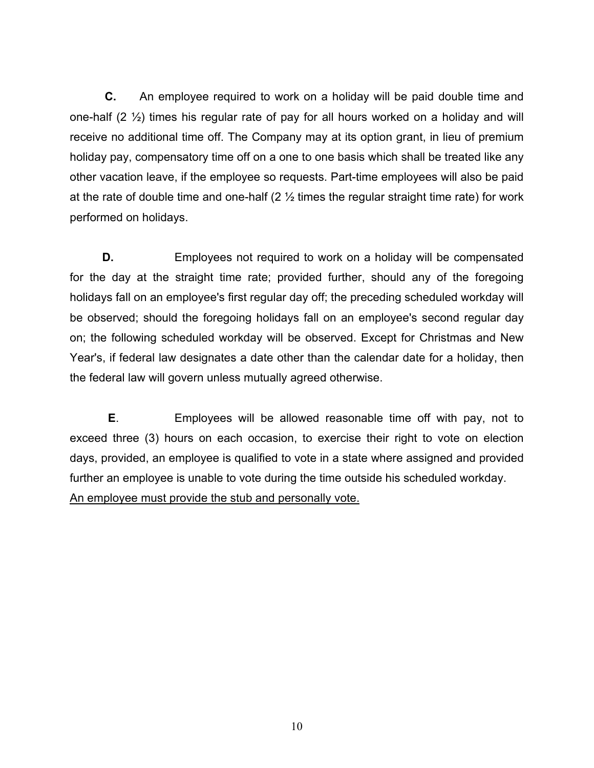**C.** An employee required to work on a holiday will be paid double time and one-half (2 ½) times his regular rate of pay for all hours worked on a holiday and will receive no additional time off. The Company may at its option grant, in lieu of premium holiday pay, compensatory time off on a one to one basis which shall be treated like any other vacation leave, if the employee so requests. Part-time employees will also be paid at the rate of double time and one-half (2 ½ times the regular straight time rate) for work performed on holidays.

**D.** Employees not required to work on a holiday will be compensated for the day at the straight time rate; provided further, should any of the foregoing holidays fall on an employee's first regular day off; the preceding scheduled workday will be observed; should the foregoing holidays fall on an employee's second regular day on; the following scheduled workday will be observed. Except for Christmas and New Year's, if federal law designates a date other than the calendar date for a holiday, then the federal law will govern unless mutually agreed otherwise.

**E**. Employees will be allowed reasonable time off with pay, not to exceed three (3) hours on each occasion, to exercise their right to vote on election days, provided, an employee is qualified to vote in a state where assigned and provided further an employee is unable to vote during the time outside his scheduled workday. <u>An employee must provide the stub and personally vote.</u>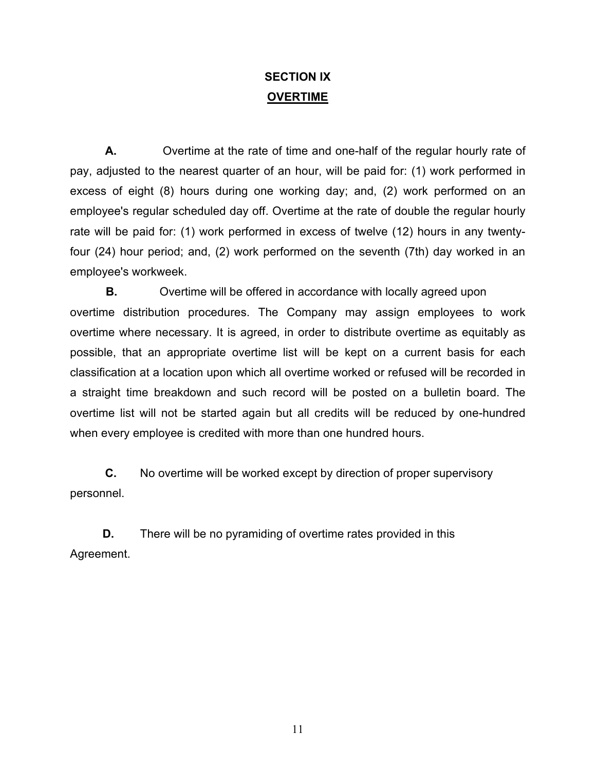# SECTION IX
## OVERTIME

**A.** Overtime at the rate of time and one-half of the regular hourly rate of pay, adjusted to the nearest quarter of an hour, will be paid for: (1) work performed in excess of eight (8) hours during one working day; and, (2) work performed on an employee's regular scheduled day off. Overtime at the rate of double the regular hourly rate will be paid for: (1) work performed in excess of twelve (12) hours in any twenty-four (24) hour period; and, (2) work performed on the seventh (7th) day worked in an employee's workweek.

**B.** Overtime will be offered in accordance with locally agreed upon overtime distribution procedures. The Company may assign employees to work overtime where necessary. It is agreed, in order to distribute overtime as equitably as possible, that an appropriate overtime list will be kept on a current basis for each classification at a location upon which all overtime worked or refused will be recorded in a straight time breakdown and such record will be posted on a bulletin board. The overtime list will not be started again but all credits will be reduced by one-hundred when every employee is credited with more than one hundred hours.

**C.** No overtime will be worked except by direction of proper supervisory personnel.

**D.** There will be no pyramiding of overtime rates provided in this Agreement.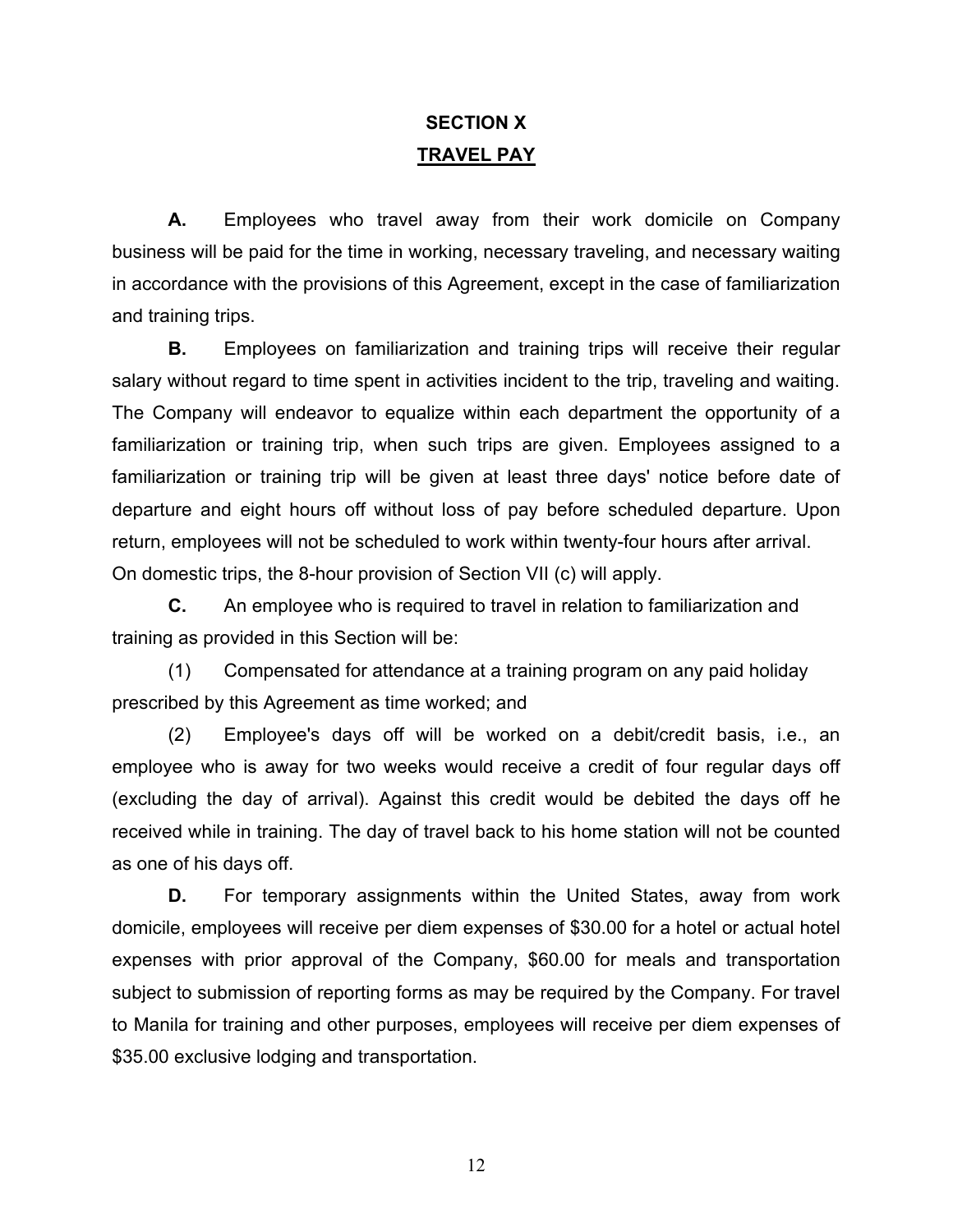# SECTION X

## TRAVEL PAY

**A.** Employees who travel away from their work domicile on Company business will be paid for the time in working, necessary traveling, and necessary waiting in accordance with the provisions of this Agreement, except in the case of familiarization and training trips.

**B.** Employees on familiarization and training trips will receive their regular salary without regard to time spent in activities incident to the trip, traveling and waiting. The Company will endeavor to equalize within each department the opportunity of a familiarization or training trip, when such trips are given. Employees assigned to a familiarization or training trip will be given at least three days' notice before date of departure and eight hours off without loss of pay before scheduled departure. Upon return, employees will not be scheduled to work within twenty-four hours after arrival. On domestic trips, the 8-hour provision of Section VII (c) will apply.

**C.** An employee who is required to travel in relation to familiarization and training as provided in this Section will be:

(1) Compensated for attendance at a training program on any paid holiday prescribed by this Agreement as time worked; and

(2) Employee's days off will be worked on a debit/credit basis, i.e., an employee who is away for two weeks would receive a credit of four regular days off (excluding the day of arrival). Against this credit would be debited the days off he received while in training. The day of travel back to his home station will not be counted as one of his days off.

**D.** For temporary assignments within the United States, away from work domicile, employees will receive per diem expenses of $30.00 for a hotel or actual hotel expenses with prior approval of the Company, $60.00 for meals and transportation subject to submission of reporting forms as may be required by the Company. For travel to Manila for training and other purposes, employees will receive per diem expenses of $35.00 exclusive lodging and transportation.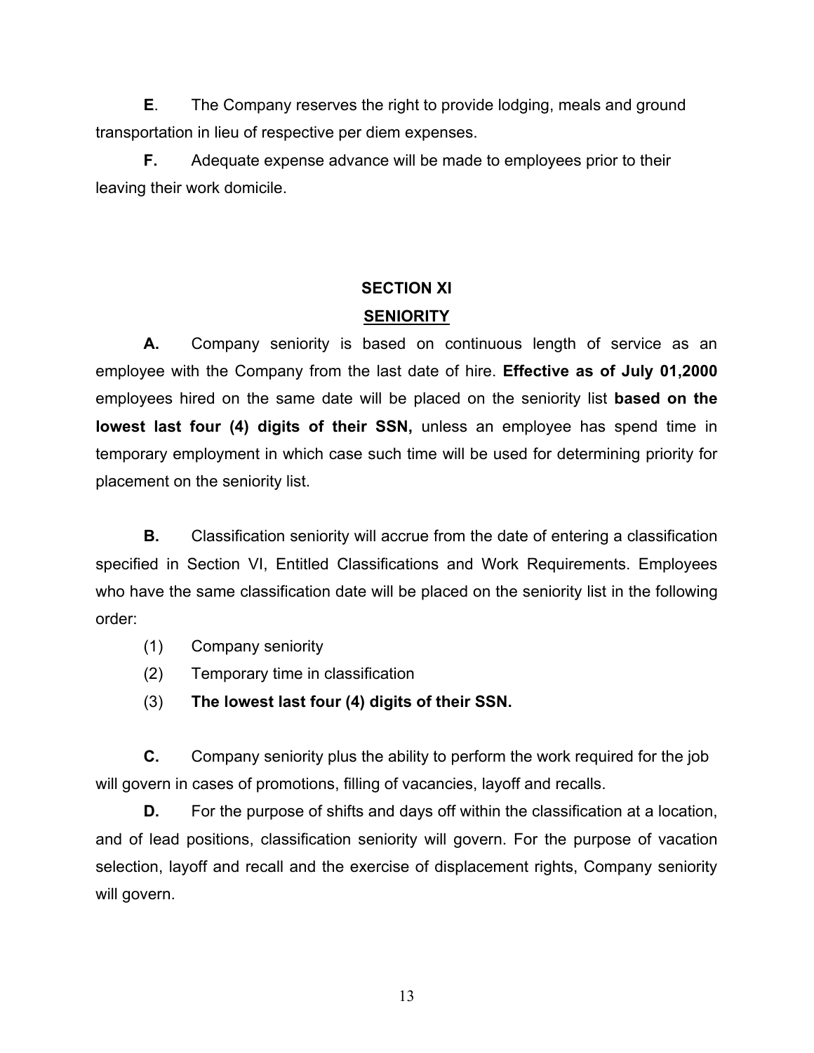**E**. The Company reserves the right to provide lodging, meals and ground transportation in lieu of respective per diem expenses.

**F.** Adequate expense advance will be made to employees prior to their leaving their work domicile.

## SECTION XI

## SENIORITY

**A.** Company seniority is based on continuous length of service as an employee with the Company from the last date of hire. **Effective as of July 01,2000** employees hired on the same date will be placed on the seniority list **based on the lowest last four (4) digits of their SSN,** unless an employee has spend time in temporary employment in which case such time will be used for determining priority for placement on the seniority list.

**B.** Classification seniority will accrue from the date of entering a classification specified in Section VI, Entitled Classifications and Work Requirements. Employees who have the same classification date will be placed on the seniority list in the following order:

(1) Company seniority

(2) Temporary time in classification

(3) **The lowest last four (4) digits of their SSN.**

**C.** Company seniority plus the ability to perform the work required for the job will govern in cases of promotions, filling of vacancies, layoff and recalls.

**D.** For the purpose of shifts and days off within the classification at a location, and of lead positions, classification seniority will govern. For the purpose of vacation selection, layoff and recall and the exercise of displacement rights, Company seniority will govern.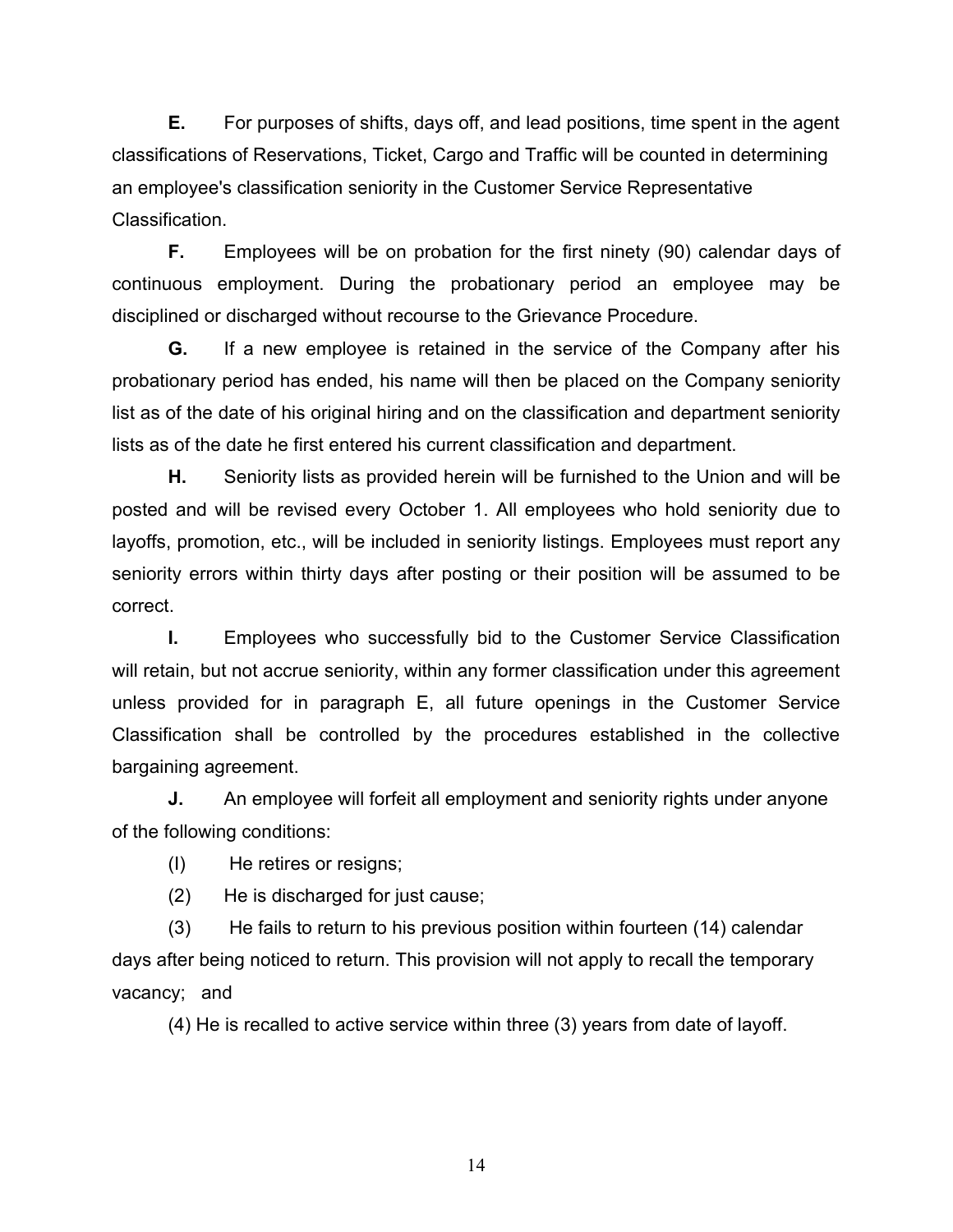**E.** For purposes of shifts, days off, and lead positions, time spent in the agent classifications of Reservations, Ticket, Cargo and Traffic will be counted in determining an employee's classification seniority in the Customer Service Representative Classification.

**F.** Employees will be on probation for the first ninety (90) calendar days of continuous employment. During the probationary period an employee may be disciplined or discharged without recourse to the Grievance Procedure.

**G.** If a new employee is retained in the service of the Company after his probationary period has ended, his name will then be placed on the Company seniority list as of the date of his original hiring and on the classification and department seniority lists as of the date he first entered his current classification and department.

**H.** Seniority lists as provided herein will be furnished to the Union and will be posted and will be revised every October 1. All employees who hold seniority due to layoffs, promotion, etc., will be included in seniority listings. Employees must report any seniority errors within thirty days after posting or their position will be assumed to be correct.

**I.** Employees who successfully bid to the Customer Service Classification will retain, but not accrue seniority, within any former classification under this agreement unless provided for in paragraph E, all future openings in the Customer Service Classification shall be controlled by the procedures established in the collective bargaining agreement.

**J.** An employee will forfeit all employment and seniority rights under anyone of the following conditions:

(I) He retires or resigns;

(2) He is discharged for just cause;

(3) He fails to return to his previous position within fourteen (14) calendar days after being noticed to return. This provision will not apply to recall the temporary vacancy; and

(4) He is recalled to active service within three (3) years from date of layoff.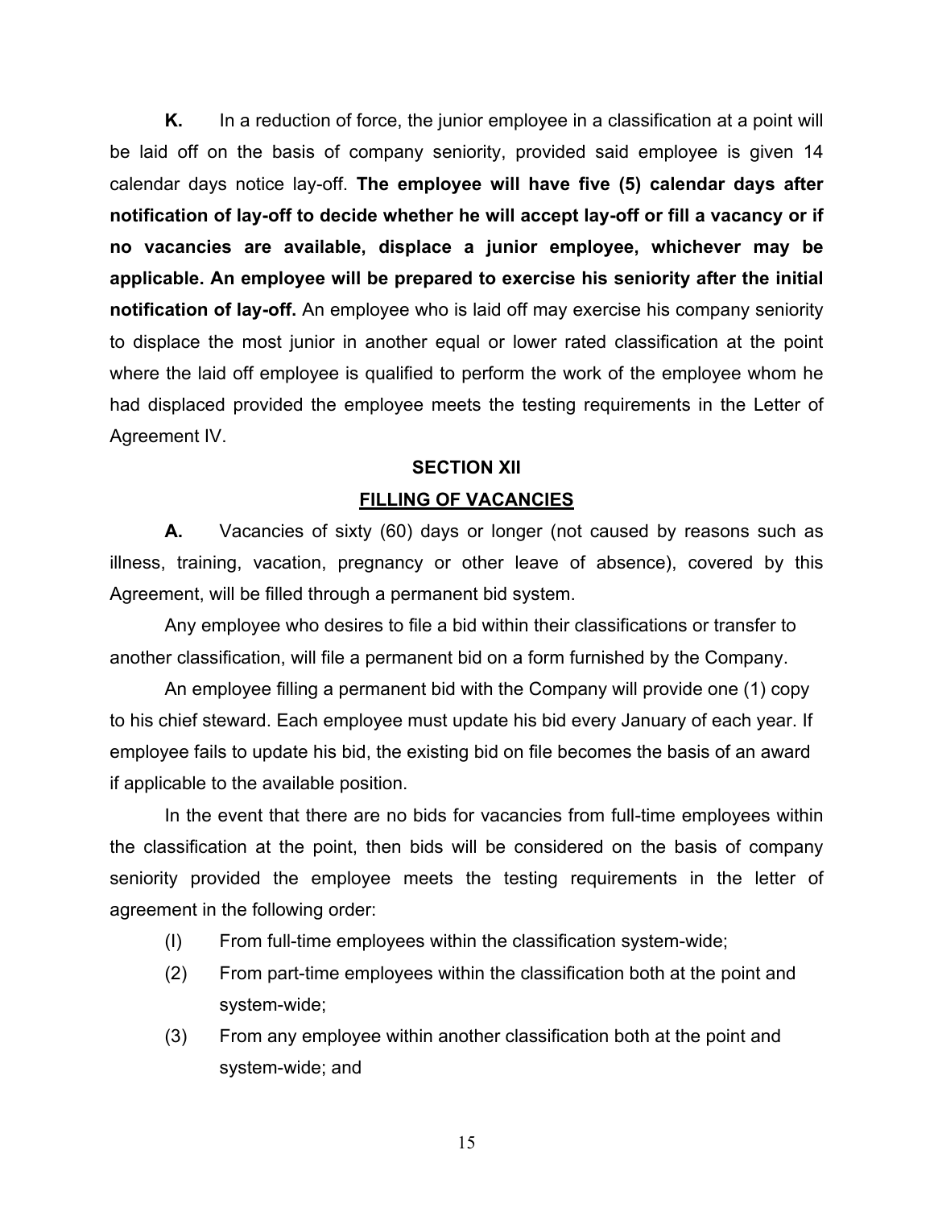**K.** In a reduction of force, the junior employee in a classification at a point will be laid off on the basis of company seniority, provided said employee is given 14 calendar days notice lay-off. **The employee will have five (5) calendar days after notification of lay-off to decide whether he will accept lay-off or fill a vacancy or if no vacancies are available, displace a junior employee, whichever may be applicable. An employee will be prepared to exercise his seniority after the initial notification of lay-off.** An employee who is laid off may exercise his company seniority to displace the most junior in another equal or lower rated classification at the point where the laid off employee is qualified to perform the work of the employee whom he had displaced provided the employee meets the testing requirements in the Letter of Agreement IV.

## SECTION XII

## FILLING OF VACANCIES

**A.** Vacancies of sixty (60) days or longer (not caused by reasons such as illness, training, vacation, pregnancy or other leave of absence), covered by this Agreement, will be filled through a permanent bid system.

Any employee who desires to file a bid within their classifications or transfer to another classification, will file a permanent bid on a form furnished by the Company.

An employee filling a permanent bid with the Company will provide one (1) copy to his chief steward. Each employee must update his bid every January of each year. If employee fails to update his bid, the existing bid on file becomes the basis of an award if applicable to the available position.

In the event that there are no bids for vacancies from full-time employees within the classification at the point, then bids will be considered on the basis of company seniority provided the employee meets the testing requirements in the letter of agreement in the following order:

(I) From full-time employees within the classification system-wide;

(2) From part-time employees within the classification both at the point and system-wide;

(3) From any employee within another classification both at the point and system-wide; and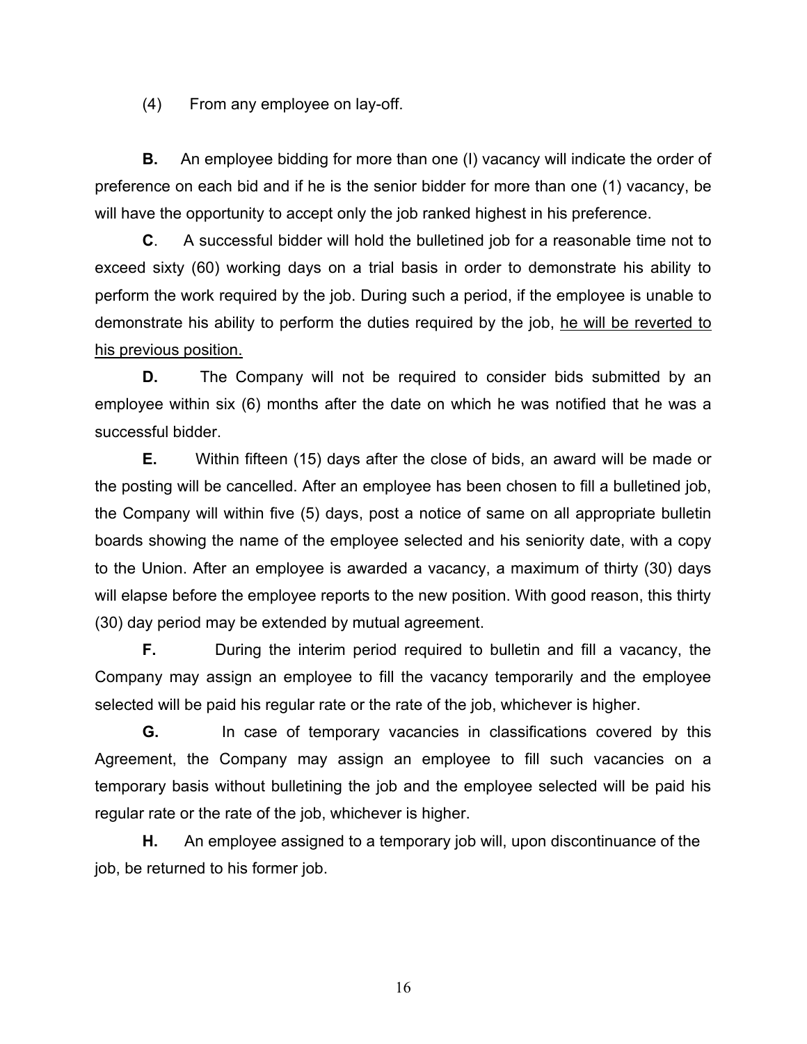(4) From any employee on lay-off.

**B.** An employee bidding for more than one (I) vacancy will indicate the order of preference on each bid and if he is the senior bidder for more than one (1) vacancy, be will have the opportunity to accept only the job ranked highest in his preference.

**C**. A successful bidder will hold the bulletined job for a reasonable time not to exceed sixty (60) working days on a trial basis in order to demonstrate his ability to perform the work required by the job. During such a period, if the employee is unable to demonstrate his ability to perform the duties required by the job, <u>he will be reverted to his previous position.</u>

**D.** The Company will not be required to consider bids submitted by an employee within six (6) months after the date on which he was notified that he was a successful bidder.

**E.** Within fifteen (15) days after the close of bids, an award will be made or the posting will be cancelled. After an employee has been chosen to fill a bulletined job, the Company will within five (5) days, post a notice of same on all appropriate bulletin boards showing the name of the employee selected and his seniority date, with a copy to the Union. After an employee is awarded a vacancy, a maximum of thirty (30) days will elapse before the employee reports to the new position. With good reason, this thirty (30) day period may be extended by mutual agreement.

**F.** During the interim period required to bulletin and fill a vacancy, the Company may assign an employee to fill the vacancy temporarily and the employee selected will be paid his regular rate or the rate of the job, whichever is higher.

**G.** In case of temporary vacancies in classifications covered by this Agreement, the Company may assign an employee to fill such vacancies on a temporary basis without bulletining the job and the employee selected will be paid his regular rate or the rate of the job, whichever is higher.

**H.** An employee assigned to a temporary job will, upon discontinuance of the job, be returned to his former job.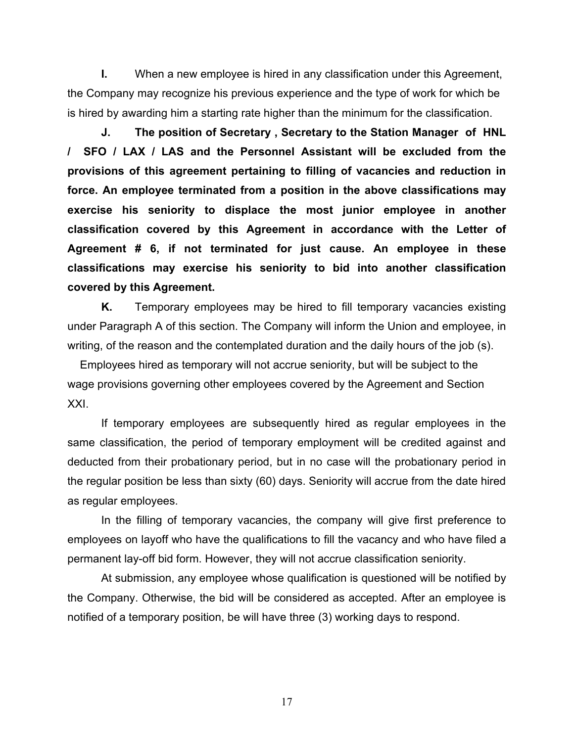**I.** When a new employee is hired in any classification under this Agreement, the Company may recognize his previous experience and the type of work for which be is hired by awarding him a starting rate higher than the minimum for the classification.

**J. The position of Secretary , Secretary to the Station Manager of HNL / SFO / LAX / LAS and the Personnel Assistant will be excluded from the provisions of this agreement pertaining to filling of vacancies and reduction in force. An employee terminated from a position in the above classifications may exercise his seniority to displace the most junior employee in another classification covered by this Agreement in accordance with the Letter of Agreement # 6, if not terminated for just cause. An employee in these classifications may exercise his seniority to bid into another classification covered by this Agreement.**

**K.** Temporary employees may be hired to fill temporary vacancies existing under Paragraph A of this section. The Company will inform the Union and employee, in writing, of the reason and the contemplated duration and the daily hours of the job (s).

Employees hired as temporary will not accrue seniority, but will be subject to the wage provisions governing other employees covered by the Agreement and Section XXI.

If temporary employees are subsequently hired as regular employees in the same classification, the period of temporary employment will be credited against and deducted from their probationary period, but in no case will the probationary period in the regular position be less than sixty (60) days. Seniority will accrue from the date hired as regular employees.

In the filling of temporary vacancies, the company will give first preference to employees on layoff who have the qualifications to fill the vacancy and who have filed a permanent lay-off bid form. However, they will not accrue classification seniority.

At submission, any employee whose qualification is questioned will be notified by the Company. Otherwise, the bid will be considered as accepted. After an employee is notified of a temporary position, be will have three (3) working days to respond.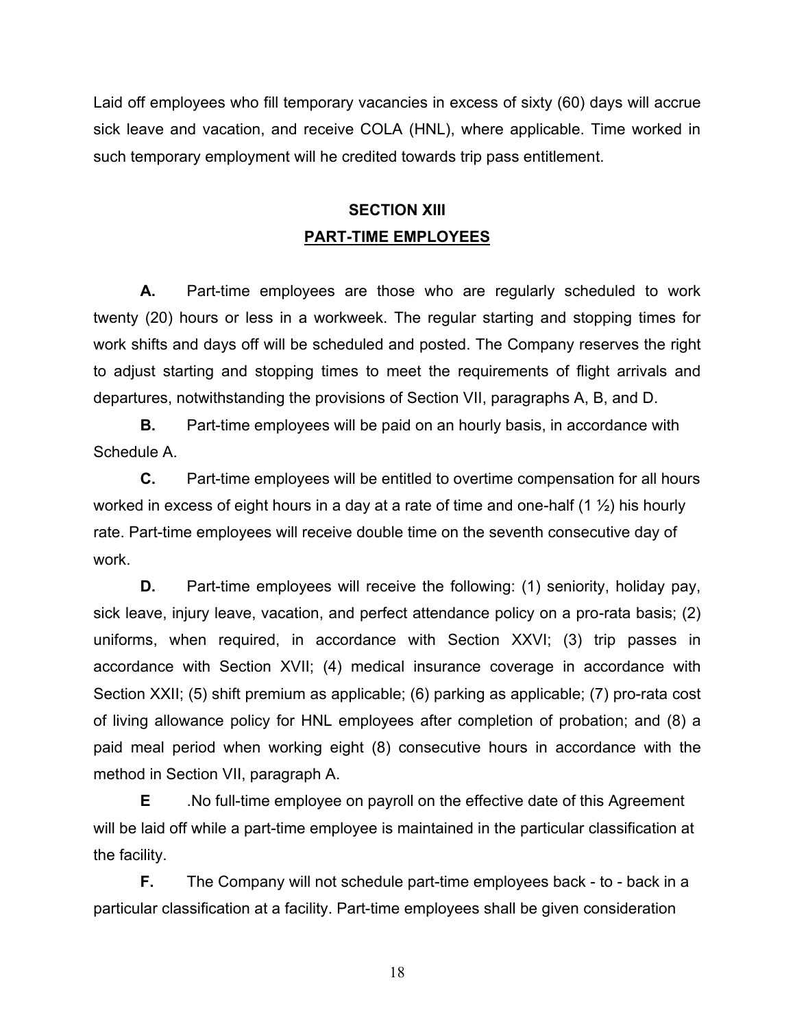Laid off employees who fill temporary vacancies in excess of sixty (60) days will accrue sick leave and vacation, and receive COLA (HNL), where applicable. Time worked in such temporary employment will he credited towards trip pass entitlement.

## SECTION XIII
## PART-TIME EMPLOYEES

**A.** Part-time employees are those who are regularly scheduled to work twenty (20) hours or less in a workweek. The regular starting and stopping times for work shifts and days off will be scheduled and posted. The Company reserves the right to adjust starting and stopping times to meet the requirements of flight arrivals and departures, notwithstanding the provisions of Section VII, paragraphs A, B, and D.

**B.** Part-time employees will be paid on an hourly basis, in accordance with Schedule A.

**C.** Part-time employees will be entitled to overtime compensation for all hours worked in excess of eight hours in a day at a rate of time and one-half (1 ½) his hourly rate. Part-time employees will receive double time on the seventh consecutive day of work.

**D.** Part-time employees will receive the following: (1) seniority, holiday pay, sick leave, injury leave, vacation, and perfect attendance policy on a pro-rata basis; (2) uniforms, when required, in accordance with Section XXVI; (3) trip passes in accordance with Section XVII; (4) medical insurance coverage in accordance with Section XXII; (5) shift premium as applicable; (6) parking as applicable; (7) pro-rata cost of living allowance policy for HNL employees after completion of probation; and (8) a paid meal period when working eight (8) consecutive hours in accordance with the method in Section VII, paragraph A.

**E** .No full-time employee on payroll on the effective date of this Agreement will be laid off while a part-time employee is maintained in the particular classification at the facility.

**F.** The Company will not schedule part-time employees back - to - back in a particular classification at a facility. Part-time employees shall be given consideration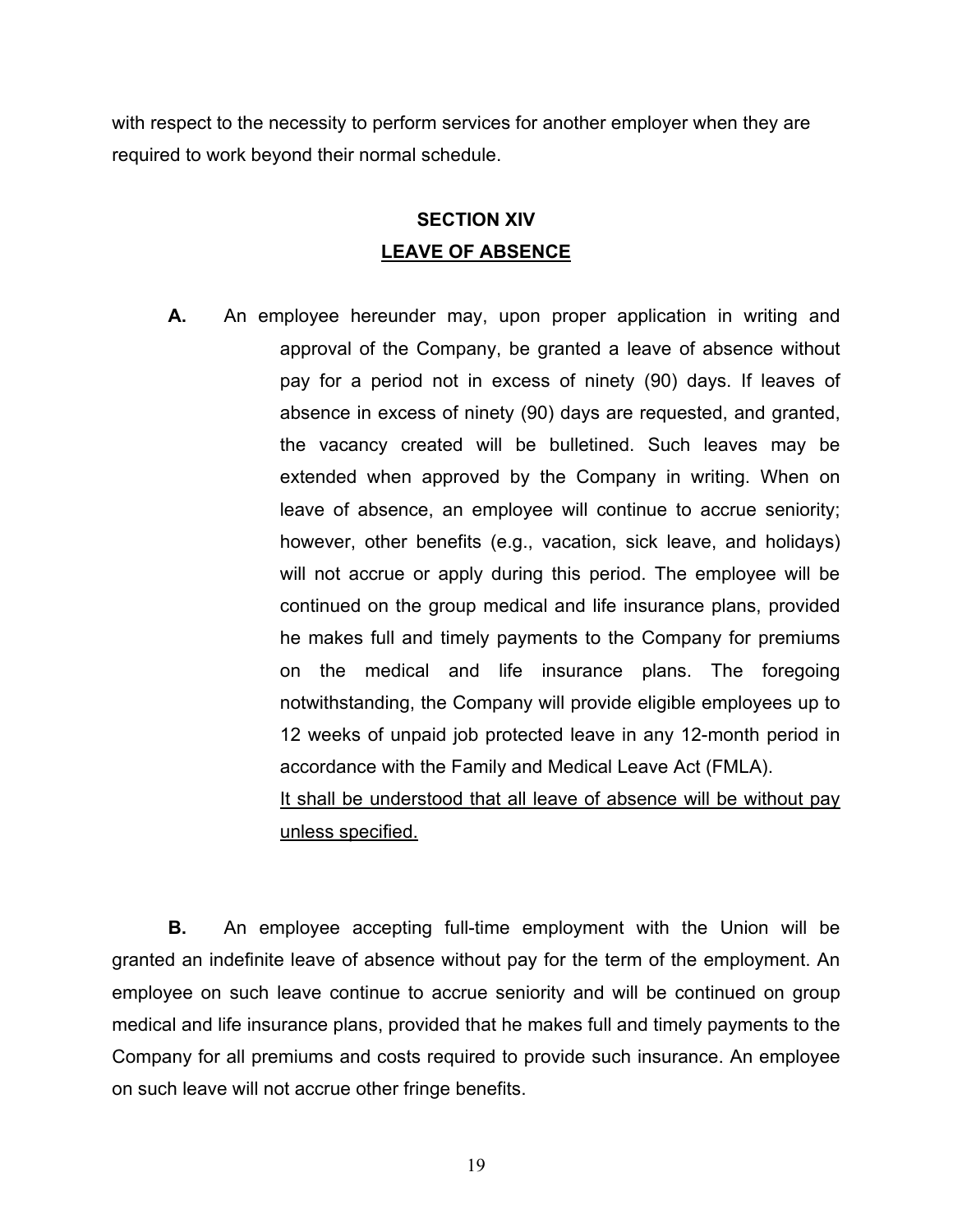with respect to the necessity to perform services for another employer when they are required to work beyond their normal schedule.

## SECTION XIV
## LEAVE OF ABSENCE

**A.** An employee hereunder may, upon proper application in writing and approval of the Company, be granted a leave of absence without pay for a period not in excess of ninety (90) days. If leaves of absence in excess of ninety (90) days are requested, and granted, the vacancy created will be bulletined. Such leaves may be extended when approved by the Company in writing. When on leave of absence, an employee will continue to accrue seniority; however, other benefits (e.g., vacation, sick leave, and holidays) will not accrue or apply during this period. The employee will be continued on the group medical and life insurance plans, provided he makes full and timely payments to the Company for premiums on the medical and life insurance plans. The foregoing notwithstanding, the Company will provide eligible employees up to 12 weeks of unpaid job protected leave in any 12-month period in accordance with the Family and Medical Leave Act (FMLA). It shall be understood that all leave of absence will be without pay unless specified.

**B.** An employee accepting full-time employment with the Union will be granted an indefinite leave of absence without pay for the term of the employment. An employee on such leave continue to accrue seniority and will be continued on group medical and life insurance plans, provided that he makes full and timely payments to the Company for all premiums and costs required to provide such insurance. An employee on such leave will not accrue other fringe benefits.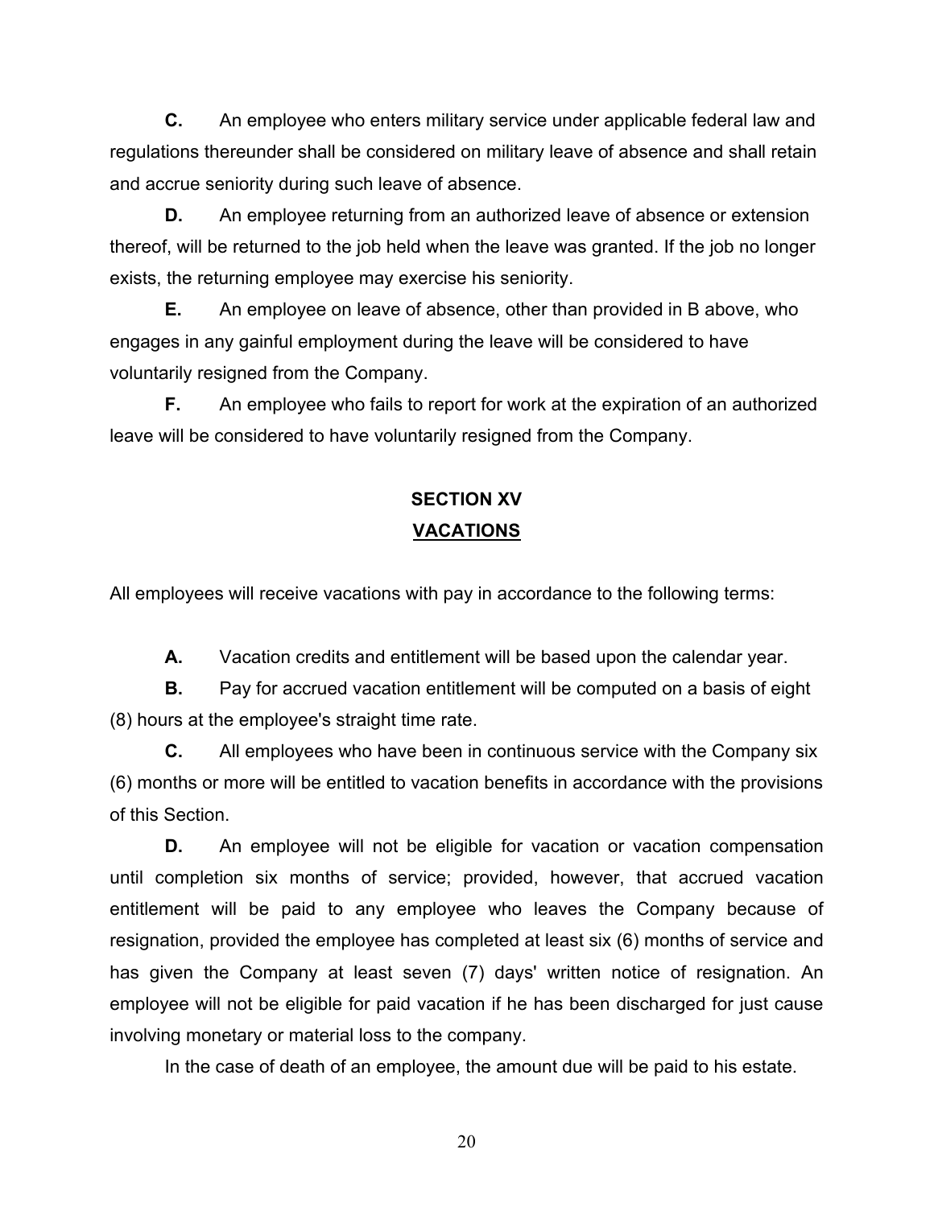**C.** An employee who enters military service under applicable federal law and regulations thereunder shall be considered on military leave of absence and shall retain and accrue seniority during such leave of absence.

**D.** An employee returning from an authorized leave of absence or extension thereof, will be returned to the job held when the leave was granted. If the job no longer exists, the returning employee may exercise his seniority.

**E.** An employee on leave of absence, other than provided in B above, who engages in any gainful employment during the leave will be considered to have voluntarily resigned from the Company.

**F.** An employee who fails to report for work at the expiration of an authorized leave will be considered to have voluntarily resigned from the Company.

## SECTION XV

## VACATIONS

All employees will receive vacations with pay in accordance to the following terms:

**A.** Vacation credits and entitlement will be based upon the calendar year.

**B.** Pay for accrued vacation entitlement will be computed on a basis of eight (8) hours at the employee's straight time rate.

**C.** All employees who have been in continuous service with the Company six (6) months or more will be entitled to vacation benefits in accordance with the provisions of this Section.

**D.** An employee will not be eligible for vacation or vacation compensation until completion six months of service; provided, however, that accrued vacation entitlement will be paid to any employee who leaves the Company because of resignation, provided the employee has completed at least six (6) months of service and has given the Company at least seven (7) days' written notice of resignation. An employee will not be eligible for paid vacation if he has been discharged for just cause involving monetary or material loss to the company.

In the case of death of an employee, the amount due will be paid to his estate.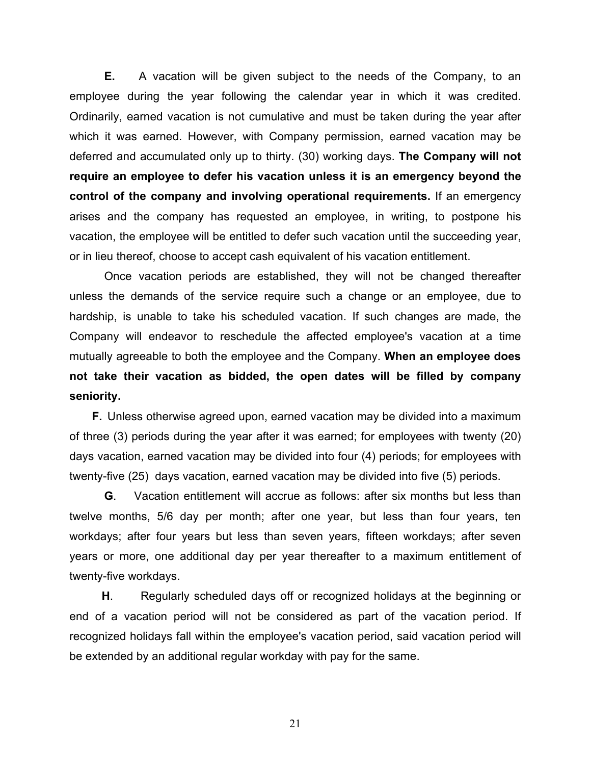**E.** A vacation will be given subject to the needs of the Company, to an employee during the year following the calendar year in which it was credited. Ordinarily, earned vacation is not cumulative and must be taken during the year after which it was earned. However, with Company permission, earned vacation may be deferred and accumulated only up to thirty. (30) working days. **The Company will not require an employee to defer his vacation unless it is an emergency beyond the control of the company and involving operational requirements.** If an emergency arises and the company has requested an employee, in writing, to postpone his vacation, the employee will be entitled to defer such vacation until the succeeding year, or in lieu thereof, choose to accept cash equivalent of his vacation entitlement.

Once vacation periods are established, they will not be changed thereafter unless the demands of the service require such a change or an employee, due to hardship, is unable to take his scheduled vacation. If such changes are made, the Company will endeavor to reschedule the affected employee's vacation at a time mutually agreeable to both the employee and the Company. **When an employee does not take their vacation as bidded, the open dates will be filled by company seniority.**

**F.** Unless otherwise agreed upon, earned vacation may be divided into a maximum of three (3) periods during the year after it was earned; for employees with twenty (20) days vacation, earned vacation may be divided into four (4) periods; for employees with twenty-five (25) days vacation, earned vacation may be divided into five (5) periods.

**G**. Vacation entitlement will accrue as follows: after six months but less than twelve months, 5/6 day per month; after one year, but less than four years, ten workdays; after four years but less than seven years, fifteen workdays; after seven years or more, one additional day per year thereafter to a maximum entitlement of twenty-five workdays.

**H**. Regularly scheduled days off or recognized holidays at the beginning or end of a vacation period will not be considered as part of the vacation period. If recognized holidays fall within the employee's vacation period, said vacation period will be extended by an additional regular workday with pay for the same.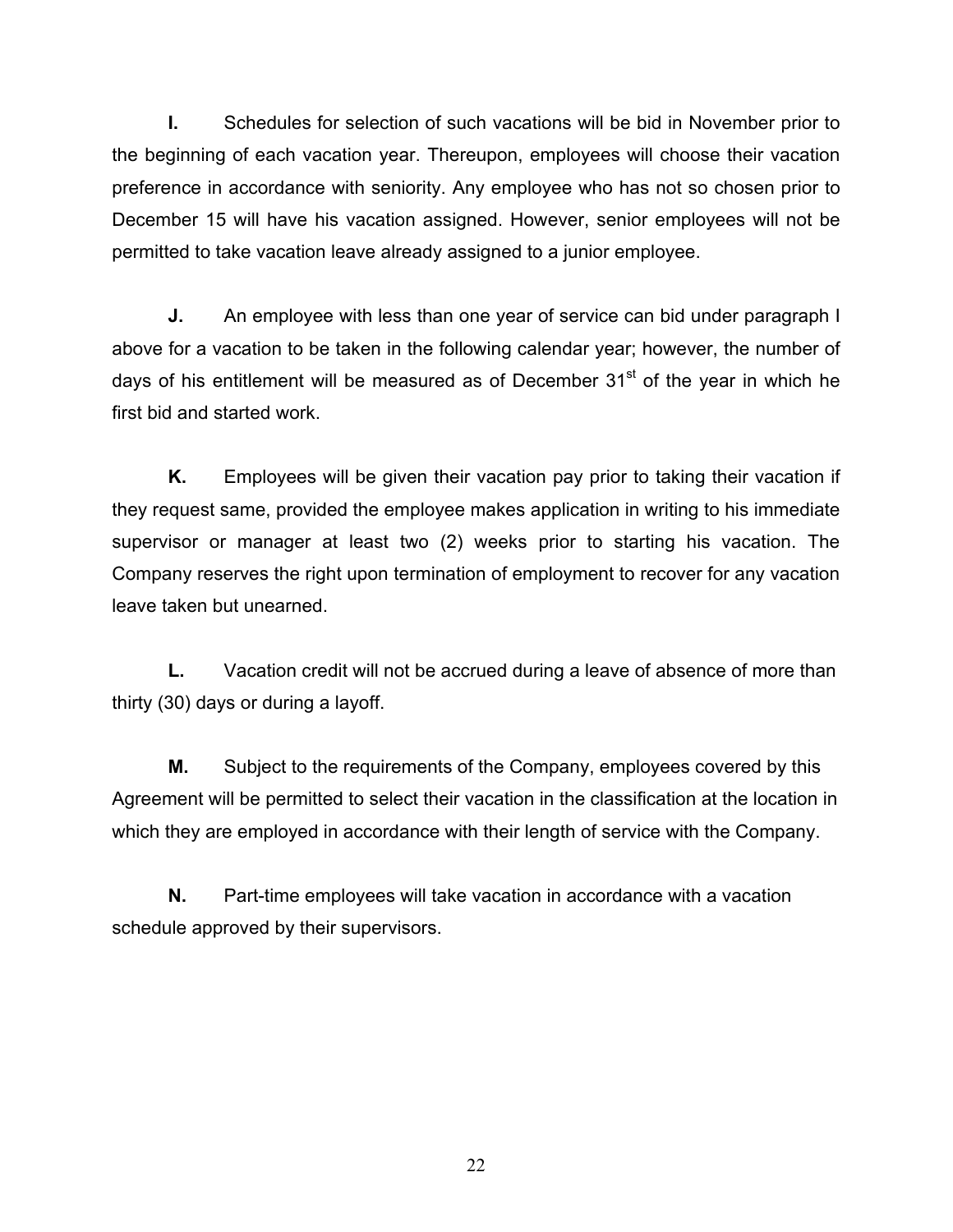**I.** Schedules for selection of such vacations will be bid in November prior to the beginning of each vacation year. Thereupon, employees will choose their vacation preference in accordance with seniority. Any employee who has not so chosen prior to December 15 will have his vacation assigned. However, senior employees will not be permitted to take vacation leave already assigned to a junior employee.

**J.** An employee with less than one year of service can bid under paragraph I above for a vacation to be taken in the following calendar year; however, the number of days of his entitlement will be measured as of December 31st of the year in which he first bid and started work.

**K.** Employees will be given their vacation pay prior to taking their vacation if they request same, provided the employee makes application in writing to his immediate supervisor or manager at least two (2) weeks prior to starting his vacation. The Company reserves the right upon termination of employment to recover for any vacation leave taken but unearned.

**L.** Vacation credit will not be accrued during a leave of absence of more than thirty (30) days or during a layoff.

**M.** Subject to the requirements of the Company, employees covered by this Agreement will be permitted to select their vacation in the classification at the location in which they are employed in accordance with their length of service with the Company.

**N.** Part-time employees will take vacation in accordance with a vacation schedule approved by their supervisors.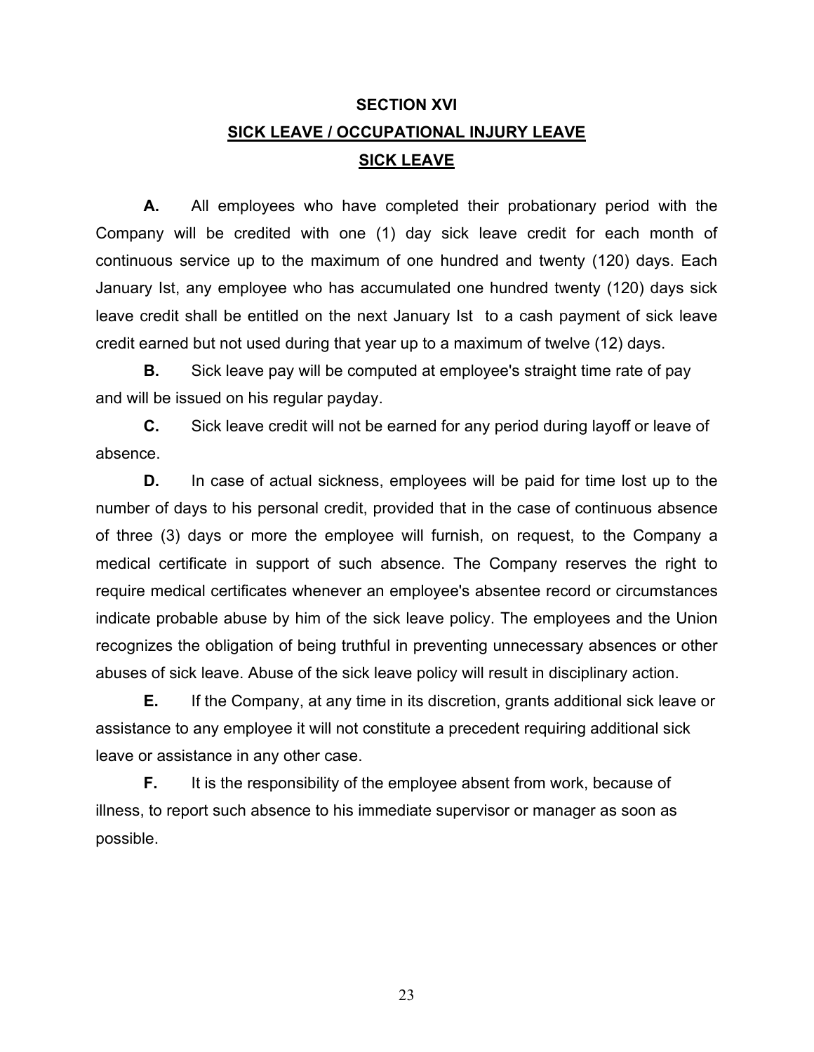# SECTION XVI

## SICK LEAVE / OCCUPATIONAL INJURY LEAVE

### SICK LEAVE

**A.** All employees who have completed their probationary period with the Company will be credited with one (1) day sick leave credit for each month of continuous service up to the maximum of one hundred and twenty (120) days. Each January Ist, any employee who has accumulated one hundred twenty (120) days sick leave credit shall be entitled on the next January Ist to a cash payment of sick leave credit earned but not used during that year up to a maximum of twelve (12) days.

**B.** Sick leave pay will be computed at employee's straight time rate of pay and will be issued on his regular payday.

**C.** Sick leave credit will not be earned for any period during layoff or leave of absence.

**D.** In case of actual sickness, employees will be paid for time lost up to the number of days to his personal credit, provided that in the case of continuous absence of three (3) days or more the employee will furnish, on request, to the Company a medical certificate in support of such absence. The Company reserves the right to require medical certificates whenever an employee's absentee record or circumstances indicate probable abuse by him of the sick leave policy. The employees and the Union recognizes the obligation of being truthful in preventing unnecessary absences or other abuses of sick leave. Abuse of the sick leave policy will result in disciplinary action.

**E.** If the Company, at any time in its discretion, grants additional sick leave or assistance to any employee it will not constitute a precedent requiring additional sick leave or assistance in any other case.

**F.** It is the responsibility of the employee absent from work, because of illness, to report such absence to his immediate supervisor or manager as soon as possible.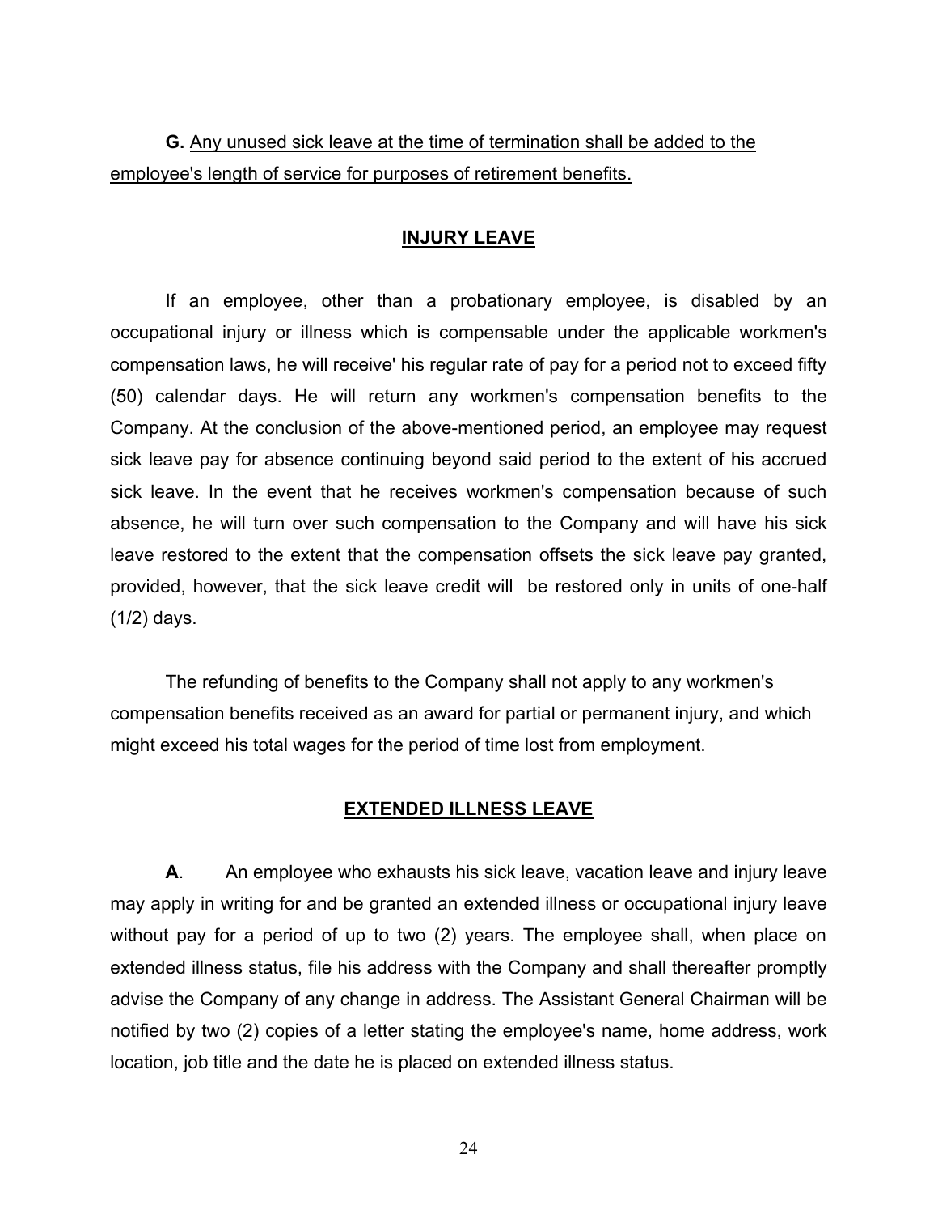**G.** <u>Any unused sick leave at the time of termination shall be added to the employee's length of service for purposes of retirement benefits.</u>

## INJURY LEAVE

If an employee, other than a probationary employee, is disabled by an occupational injury or illness which is compensable under the applicable workmen's compensation laws, he will receive' his regular rate of pay for a period not to exceed fifty (50) calendar days. He will return any workmen's compensation benefits to the Company. At the conclusion of the above-mentioned period, an employee may request sick leave pay for absence continuing beyond said period to the extent of his accrued sick leave. In the event that he receives workmen's compensation because of such absence, he will turn over such compensation to the Company and will have his sick leave restored to the extent that the compensation offsets the sick leave pay granted, provided, however, that the sick leave credit will be restored only in units of one-half (1/2) days.

The refunding of benefits to the Company shall not apply to any workmen's compensation benefits received as an award for partial or permanent injury, and which might exceed his total wages for the period of time lost from employment.

## EXTENDED ILLNESS LEAVE

**A**. An employee who exhausts his sick leave, vacation leave and injury leave may apply in writing for and be granted an extended illness or occupational injury leave without pay for a period of up to two (2) years. The employee shall, when place on extended illness status, file his address with the Company and shall thereafter promptly advise the Company of any change in address. The Assistant General Chairman will be notified by two (2) copies of a letter stating the employee's name, home address, work location, job title and the date he is placed on extended illness status.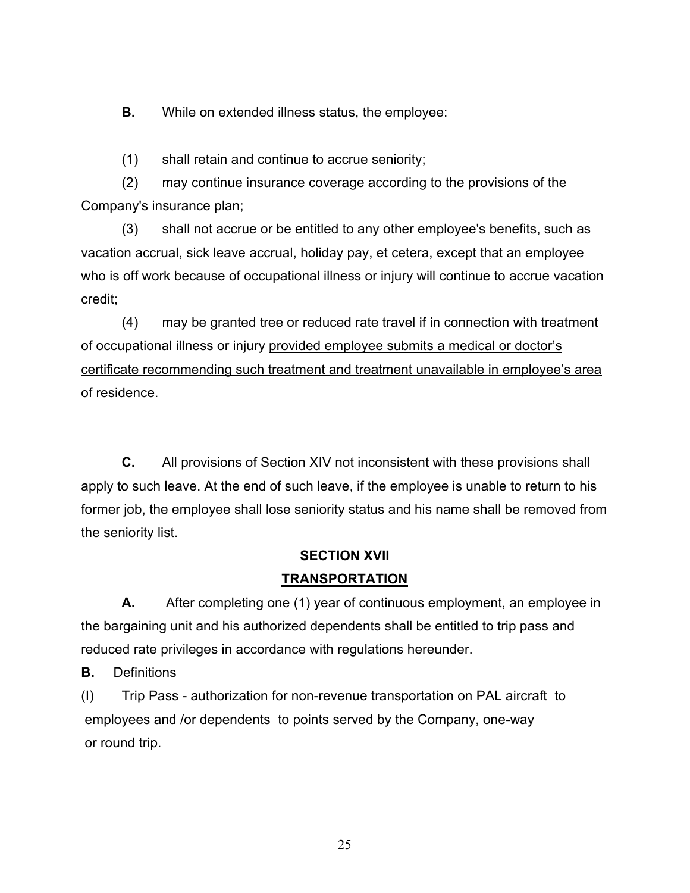**B.** While on extended illness status, the employee:

(1) shall retain and continue to accrue seniority;

(2) may continue insurance coverage according to the provisions of the Company's insurance plan;

(3) shall not accrue or be entitled to any other employee's benefits, such as vacation accrual, sick leave accrual, holiday pay, et cetera, except that an employee who is off work because of occupational illness or injury will continue to accrue vacation credit;

(4) may be granted tree or reduced rate travel if in connection with treatment of occupational illness or injury <u>provided employee submits a medical or doctor's certificate recommending such treatment and treatment unavailable in employee's area of residence.</u>

**C.** All provisions of Section XIV not inconsistent with these provisions shall apply to such leave. At the end of such leave, if the employee is unable to return to his former job, the employee shall lose seniority status and his name shall be removed from the seniority list.

## SECTION XVII

## <u>TRANSPORTATION</u>

**A.** After completing one (1) year of continuous employment, an employee in the bargaining unit and his authorized dependents shall be entitled to trip pass and reduced rate privileges in accordance with regulations hereunder.

**B.** Definitions

(I) Trip Pass - authorization for non-revenue transportation on PAL aircraft to employees and /or dependents to points served by the Company, one-way or round trip.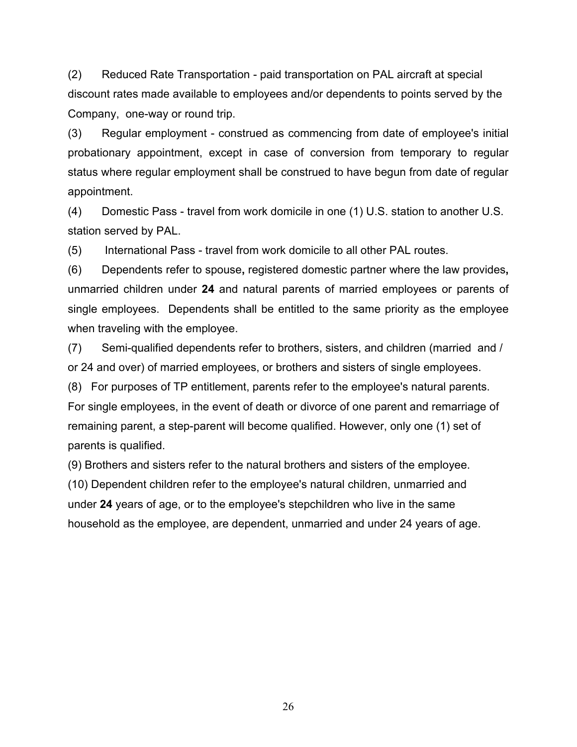(2) Reduced Rate Transportation - paid transportation on PAL aircraft at special discount rates made available to employees and/or dependents to points served by the Company, one-way or round trip.

(3) Regular employment - construed as commencing from date of employee's initial probationary appointment, except in case of conversion from temporary to regular status where regular employment shall be construed to have begun from date of regular appointment.

(4) Domestic Pass - travel from work domicile in one (1) U.S. station to another U.S. station served by PAL.

(5) International Pass - travel from work domicile to all other PAL routes.

(6) Dependents refer to spouse**,** registered domestic partner where the law provides**,** unmarried children under **24** and natural parents of married employees or parents of single employees. Dependents shall be entitled to the same priority as the employee when traveling with the employee.

(7) Semi-qualified dependents refer to brothers, sisters, and children (married and / or 24 and over) of married employees, or brothers and sisters of single employees.

(8) For purposes of TP entitlement, parents refer to the employee's natural parents. For single employees, in the event of death or divorce of one parent and remarriage of remaining parent, a step-parent will become qualified. However, only one (1) set of parents is qualified.

(9) Brothers and sisters refer to the natural brothers and sisters of the employee.

(10) Dependent children refer to the employee's natural children, unmarried and under **24** years of age, or to the employee's stepchildren who live in the same household as the employee, are dependent, unmarried and under 24 years of age.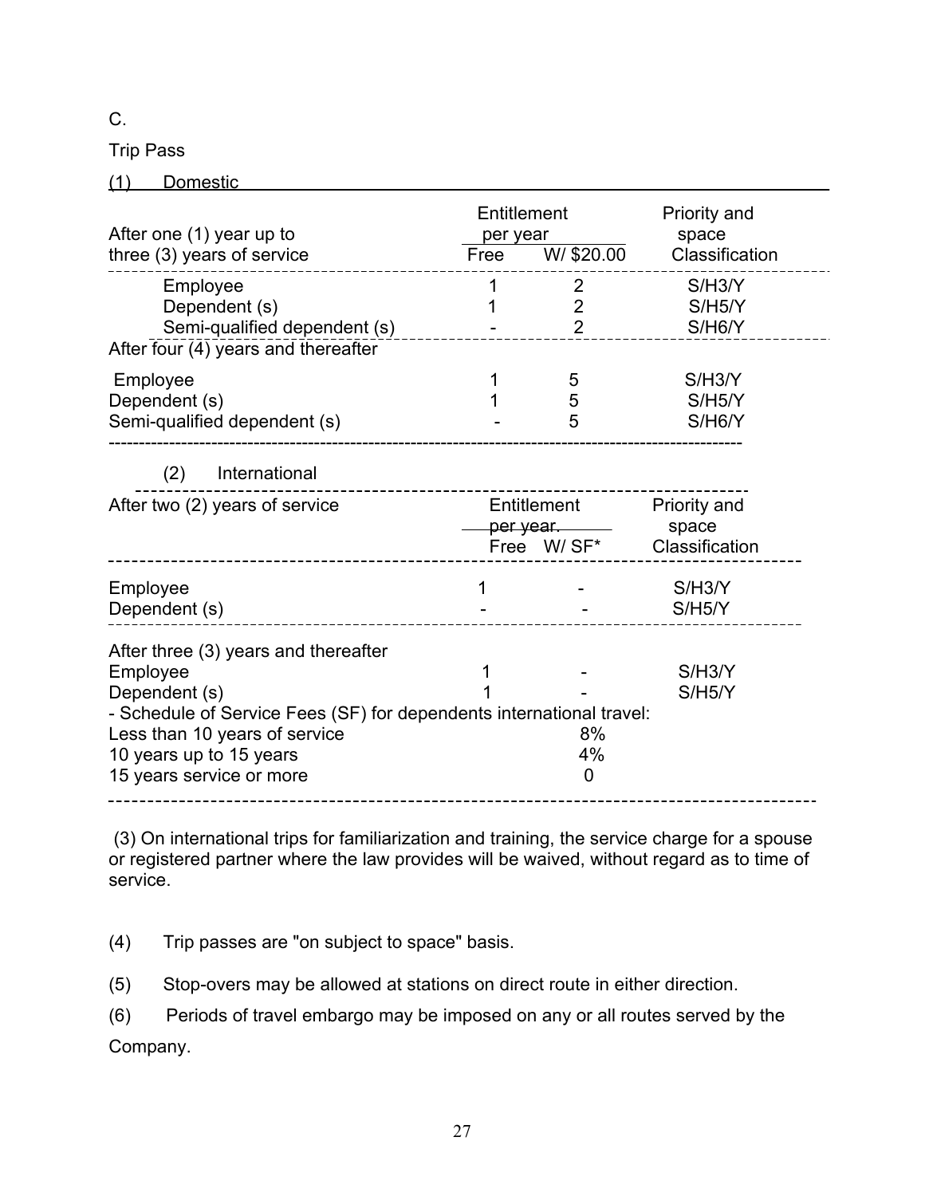C.

Trip Pass

(1) Domestic

| After one (1) year up to three (3) years of service | Entitlement per year Free | W/ $20.00 | Priority and space Classification |
|---|---|---|---|
| Employee | 1 | 2 | S/H3/Y |
| Dependent (s) | 1 | 2 | S/H5/Y |
| Semi-qualified dependent (s) | - | 2 | S/H6/Y |
| **After four (4) years and thereafter** | | | |
| Employee | 1 | 5 | S/H3/Y |
| Dependent (s) | 1 | 5 | S/H5/Y |
| Semi-qualified dependent (s) | - | 5 | S/H6/Y |

(2) International

| After two (2) years of service | Entitlement per year. Free | W/ SF* | Priority and space Classification |
|---|---|---|---|
| Employee | 1 | - | S/H3/Y |
| Dependent (s) | - | - | S/H5/Y |
| **After three (3) years and thereafter** | | | |
| Employee | 1 | - | S/H3/Y |
| Dependent (s) | 1 | - | S/H5/Y |

- Schedule of Service Fees (SF) for dependents international travel:

| | |
|---|---|
| Less than 10 years of service | 8% |
| 10 years up to 15 years | 4% |
| 15 years service or more | 0 |

(3) On international trips for familiarization and training, the service charge for a spouse or registered partner where the law provides will be waived, without regard as to time of service.

(4) Trip passes are "on subject to space" basis.

(5) Stop-overs may be allowed at stations on direct route in either direction.

(6) Periods of travel embargo may be imposed on any or all routes served by the Company.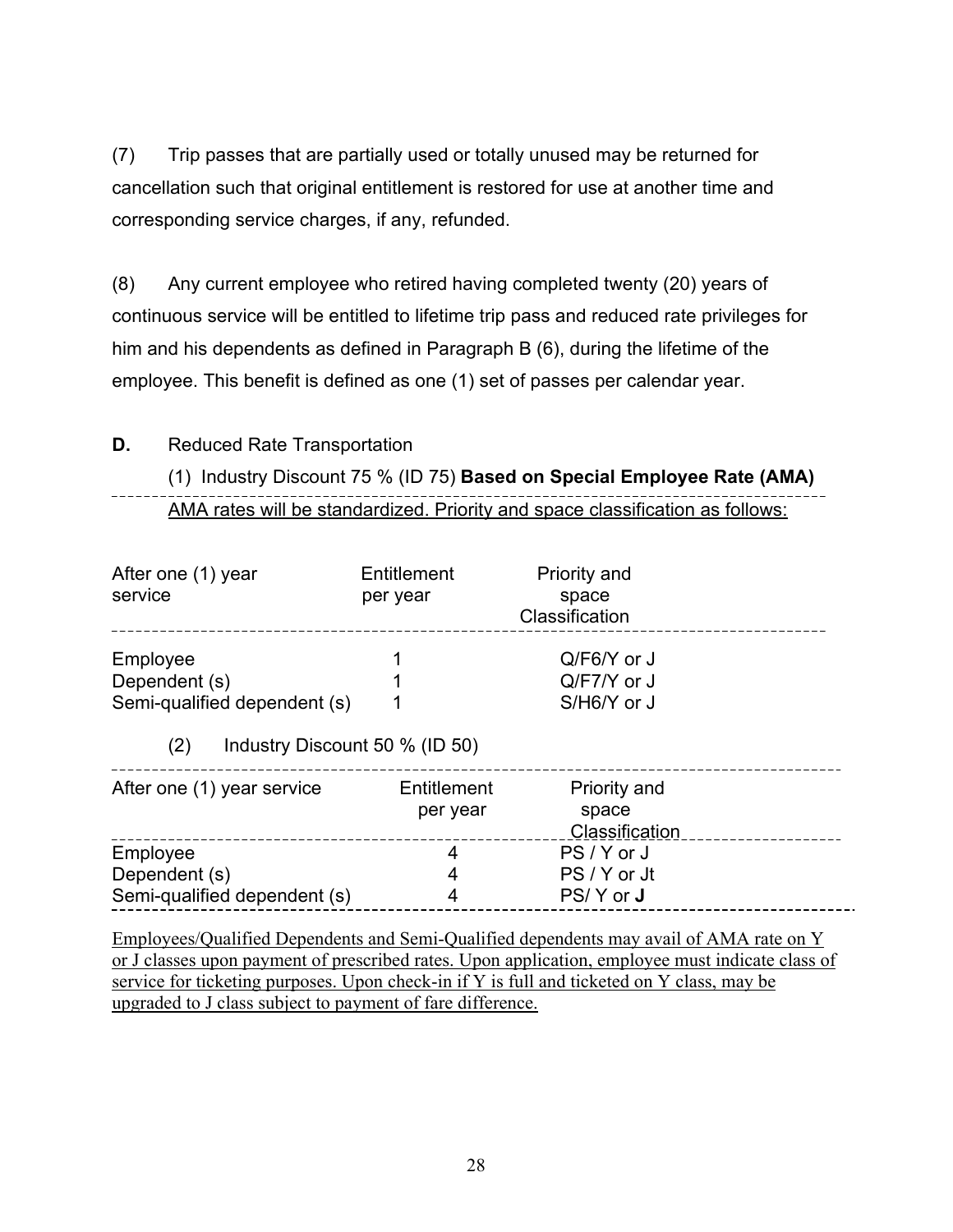(7) Trip passes that are partially used or totally unused may be returned for cancellation such that original entitlement is restored for use at another time and corresponding service charges, if any, refunded.

(8) Any current employee who retired having completed twenty (20) years of continuous service will be entitled to lifetime trip pass and reduced rate privileges for him and his dependents as defined in Paragraph B (6), during the lifetime of the employee. This benefit is defined as one (1) set of passes per calendar year.

**D.** Reduced Rate Transportation

(1) Industry Discount 75 % (ID 75) **Based on Special Employee Rate (AMA)**

AMA rates will be standardized. Priority and space classification as follows:

| After one (1) year service | Entitlement per year | Priority and space Classification |
|---|---|---|
| Employee | 1 | Q/F6/Y or J |
| Dependent (s) | 1 | Q/F7/Y or J |
| Semi-qualified dependent (s) | 1 | S/H6/Y or J |

(2) Industry Discount 50 % (ID 50)

| After one (1) year service | Entitlement per year | Priority and space Classification |
|---|---|---|
| Employee | 4 | PS / Y or J |
| Dependent (s) | 4 | PS / Y or Jt |
| Semi-qualified dependent (s) | 4 | PS/ Y or **J** |

Employees/Qualified Dependents and Semi-Qualified dependents may avail of AMA rate on Y or J classes upon payment of prescribed rates. Upon application, employee must indicate class of service for ticketing purposes. Upon check-in if Y is full and ticketed on Y class, may be upgraded to J class subject to payment of fare difference.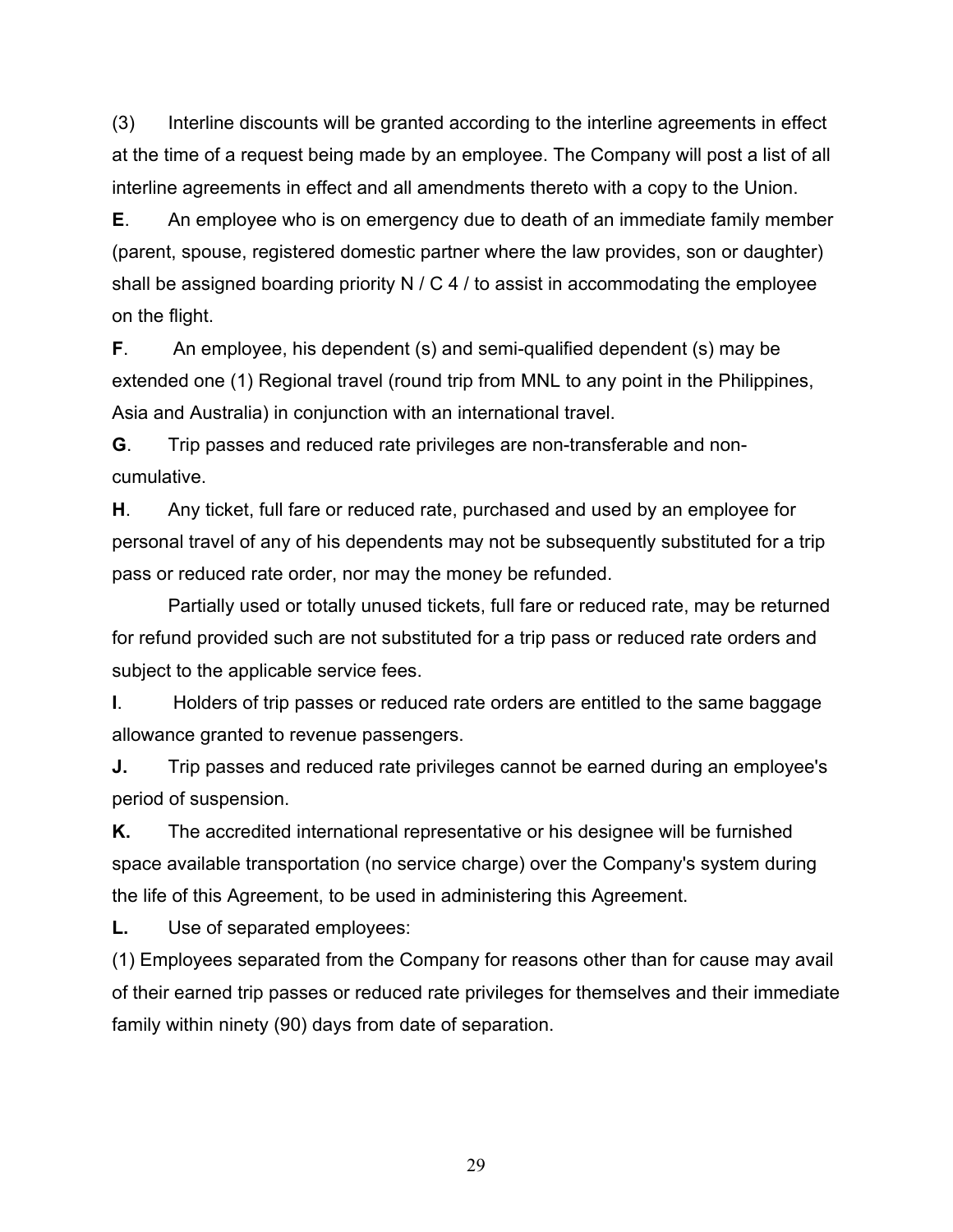(3) Interline discounts will be granted according to the interline agreements in effect at the time of a request being made by an employee. The Company will post a list of all interline agreements in effect and all amendments thereto with a copy to the Union.

**E**. An employee who is on emergency due to death of an immediate family member (parent, spouse, registered domestic partner where the law provides, son or daughter) shall be assigned boarding priority N / C 4 / to assist in accommodating the employee on the flight.

**F**. An employee, his dependent (s) and semi-qualified dependent (s) may be extended one (1) Regional travel (round trip from MNL to any point in the Philippines, Asia and Australia) in conjunction with an international travel.

**G**. Trip passes and reduced rate privileges are non-transferable and non-cumulative.

**H**. Any ticket, full fare or reduced rate, purchased and used by an employee for personal travel of any of his dependents may not be subsequently substituted for a trip pass or reduced rate order, nor may the money be refunded.

Partially used or totally unused tickets, full fare or reduced rate, may be returned for refund provided such are not substituted for a trip pass or reduced rate orders and subject to the applicable service fees.

**I**. Holders of trip passes or reduced rate orders are entitled to the same baggage allowance granted to revenue passengers.

**J.** Trip passes and reduced rate privileges cannot be earned during an employee's period of suspension.

**K.** The accredited international representative or his designee will be furnished space available transportation (no service charge) over the Company's system during the life of this Agreement, to be used in administering this Agreement.

**L.** Use of separated employees:

(1) Employees separated from the Company for reasons other than for cause may avail of their earned trip passes or reduced rate privileges for themselves and their immediate family within ninety (90) days from date of separation.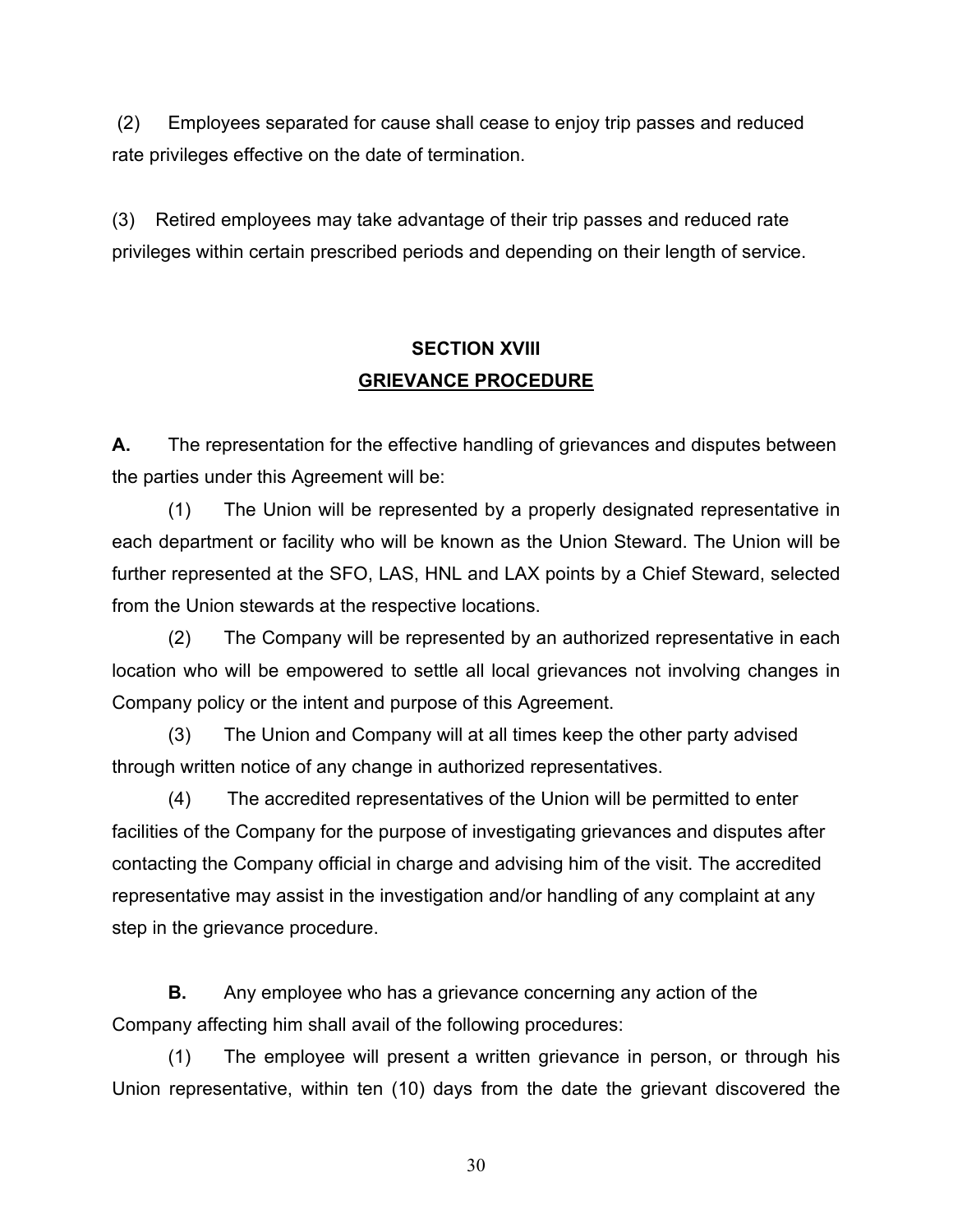(2) Employees separated for cause shall cease to enjoy trip passes and reduced rate privileges effective on the date of termination.

(3) Retired employees may take advantage of their trip passes and reduced rate privileges within certain prescribed periods and depending on their length of service.

## SECTION XVIII
## GRIEVANCE PROCEDURE

**A.** The representation for the effective handling of grievances and disputes between the parties under this Agreement will be:

(1) The Union will be represented by a properly designated representative in each department or facility who will be known as the Union Steward. The Union will be further represented at the SFO, LAS, HNL and LAX points by a Chief Steward, selected from the Union stewards at the respective locations.

(2) The Company will be represented by an authorized representative in each location who will be empowered to settle all local grievances not involving changes in Company policy or the intent and purpose of this Agreement.

(3) The Union and Company will at all times keep the other party advised through written notice of any change in authorized representatives.

(4) The accredited representatives of the Union will be permitted to enter facilities of the Company for the purpose of investigating grievances and disputes after contacting the Company official in charge and advising him of the visit. The accredited representative may assist in the investigation and/or handling of any complaint at any step in the grievance procedure.

**B.** Any employee who has a grievance concerning any action of the Company affecting him shall avail of the following procedures:

(1) The employee will present a written grievance in person, or through his Union representative, within ten (10) days from the date the grievant discovered the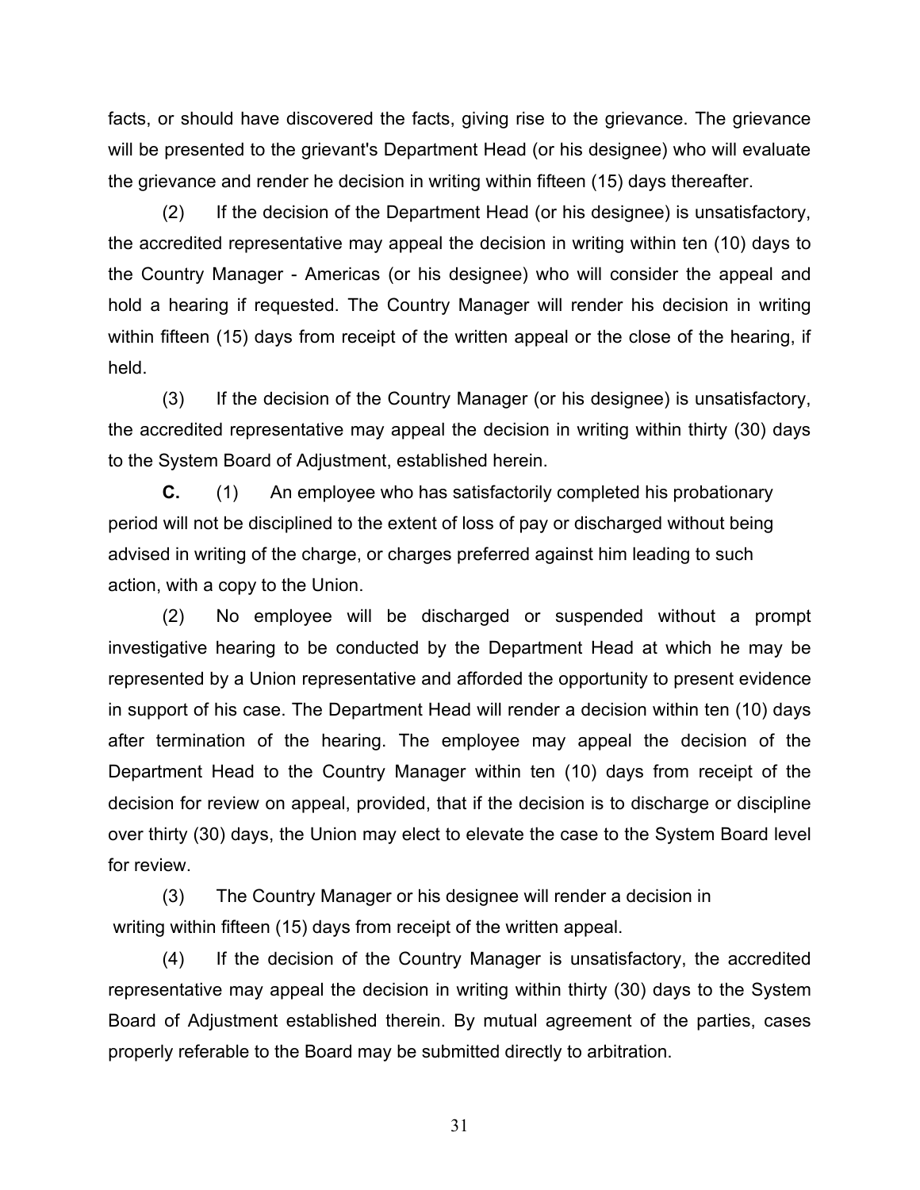facts, or should have discovered the facts, giving rise to the grievance. The grievance will be presented to the grievant's Department Head (or his designee) who will evaluate the grievance and render he decision in writing within fifteen (15) days thereafter.

(2) If the decision of the Department Head (or his designee) is unsatisfactory, the accredited representative may appeal the decision in writing within ten (10) days to the Country Manager - Americas (or his designee) who will consider the appeal and hold a hearing if requested. The Country Manager will render his decision in writing within fifteen (15) days from receipt of the written appeal or the close of the hearing, if held.

(3) If the decision of the Country Manager (or his designee) is unsatisfactory, the accredited representative may appeal the decision in writing within thirty (30) days to the System Board of Adjustment, established herein.

**C.** (1) An employee who has satisfactorily completed his probationary period will not be disciplined to the extent of loss of pay or discharged without being advised in writing of the charge, or charges preferred against him leading to such action, with a copy to the Union.

(2) No employee will be discharged or suspended without a prompt investigative hearing to be conducted by the Department Head at which he may be represented by a Union representative and afforded the opportunity to present evidence in support of his case. The Department Head will render a decision within ten (10) days after termination of the hearing. The employee may appeal the decision of the Department Head to the Country Manager within ten (10) days from receipt of the decision for review on appeal, provided, that if the decision is to discharge or discipline over thirty (30) days, the Union may elect to elevate the case to the System Board level for review.

(3) The Country Manager or his designee will render a decision in writing within fifteen (15) days from receipt of the written appeal.

(4) If the decision of the Country Manager is unsatisfactory, the accredited representative may appeal the decision in writing within thirty (30) days to the System Board of Adjustment established therein. By mutual agreement of the parties, cases properly referable to the Board may be submitted directly to arbitration.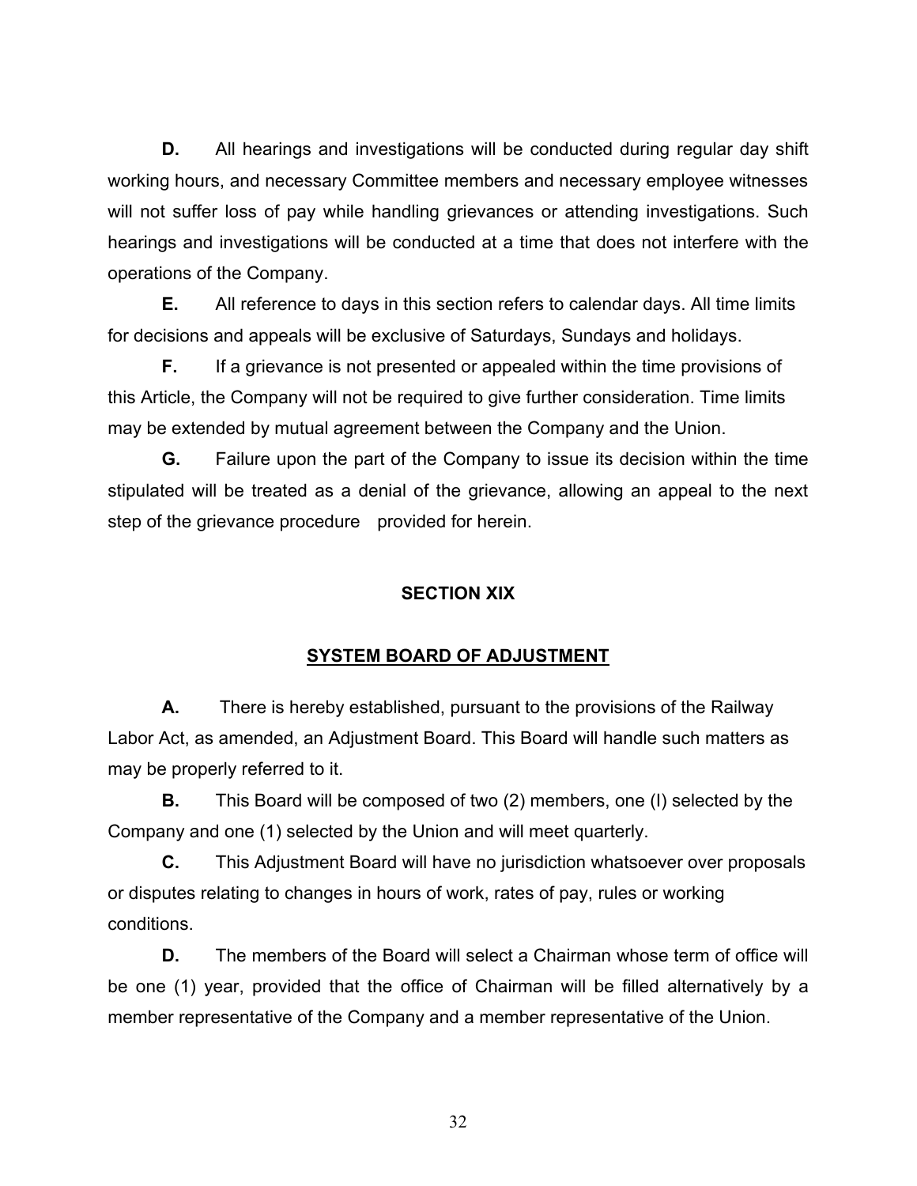**D.** All hearings and investigations will be conducted during regular day shift working hours, and necessary Committee members and necessary employee witnesses will not suffer loss of pay while handling grievances or attending investigations. Such hearings and investigations will be conducted at a time that does not interfere with the operations of the Company.

**E.** All reference to days in this section refers to calendar days. All time limits for decisions and appeals will be exclusive of Saturdays, Sundays and holidays.

**F.** If a grievance is not presented or appealed within the time provisions of this Article, the Company will not be required to give further consideration. Time limits may be extended by mutual agreement between the Company and the Union.

**G.** Failure upon the part of the Company to issue its decision within the time stipulated will be treated as a denial of the grievance, allowing an appeal to the next step of the grievance procedure provided for herein.

## SECTION XIX

## SYSTEM BOARD OF ADJUSTMENT

**A.** There is hereby established, pursuant to the provisions of the Railway Labor Act, as amended, an Adjustment Board. This Board will handle such matters as may be properly referred to it.

**B.** This Board will be composed of two (2) members, one (l) selected by the Company and one (1) selected by the Union and will meet quarterly.

**C.** This Adjustment Board will have no jurisdiction whatsoever over proposals or disputes relating to changes in hours of work, rates of pay, rules or working conditions.

**D.** The members of the Board will select a Chairman whose term of office will be one (1) year, provided that the office of Chairman will be filled alternatively by a member representative of the Company and a member representative of the Union.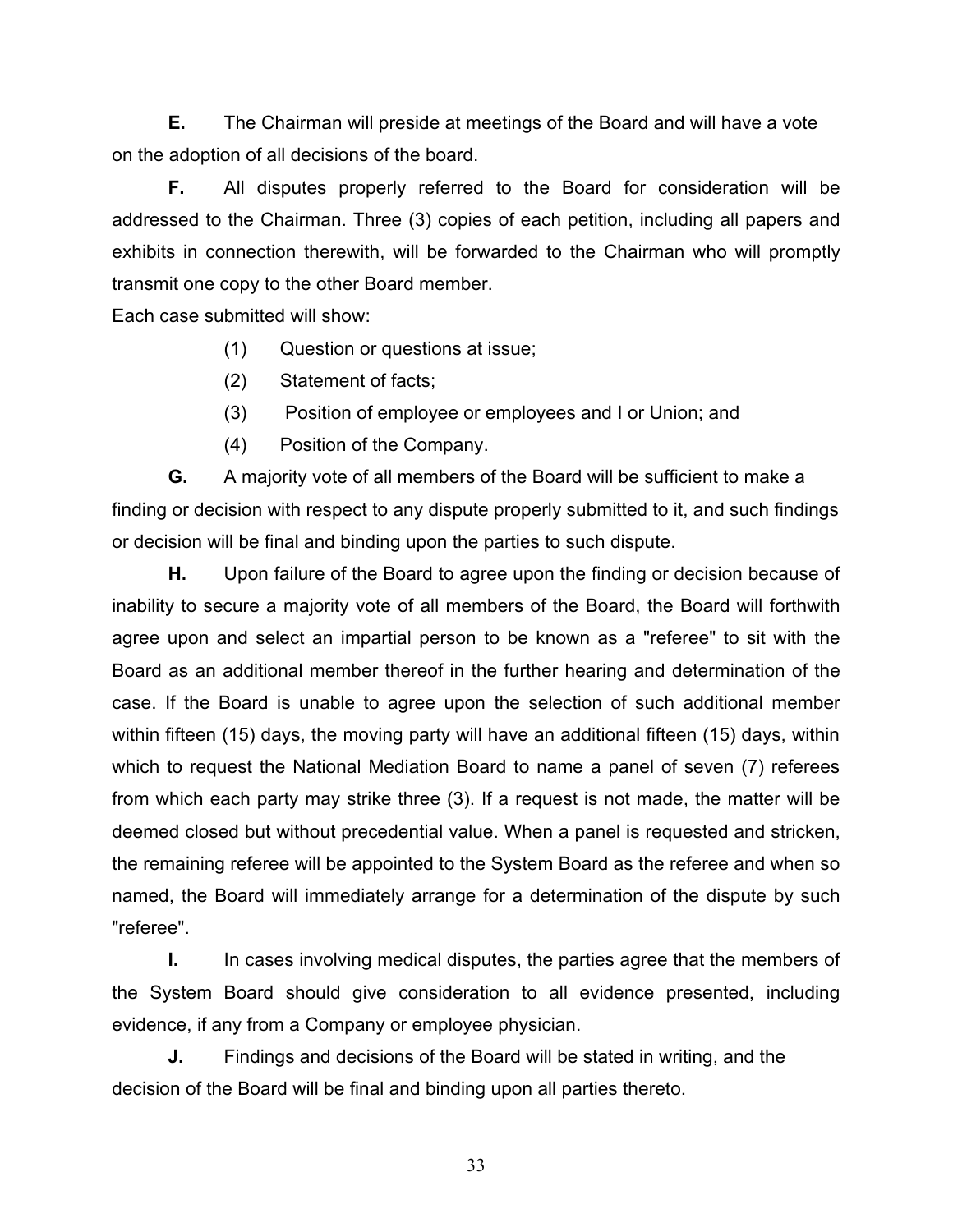**E.** The Chairman will preside at meetings of the Board and will have a vote on the adoption of all decisions of the board.

**F.** All disputes properly referred to the Board for consideration will be addressed to the Chairman. Three (3) copies of each petition, including all papers and exhibits in connection therewith, will be forwarded to the Chairman who will promptly transmit one copy to the other Board member.

Each case submitted will show:

(1) Question or questions at issue;

(2) Statement of facts;

(3) Position of employee or employees and I or Union; and

(4) Position of the Company.

**G.** A majority vote of all members of the Board will be sufficient to make a finding or decision with respect to any dispute properly submitted to it, and such findings or decision will be final and binding upon the parties to such dispute.

**H.** Upon failure of the Board to agree upon the finding or decision because of inability to secure a majority vote of all members of the Board, the Board will forthwith agree upon and select an impartial person to be known as a "referee" to sit with the Board as an additional member thereof in the further hearing and determination of the case. If the Board is unable to agree upon the selection of such additional member within fifteen (15) days, the moving party will have an additional fifteen (15) days, within which to request the National Mediation Board to name a panel of seven (7) referees from which each party may strike three (3). If a request is not made, the matter will be deemed closed but without precedential value. When a panel is requested and stricken, the remaining referee will be appointed to the System Board as the referee and when so named, the Board will immediately arrange for a determination of the dispute by such "referee".

**I.** In cases involving medical disputes, the parties agree that the members of the System Board should give consideration to all evidence presented, including evidence, if any from a Company or employee physician.

**J.** Findings and decisions of the Board will be stated in writing, and the decision of the Board will be final and binding upon all parties thereto.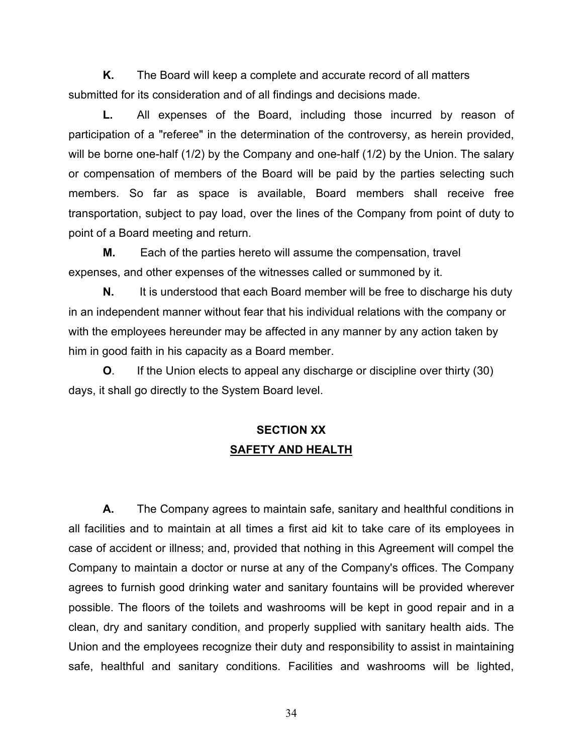**K.** The Board will keep a complete and accurate record of all matters submitted for its consideration and of all findings and decisions made.

**L.** All expenses of the Board, including those incurred by reason of participation of a "referee" in the determination of the controversy, as herein provided, will be borne one-half (1/2) by the Company and one-half (1/2) by the Union. The salary or compensation of members of the Board will be paid by the parties selecting such members. So far as space is available, Board members shall receive free transportation, subject to pay load, over the lines of the Company from point of duty to point of a Board meeting and return.

**M.** Each of the parties hereto will assume the compensation, travel expenses, and other expenses of the witnesses called or summoned by it.

**N.** It is understood that each Board member will be free to discharge his duty in an independent manner without fear that his individual relations with the company or with the employees hereunder may be affected in any manner by any action taken by him in good faith in his capacity as a Board member.

**O**. If the Union elects to appeal any discharge or discipline over thirty (30) days, it shall go directly to the System Board level.

## SECTION XX
## SAFETY AND HEALTH

**A.** The Company agrees to maintain safe, sanitary and healthful conditions in all facilities and to maintain at all times a first aid kit to take care of its employees in case of accident or illness; and, provided that nothing in this Agreement will compel the Company to maintain a doctor or nurse at any of the Company's offices. The Company agrees to furnish good drinking water and sanitary fountains will be provided wherever possible. The floors of the toilets and washrooms will be kept in good repair and in a clean, dry and sanitary condition, and properly supplied with sanitary health aids. The Union and the employees recognize their duty and responsibility to assist in maintaining safe, healthful and sanitary conditions. Facilities and washrooms will be lighted,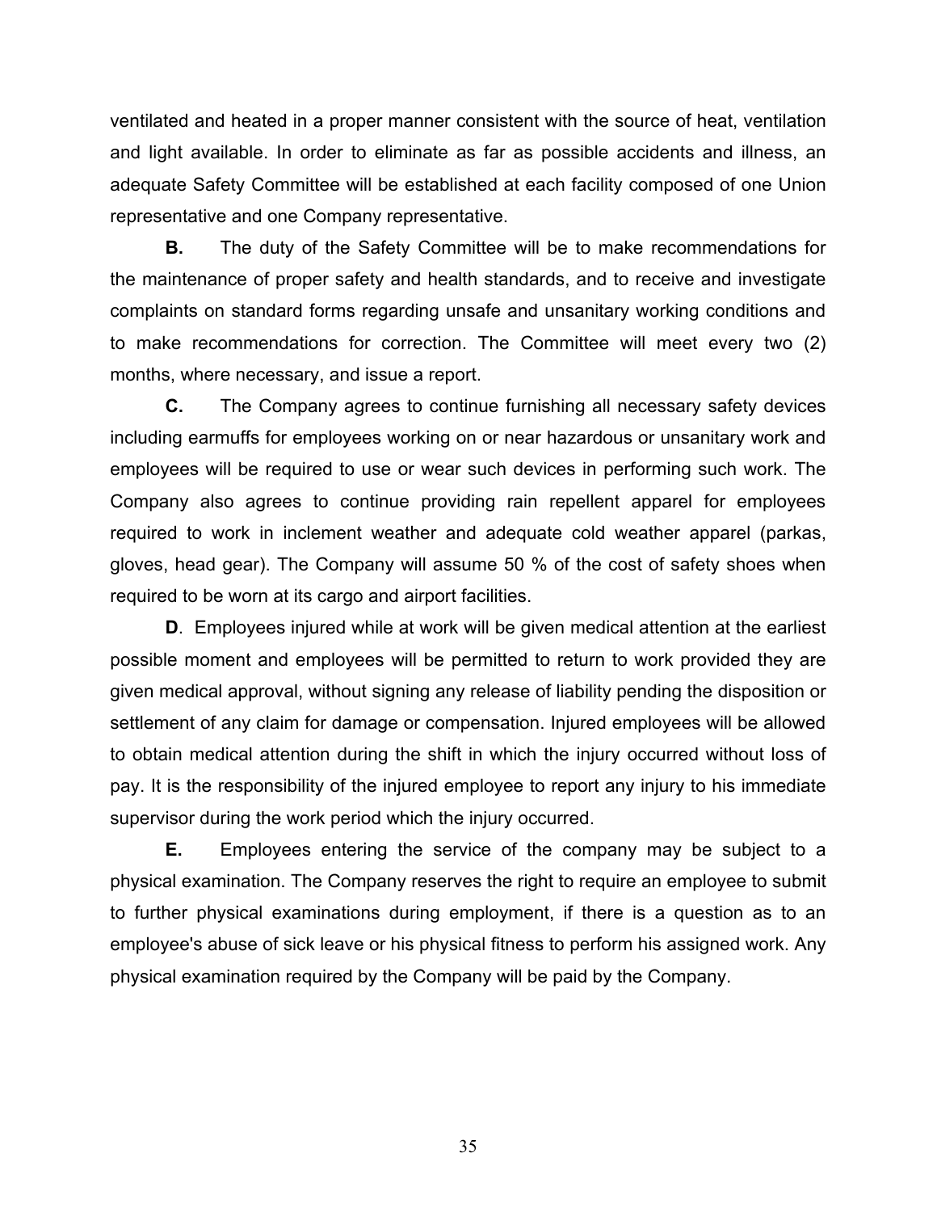ventilated and heated in a proper manner consistent with the source of heat, ventilation and light available. In order to eliminate as far as possible accidents and illness, an adequate Safety Committee will be established at each facility composed of one Union representative and one Company representative.

**B.** The duty of the Safety Committee will be to make recommendations for the maintenance of proper safety and health standards, and to receive and investigate complaints on standard forms regarding unsafe and unsanitary working conditions and to make recommendations for correction. The Committee will meet every two (2) months, where necessary, and issue a report.

**C.** The Company agrees to continue furnishing all necessary safety devices including earmuffs for employees working on or near hazardous or unsanitary work and employees will be required to use or wear such devices in performing such work. The Company also agrees to continue providing rain repellent apparel for employees required to work in inclement weather and adequate cold weather apparel (parkas, gloves, head gear). The Company will assume 50 % of the cost of safety shoes when required to be worn at its cargo and airport facilities.

**D**. Employees injured while at work will be given medical attention at the earliest possible moment and employees will be permitted to return to work provided they are given medical approval, without signing any release of liability pending the disposition or settlement of any claim for damage or compensation. Injured employees will be allowed to obtain medical attention during the shift in which the injury occurred without loss of pay. It is the responsibility of the injured employee to report any injury to his immediate supervisor during the work period which the injury occurred.

**E.** Employees entering the service of the company may be subject to a physical examination. The Company reserves the right to require an employee to submit to further physical examinations during employment, if there is a question as to an employee's abuse of sick leave or his physical fitness to perform his assigned work. Any physical examination required by the Company will be paid by the Company.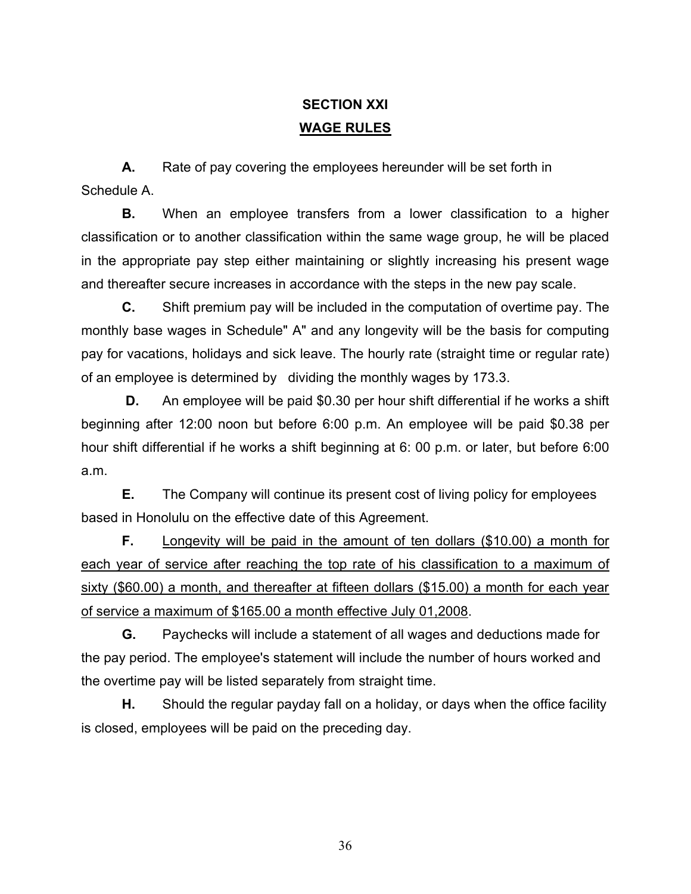# SECTION XXI

## WAGE RULES

**A.** Rate of pay covering the employees hereunder will be set forth in Schedule A.

**B.** When an employee transfers from a lower classification to a higher classification or to another classification within the same wage group, he will be placed in the appropriate pay step either maintaining or slightly increasing his present wage and thereafter secure increases in accordance with the steps in the new pay scale.

**C.** Shift premium pay will be included in the computation of overtime pay. The monthly base wages in Schedule" A" and any longevity will be the basis for computing pay for vacations, holidays and sick leave. The hourly rate (straight time or regular rate) of an employee is determined by dividing the monthly wages by 173.3.

**D.** An employee will be paid $0.30 per hour shift differential if he works a shift beginning after 12:00 noon but before 6:00 p.m. An employee will be paid $0.38 per hour shift differential if he works a shift beginning at 6: 00 p.m. or later, but before 6:00 a.m.

**E.** The Company will continue its present cost of living policy for employees based in Honolulu on the effective date of this Agreement.

**F.** <u>Longevity will be paid in the amount of ten dollars ($10.00) a month for each year of service after reaching the top rate of his classification to a maximum of sixty ($60.00) a month, and thereafter at fifteen dollars ($15.00) a month for each year of service a maximum of $165.00 a month effective July 01,2008</u>.

**G.** Paychecks will include a statement of all wages and deductions made for the pay period. The employee's statement will include the number of hours worked and the overtime pay will be listed separately from straight time.

**H.** Should the regular payday fall on a holiday, or days when the office facility is closed, employees will be paid on the preceding day.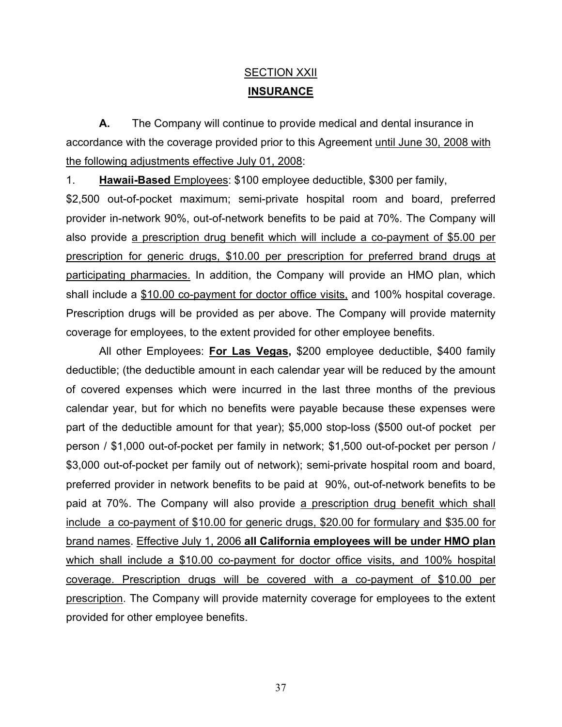## SECTION XXII

## INSURANCE

**A.** The Company will continue to provide medical and dental insurance in accordance with the coverage provided prior to this Agreement until June 30, 2008 with the following adjustments effective July 01, 2008:

1. **Hawaii-Based** Employees: $100 employee deductible, $300 per family, $2,500 out-of-pocket maximum; semi-private hospital room and board, preferred provider in-network 90%, out-of-network benefits to be paid at 70%. The Company will also provide a prescription drug benefit which will include a co-payment of $5.00 per prescription for generic drugs, $10.00 per prescription for preferred brand drugs at participating pharmacies. In addition, the Company will provide an HMO plan, which shall include a $10.00 co-payment for doctor office visits, and 100% hospital coverage. Prescription drugs will be provided as per above. The Company will provide maternity coverage for employees, to the extent provided for other employee benefits.

All other Employees: **For Las Vegas,** $200 employee deductible, $400 family deductible; (the deductible amount in each calendar year will be reduced by the amount of covered expenses which were incurred in the last three months of the previous calendar year, but for which no benefits were payable because these expenses were part of the deductible amount for that year); $5,000 stop-loss ($500 out-of pocket per person / $1,000 out-of-pocket per family in network; $1,500 out-of-pocket per person / $3,000 out-of-pocket per family out of network); semi-private hospital room and board, preferred provider in network benefits to be paid at 90%, out-of-network benefits to be paid at 70%. The Company will also provide a prescription drug benefit which shall include a co-payment of $10.00 for generic drugs, $20.00 for formulary and $35.00 for brand names. Effective July 1, 2006 **all California employees will be under HMO plan** which shall include a $10.00 co-payment for doctor office visits, and 100% hospital coverage. Prescription drugs will be covered with a co-payment of $10.00 per prescription. The Company will provide maternity coverage for employees to the extent provided for other employee benefits.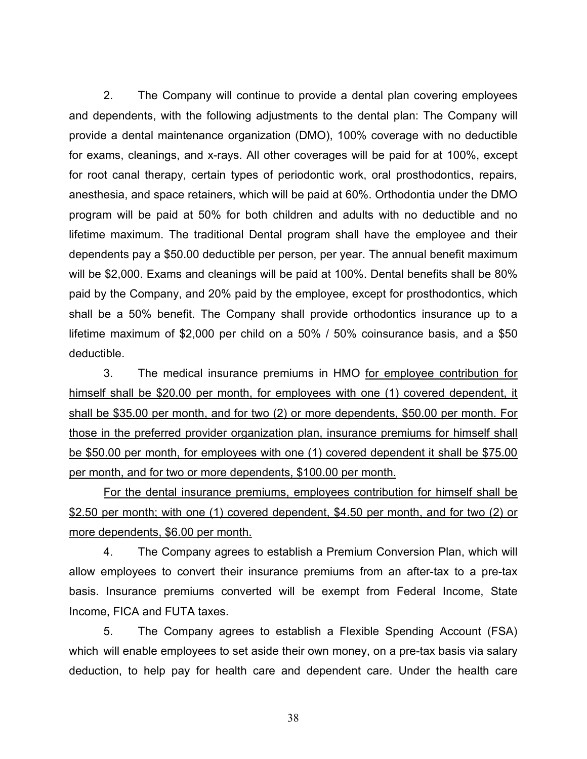2. The Company will continue to provide a dental plan covering employees and dependents, with the following adjustments to the dental plan: The Company will provide a dental maintenance organization (DMO), 100% coverage with no deductible for exams, cleanings, and x-rays. All other coverages will be paid for at 100%, except for root canal therapy, certain types of periodontic work, oral prosthodontics, repairs, anesthesia, and space retainers, which will be paid at 60%. Orthodontia under the DMO program will be paid at 50% for both children and adults with no deductible and no lifetime maximum. The traditional Dental program shall have the employee and their dependents pay a $50.00 deductible per person, per year. The annual benefit maximum will be $2,000. Exams and cleanings will be paid at 100%. Dental benefits shall be 80% paid by the Company, and 20% paid by the employee, except for prosthodontics, which shall be a 50% benefit. The Company shall provide orthodontics insurance up to a lifetime maximum of $2,000 per child on a 50% / 50% coinsurance basis, and a $50 deductible.

3. The medical insurance premiums in HMO <u>for employee contribution for himself shall be $20.00 per month, for employees with one (1) covered dependent, it shall be $35.00 per month, and for two (2) or more dependents, $50.00 per month. For those in the preferred provider organization plan, insurance premiums for himself shall be $50.00 per month, for employees with one (1) covered dependent it shall be $75.00 per month, and for two or more dependents, $100.00 per month.</u>

<u>For the dental insurance premiums, employees contribution for himself shall be $2.50 per month; with one (1) covered dependent, $4.50 per month, and for two (2) or more dependents, $6.00 per month.</u>

4. The Company agrees to establish a Premium Conversion Plan, which will allow employees to convert their insurance premiums from an after-tax to a pre-tax basis. Insurance premiums converted will be exempt from Federal Income, State Income, FICA and FUTA taxes.

5. The Company agrees to establish a Flexible Spending Account (FSA) which will enable employees to set aside their own money, on a pre-tax basis via salary deduction, to help pay for health care and dependent care. Under the health care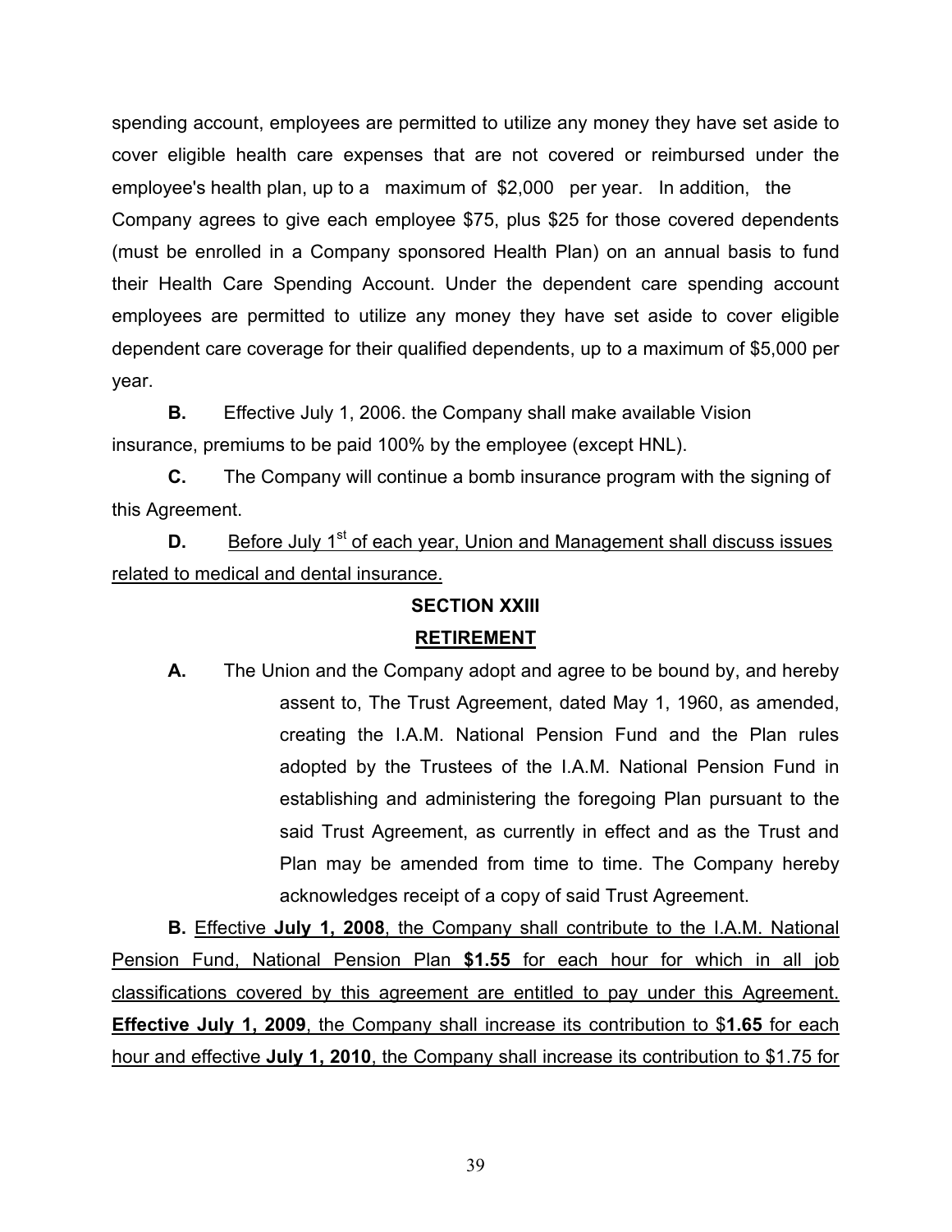spending account, employees are permitted to utilize any money they have set aside to cover eligible health care expenses that are not covered or reimbursed under the employee's health plan, up to a maximum of $2,000 per year. In addition, the Company agrees to give each employee $75, plus $25 for those covered dependents (must be enrolled in a Company sponsored Health Plan) on an annual basis to fund their Health Care Spending Account. Under the dependent care spending account employees are permitted to utilize any money they have set aside to cover eligible dependent care coverage for their qualified dependents, up to a maximum of $5,000 per year.

**B.** Effective July 1, 2006. the Company shall make available Vision insurance, premiums to be paid 100% by the employee (except HNL).

**C.** The Company will continue a bomb insurance program with the signing of this Agreement.

**D.** <u>Before July 1st of each year, Union and Management shall discuss issues related to medical and dental insurance.</u>

## SECTION XXIII

## RETIREMENT

**A.** The Union and the Company adopt and agree to be bound by, and hereby assent to, The Trust Agreement, dated May 1, 1960, as amended, creating the I.A.M. National Pension Fund and the Plan rules adopted by the Trustees of the I.A.M. National Pension Fund in establishing and administering the foregoing Plan pursuant to the said Trust Agreement, as currently in effect and as the Trust and Plan may be amended from time to time. The Company hereby acknowledges receipt of a copy of said Trust Agreement.

**B.** <u>Effective **July 1, 2008**, the Company shall contribute to the I.A.M. National Pension Fund, National Pension Plan **$1.55** for each hour for which in all job classifications covered by this agreement are entitled to pay under this Agreement. **Effective July 1, 2009**, the Company shall increase its contribution to $**1.65** for each hour and effective **July 1, 2010**, the Company shall increase its contribution to $1.75 for</u>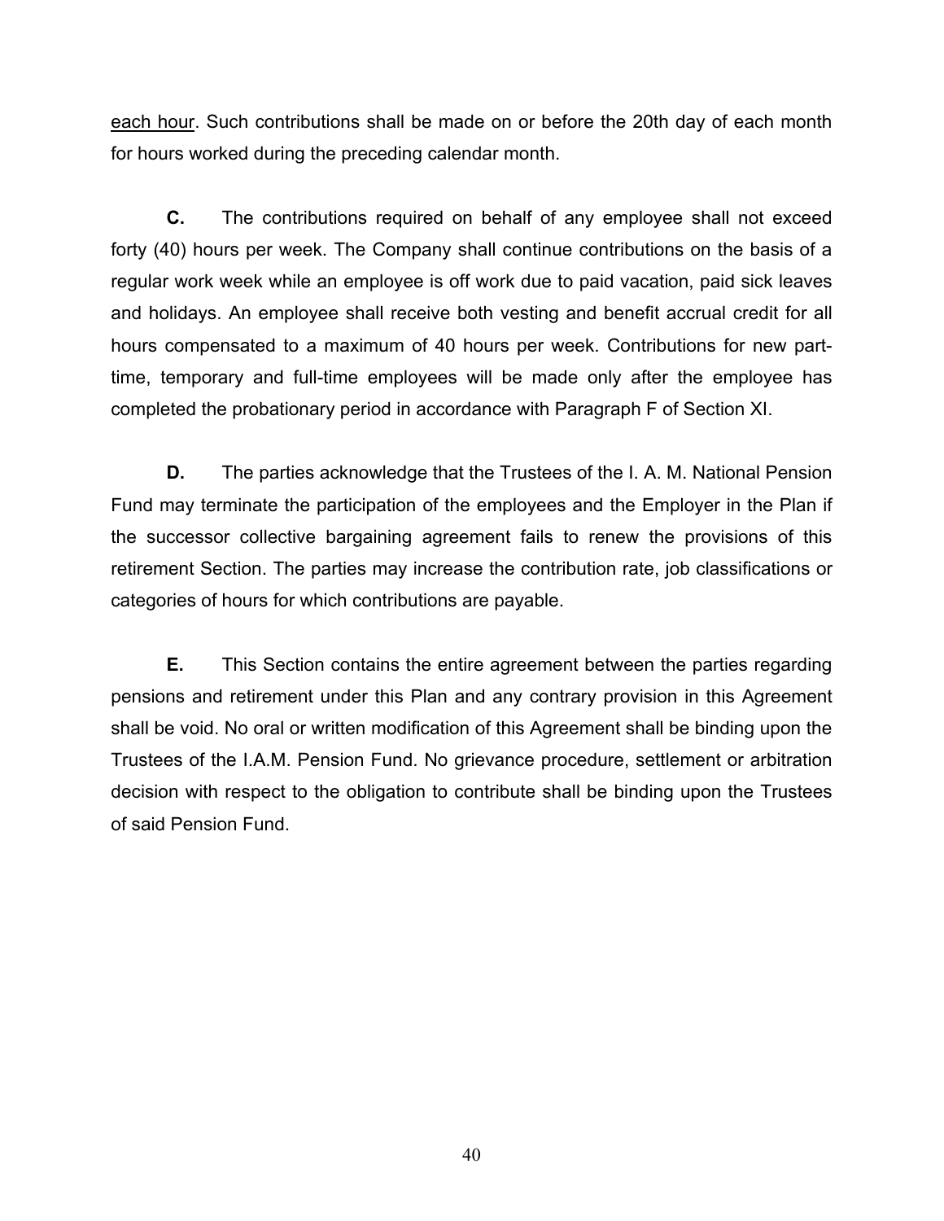<u>each hour</u>. Such contributions shall be made on or before the 20th day of each month for hours worked during the preceding calendar month.

**C.** The contributions required on behalf of any employee shall not exceed forty (40) hours per week. The Company shall continue contributions on the basis of a regular work week while an employee is off work due to paid vacation, paid sick leaves and holidays. An employee shall receive both vesting and benefit accrual credit for all hours compensated to a maximum of 40 hours per week. Contributions for new part-time, temporary and full-time employees will be made only after the employee has completed the probationary period in accordance with Paragraph F of Section XI.

**D.** The parties acknowledge that the Trustees of the I. A. M. National Pension Fund may terminate the participation of the employees and the Employer in the Plan if the successor collective bargaining agreement fails to renew the provisions of this retirement Section. The parties may increase the contribution rate, job classifications or categories of hours for which contributions are payable.

**E.** This Section contains the entire agreement between the parties regarding pensions and retirement under this Plan and any contrary provision in this Agreement shall be void. No oral or written modification of this Agreement shall be binding upon the Trustees of the I.A.M. Pension Fund. No grievance procedure, settlement or arbitration decision with respect to the obligation to contribute shall be binding upon the Trustees of said Pension Fund.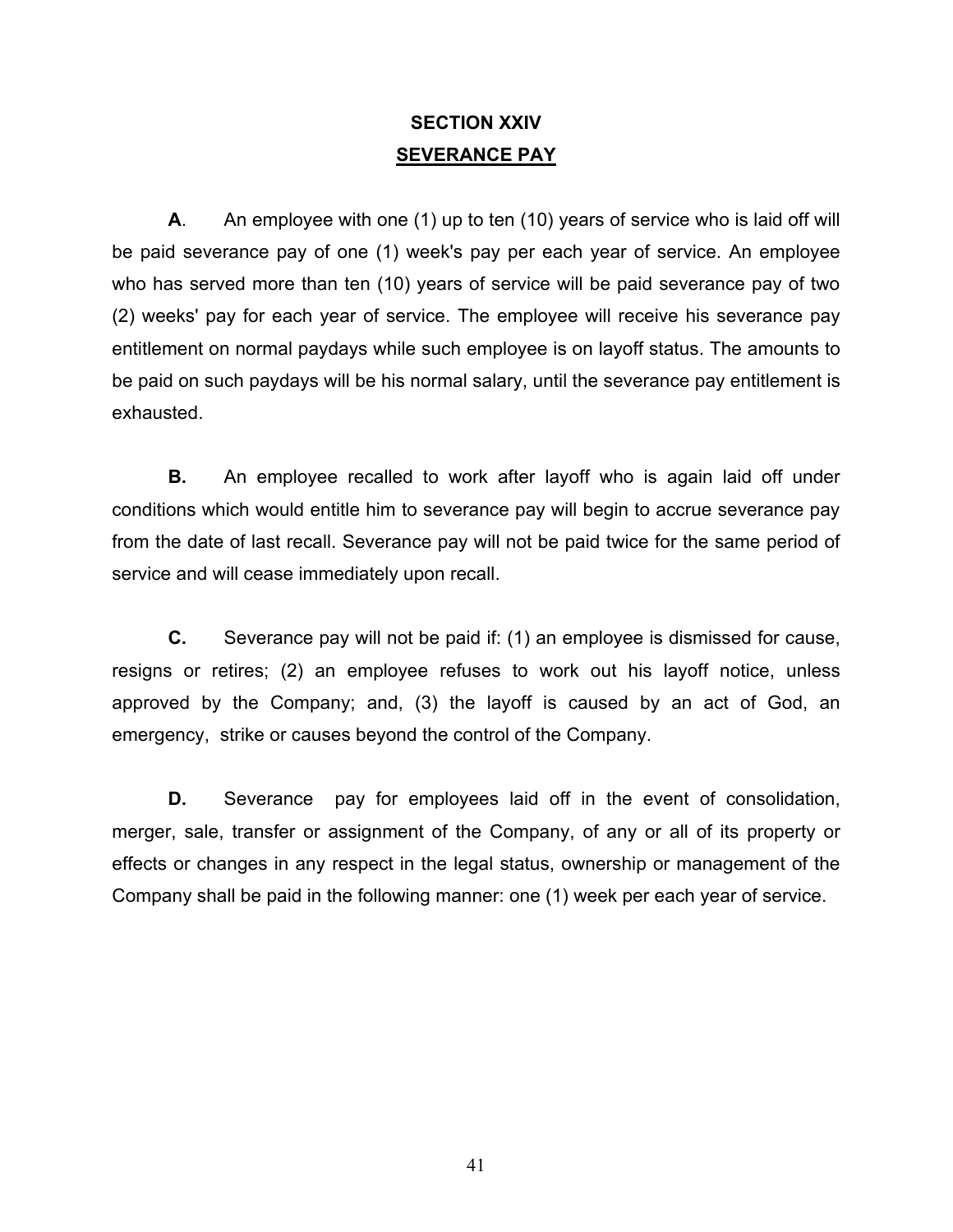## SECTION XXIV

## SEVERANCE PAY

**A**. An employee with one (1) up to ten (10) years of service who is laid off will be paid severance pay of one (1) week's pay per each year of service. An employee who has served more than ten (10) years of service will be paid severance pay of two (2) weeks' pay for each year of service. The employee will receive his severance pay entitlement on normal paydays while such employee is on layoff status. The amounts to be paid on such paydays will be his normal salary, until the severance pay entitlement is exhausted.

**B.** An employee recalled to work after layoff who is again laid off under conditions which would entitle him to severance pay will begin to accrue severance pay from the date of last recall. Severance pay will not be paid twice for the same period of service and will cease immediately upon recall.

**C.** Severance pay will not be paid if: (1) an employee is dismissed for cause, resigns or retires; (2) an employee refuses to work out his layoff notice, unless approved by the Company; and, (3) the layoff is caused by an act of God, an emergency, strike or causes beyond the control of the Company.

**D.** Severance pay for employees laid off in the event of consolidation, merger, sale, transfer or assignment of the Company, of any or all of its property or effects or changes in any respect in the legal status, ownership or management of the Company shall be paid in the following manner: one (1) week per each year of service.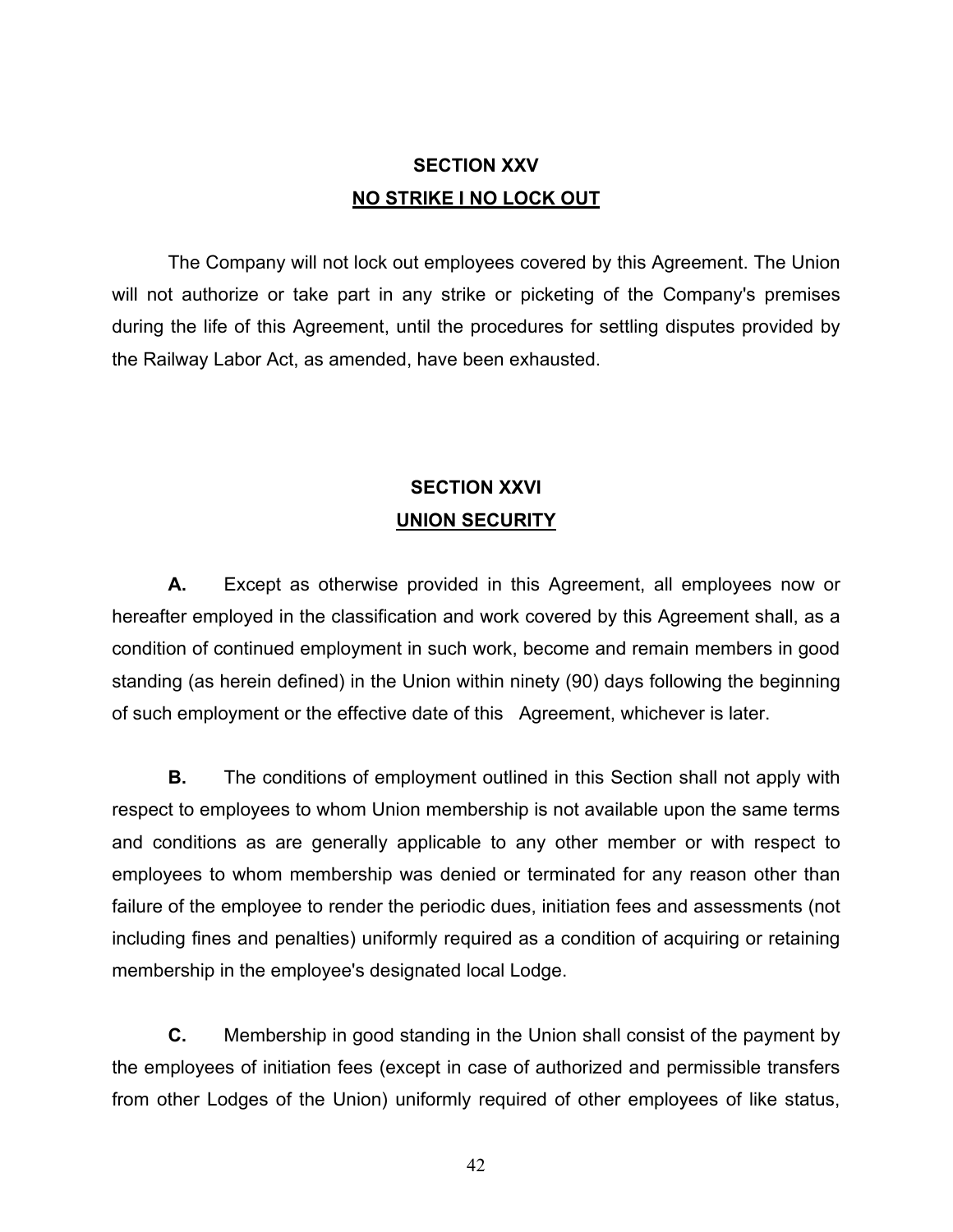## SECTION XXV

## NO STRIKE I NO LOCK OUT

The Company will not lock out employees covered by this Agreement. The Union will not authorize or take part in any strike or picketing of the Company's premises during the life of this Agreement, until the procedures for settling disputes provided by the Railway Labor Act, as amended, have been exhausted.

## SECTION XXVI

## UNION SECURITY

**A.** Except as otherwise provided in this Agreement, all employees now or hereafter employed in the classification and work covered by this Agreement shall, as a condition of continued employment in such work, become and remain members in good standing (as herein defined) in the Union within ninety (90) days following the beginning of such employment or the effective date of this Agreement, whichever is later.

**B.** The conditions of employment outlined in this Section shall not apply with respect to employees to whom Union membership is not available upon the same terms and conditions as are generally applicable to any other member or with respect to employees to whom membership was denied or terminated for any reason other than failure of the employee to render the periodic dues, initiation fees and assessments (not including fines and penalties) uniformly required as a condition of acquiring or retaining membership in the employee's designated local Lodge.

**C.** Membership in good standing in the Union shall consist of the payment by the employees of initiation fees (except in case of authorized and permissible transfers from other Lodges of the Union) uniformly required of other employees of like status,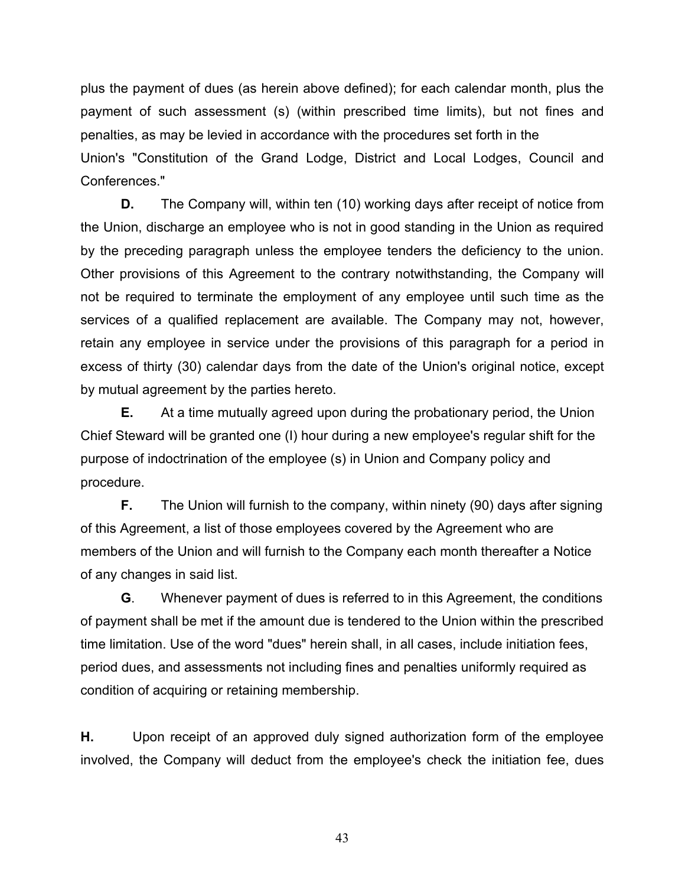plus the payment of dues (as herein above defined); for each calendar month, plus the payment of such assessment (s) (within prescribed time limits), but not fines and penalties, as may be levied in accordance with the procedures set forth in the Union's "Constitution of the Grand Lodge, District and Local Lodges, Council and Conferences."

**D.** The Company will, within ten (10) working days after receipt of notice from the Union, discharge an employee who is not in good standing in the Union as required by the preceding paragraph unless the employee tenders the deficiency to the union. Other provisions of this Agreement to the contrary notwithstanding, the Company will not be required to terminate the employment of any employee until such time as the services of a qualified replacement are available. The Company may not, however, retain any employee in service under the provisions of this paragraph for a period in excess of thirty (30) calendar days from the date of the Union's original notice, except by mutual agreement by the parties hereto.

**E.** At a time mutually agreed upon during the probationary period, the Union Chief Steward will be granted one (I) hour during a new employee's regular shift for the purpose of indoctrination of the employee (s) in Union and Company policy and procedure.

**F.** The Union will furnish to the company, within ninety (90) days after signing of this Agreement, a list of those employees covered by the Agreement who are members of the Union and will furnish to the Company each month thereafter a Notice of any changes in said list.

**G**. Whenever payment of dues is referred to in this Agreement, the conditions of payment shall be met if the amount due is tendered to the Union within the prescribed time limitation. Use of the word "dues" herein shall, in all cases, include initiation fees, period dues, and assessments not including fines and penalties uniformly required as condition of acquiring or retaining membership.

**H.** Upon receipt of an approved duly signed authorization form of the employee involved, the Company will deduct from the employee's check the initiation fee, dues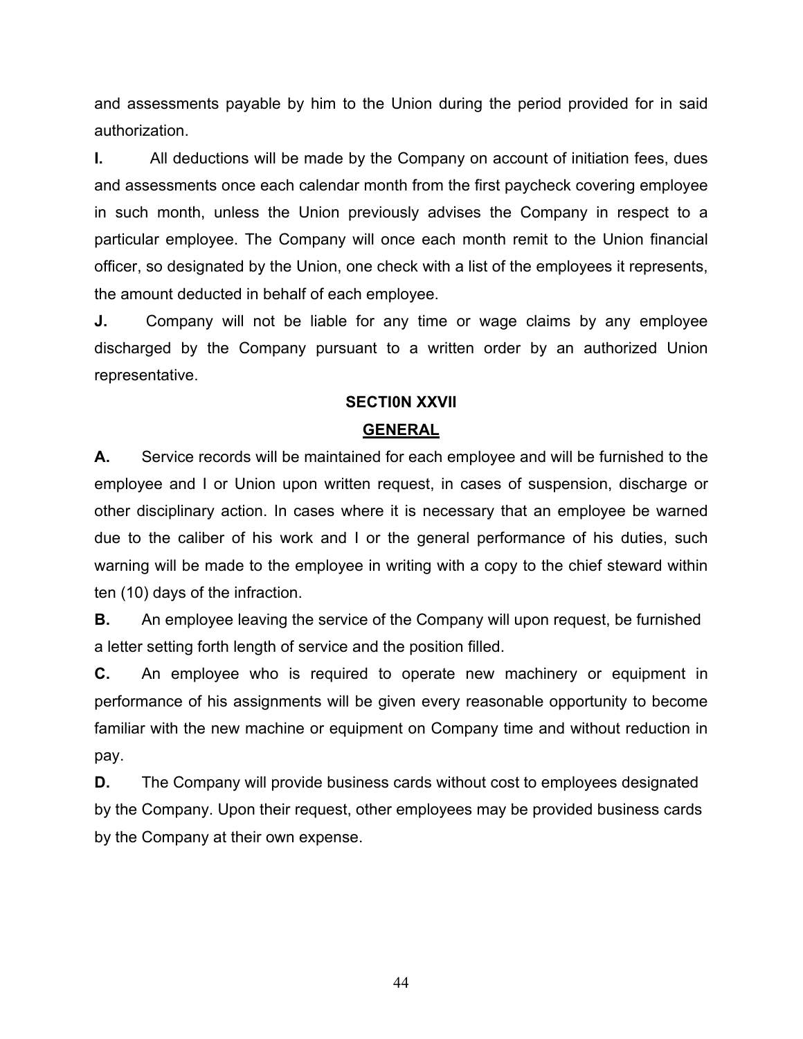and assessments payable by him to the Union during the period provided for in said authorization.

**I.** All deductions will be made by the Company on account of initiation fees, dues and assessments once each calendar month from the first paycheck covering employee in such month, unless the Union previously advises the Company in respect to a particular employee. The Company will once each month remit to the Union financial officer, so designated by the Union, one check with a list of the employees it represents, the amount deducted in behalf of each employee.

**J.** Company will not be liable for any time or wage claims by any employee discharged by the Company pursuant to a written order by an authorized Union representative.

## SECTI0N XXVII

## GENERAL

**A.** Service records will be maintained for each employee and will be furnished to the employee and I or Union upon written request, in cases of suspension, discharge or other disciplinary action. In cases where it is necessary that an employee be warned due to the caliber of his work and I or the general performance of his duties, such warning will be made to the employee in writing with a copy to the chief steward within ten (10) days of the infraction.

**B.** An employee leaving the service of the Company will upon request, be furnished a letter setting forth length of service and the position filled.

**C.** An employee who is required to operate new machinery or equipment in performance of his assignments will be given every reasonable opportunity to become familiar with the new machine or equipment on Company time and without reduction in pay.

**D.** The Company will provide business cards without cost to employees designated by the Company. Upon their request, other employees may be provided business cards by the Company at their own expense.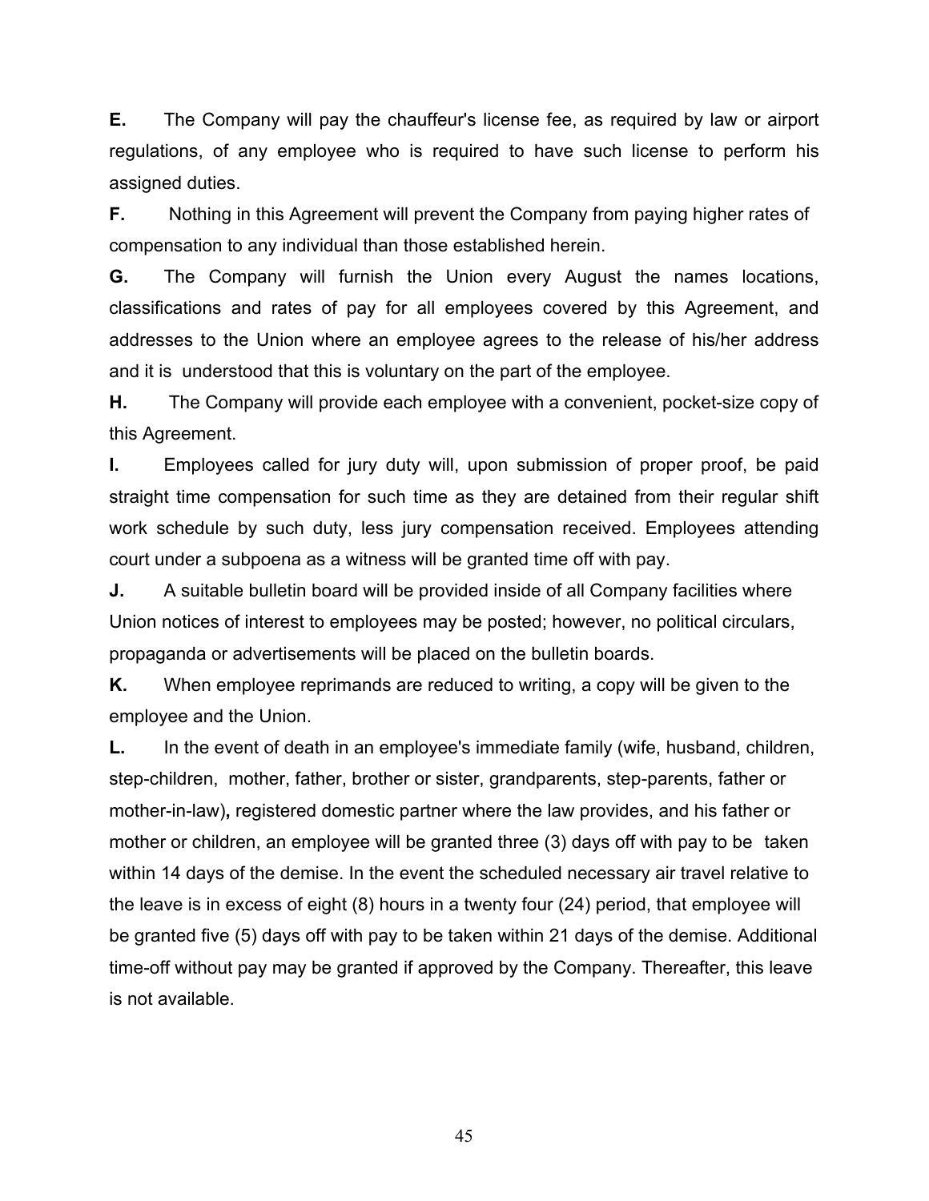**E.** The Company will pay the chauffeur's license fee, as required by law or airport regulations, of any employee who is required to have such license to perform his assigned duties.

**F.** Nothing in this Agreement will prevent the Company from paying higher rates of compensation to any individual than those established herein.

**G.** The Company will furnish the Union every August the names locations, classifications and rates of pay for all employees covered by this Agreement, and addresses to the Union where an employee agrees to the release of his/her address and it is understood that this is voluntary on the part of the employee.

**H.** The Company will provide each employee with a convenient, pocket-size copy of this Agreement.

**I.** Employees called for jury duty will, upon submission of proper proof, be paid straight time compensation for such time as they are detained from their regular shift work schedule by such duty, less jury compensation received. Employees attending court under a subpoena as a witness will be granted time off with pay.

**J.** A suitable bulletin board will be provided inside of all Company facilities where Union notices of interest to employees may be posted; however, no political circulars, propaganda or advertisements will be placed on the bulletin boards.

**K.** When employee reprimands are reduced to writing, a copy will be given to the employee and the Union.

**L.** In the event of death in an employee's immediate family (wife, husband, children, step-children, mother, father, brother or sister, grandparents, step-parents, father or mother-in-law)**,** registered domestic partner where the law provides, and his father or mother or children, an employee will be granted three (3) days off with pay to be taken within 14 days of the demise. In the event the scheduled necessary air travel relative to the leave is in excess of eight (8) hours in a twenty four (24) period, that employee will be granted five (5) days off with pay to be taken within 21 days of the demise. Additional time-off without pay may be granted if approved by the Company. Thereafter, this leave is not available.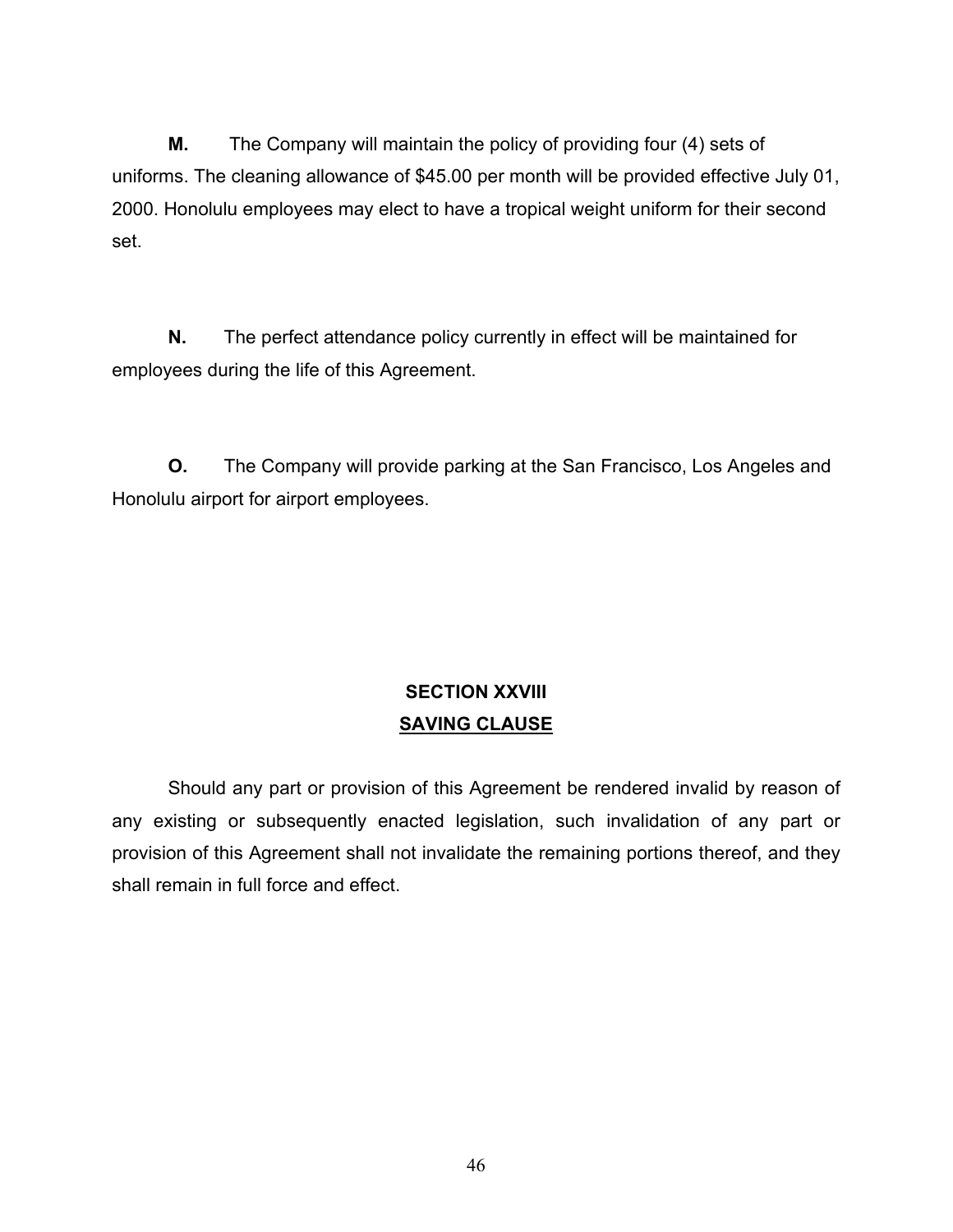**M.** The Company will maintain the policy of providing four (4) sets of uniforms. The cleaning allowance of $45.00 per month will be provided effective July 01, 2000. Honolulu employees may elect to have a tropical weight uniform for their second set.

**N.** The perfect attendance policy currently in effect will be maintained for employees during the life of this Agreement.

**O.** The Company will provide parking at the San Francisco, Los Angeles and Honolulu airport for airport employees.

## SECTION XXVIII
## SAVING CLAUSE

Should any part or provision of this Agreement be rendered invalid by reason of any existing or subsequently enacted legislation, such invalidation of any part or provision of this Agreement shall not invalidate the remaining portions thereof, and they shall remain in full force and effect.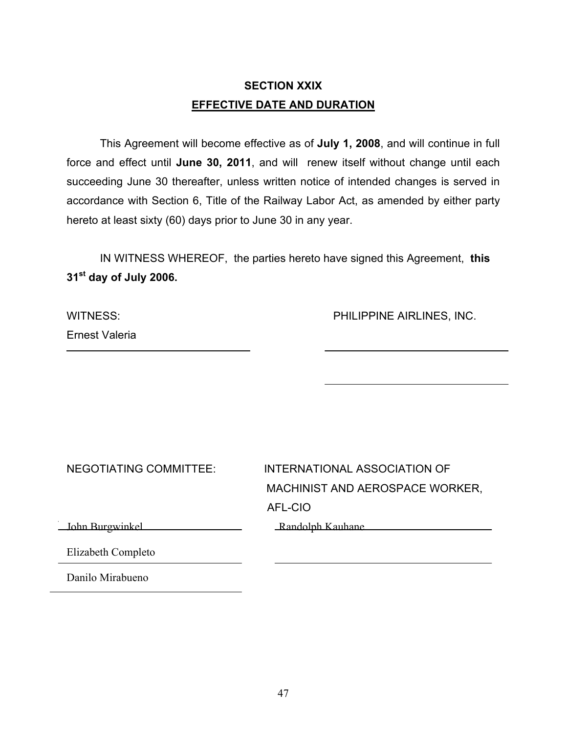## SECTION XXIX

## EFFECTIVE DATE AND DURATION

This Agreement will become effective as of **July 1, 2008**, and will continue in full force and effect until **June 30, 2011**, and will renew itself without change until each succeeding June 30 thereafter, unless written notice of intended changes is served in accordance with Section 6, Title of the Railway Labor Act, as amended by either party hereto at least sixty (60) days prior to June 30 in any year.

IN WITNESS WHEREOF, the parties hereto have signed this Agreement, **this 31st day of July 2006.**

WITNESS:

Ernest Valeria

PHILIPPINE AIRLINES, INC.

NEGOTIATING COMMITTEE:

John Burgwinkel

Elizabeth Completo

Danilo Mirabueno

INTERNATIONAL ASSOCIATION OF MACHINIST AND AEROSPACE WORKER, AFL-CIO

Randolph Kauhane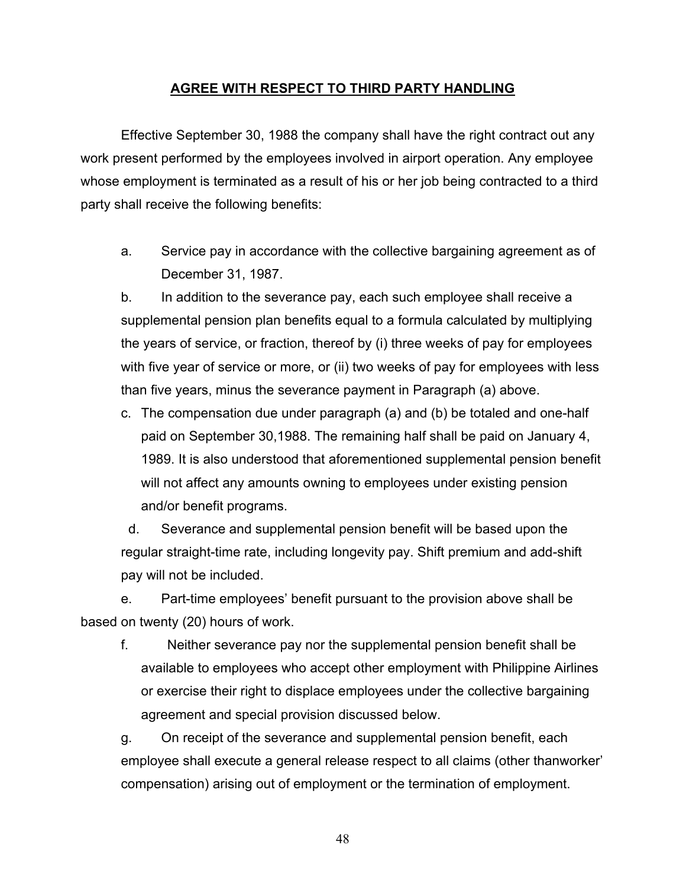## **AGREE WITH RESPECT TO THIRD PARTY HANDLING**

Effective September 30, 1988 the company shall have the right contract out any work present performed by the employees involved in airport operation. Any employee whose employment is terminated as a result of his or her job being contracted to a third party shall receive the following benefits:

a. Service pay in accordance with the collective bargaining agreement as of December 31, 1987.

b. In addition to the severance pay, each such employee shall receive a supplemental pension plan benefits equal to a formula calculated by multiplying the years of service, or fraction, thereof by (i) three weeks of pay for employees with five year of service or more, or (ii) two weeks of pay for employees with less than five years, minus the severance payment in Paragraph (a) above.

c. The compensation due under paragraph (a) and (b) be totaled and one-half paid on September 30,1988. The remaining half shall be paid on January 4, 1989. It is also understood that aforementioned supplemental pension benefit will not affect any amounts owning to employees under existing pension and/or benefit programs.

d. Severance and supplemental pension benefit will be based upon the regular straight-time rate, including longevity pay. Shift premium and add-shift pay will not be included.

e. Part-time employees' benefit pursuant to the provision above shall be based on twenty (20) hours of work.

f. Neither severance pay nor the supplemental pension benefit shall be available to employees who accept other employment with Philippine Airlines or exercise their right to displace employees under the collective bargaining agreement and special provision discussed below.

g. On receipt of the severance and supplemental pension benefit, each employee shall execute a general release respect to all claims (other thanworker' compensation) arising out of employment or the termination of employment.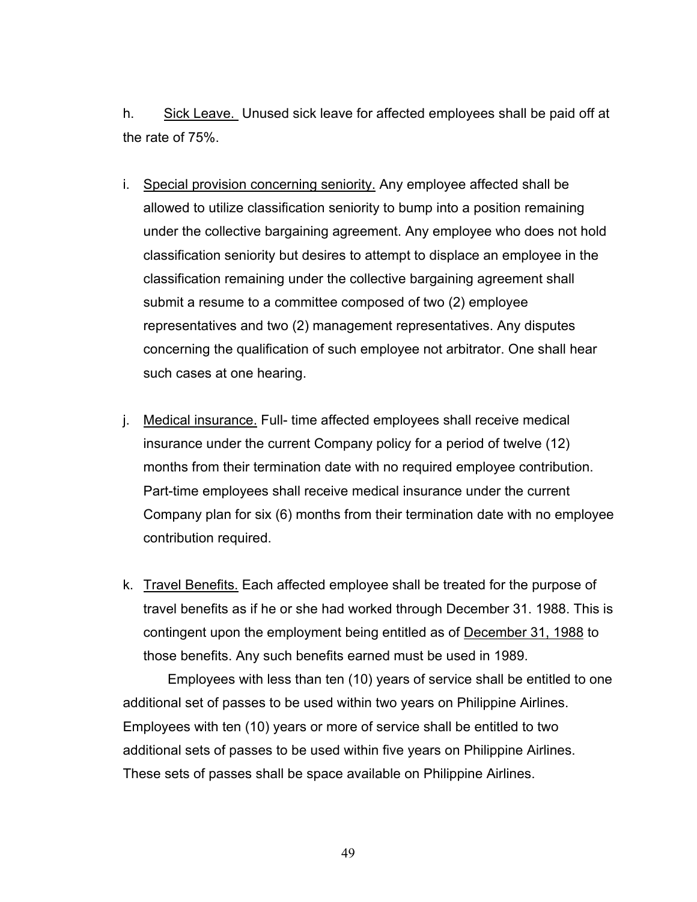h. Sick Leave. Unused sick leave for affected employees shall be paid off at the rate of 75%.

i. Special provision concerning seniority. Any employee affected shall be allowed to utilize classification seniority to bump into a position remaining under the collective bargaining agreement. Any employee who does not hold classification seniority but desires to attempt to displace an employee in the classification remaining under the collective bargaining agreement shall submit a resume to a committee composed of two (2) employee representatives and two (2) management representatives. Any disputes concerning the qualification of such employee not arbitrator. One shall hear such cases at one hearing.

j. Medical insurance. Full- time affected employees shall receive medical insurance under the current Company policy for a period of twelve (12) months from their termination date with no required employee contribution. Part-time employees shall receive medical insurance under the current Company plan for six (6) months from their termination date with no employee contribution required.

k. Travel Benefits. Each affected employee shall be treated for the purpose of travel benefits as if he or she had worked through December 31. 1988. This is contingent upon the employment being entitled as of December 31, 1988 to those benefits. Any such benefits earned must be used in 1989.

Employees with less than ten (10) years of service shall be entitled to one additional set of passes to be used within two years on Philippine Airlines. Employees with ten (10) years or more of service shall be entitled to two additional sets of passes to be used within five years on Philippine Airlines. These sets of passes shall be space available on Philippine Airlines.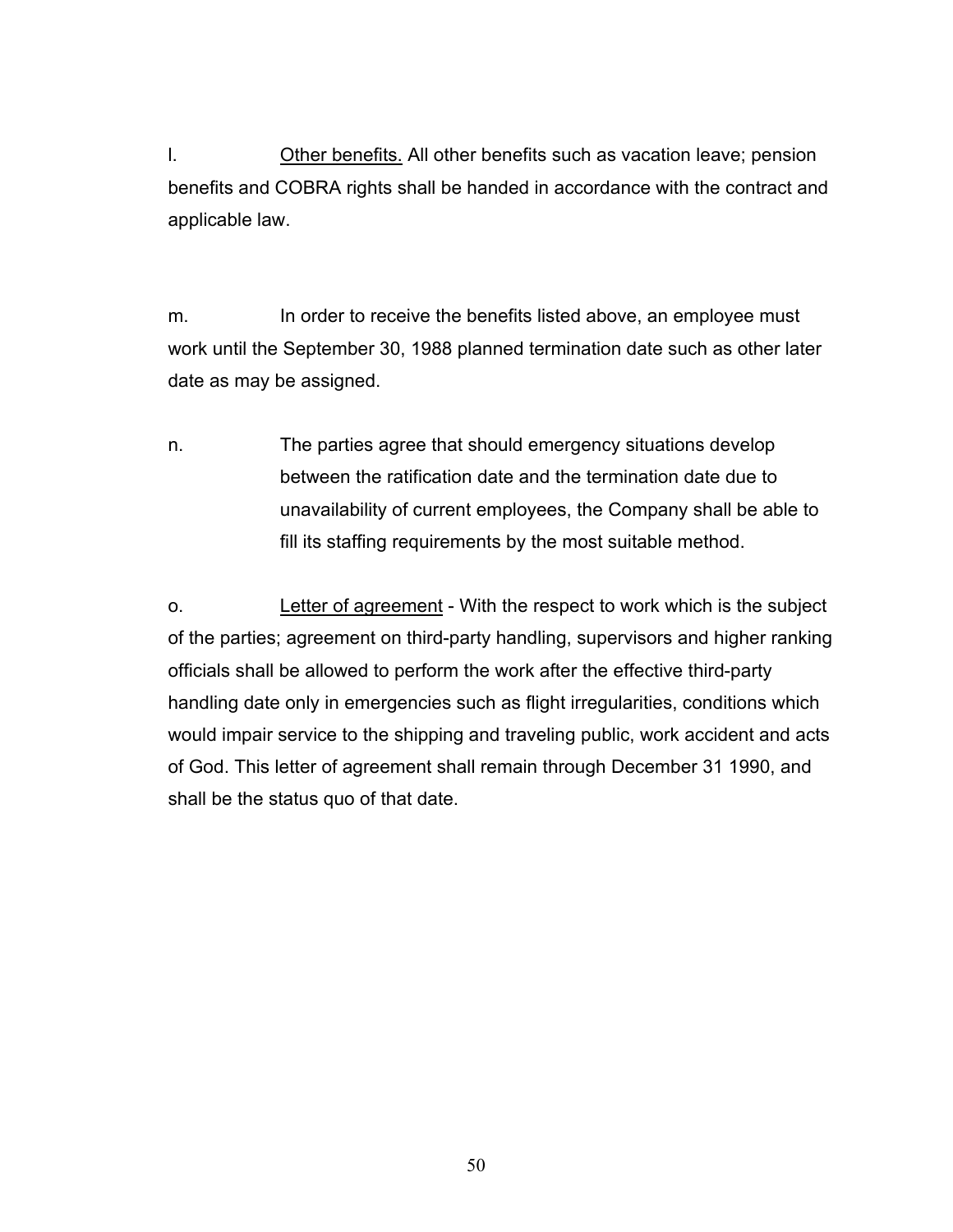l. <u>Other benefits.</u> All other benefits such as vacation leave; pension benefits and COBRA rights shall be handed in accordance with the contract and applicable law.

m. In order to receive the benefits listed above, an employee must work until the September 30, 1988 planned termination date such as other later date as may be assigned.

n. The parties agree that should emergency situations develop between the ratification date and the termination date due to unavailability of current employees, the Company shall be able to fill its staffing requirements by the most suitable method.

o. <u>Letter of agreement</u> - With the respect to work which is the subject of the parties; agreement on third-party handling, supervisors and higher ranking officials shall be allowed to perform the work after the effective third-party handling date only in emergencies such as flight irregularities, conditions which would impair service to the shipping and traveling public, work accident and acts of God. This letter of agreement shall remain through December 31 1990, and shall be the status quo of that date.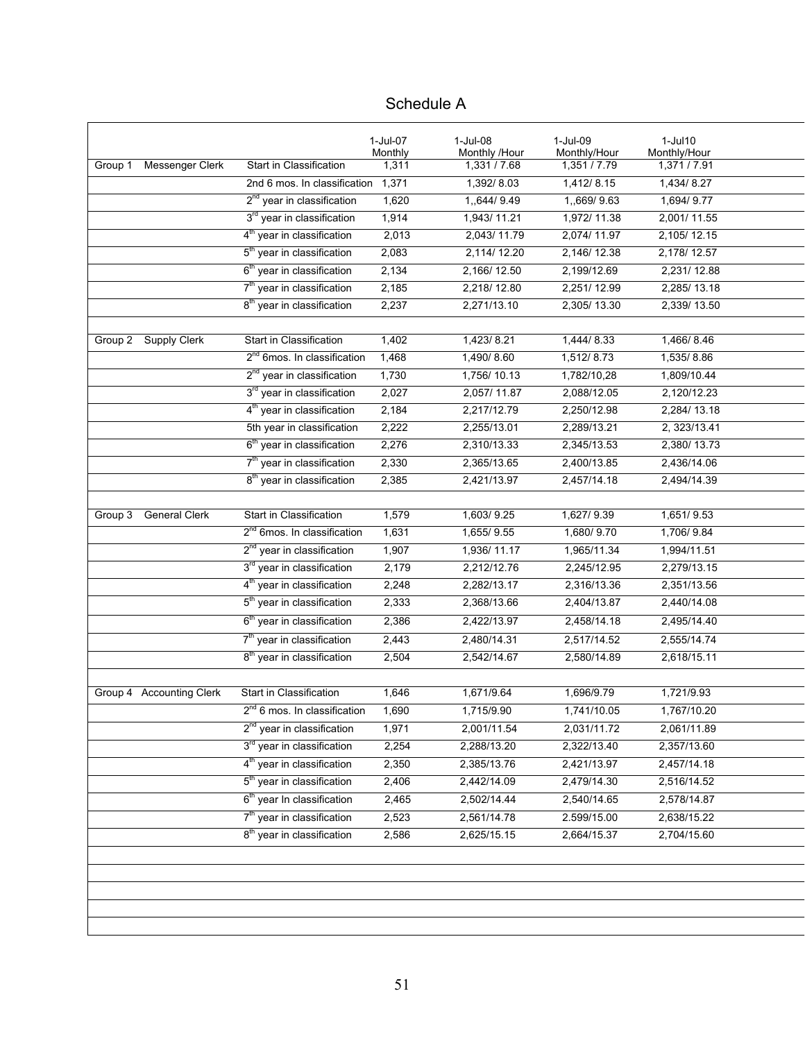# Schedule A

| | | | 1-Jul-07 Monthly | 1-Jul-08 Monthly /Hour | 1-Jul-09 Monthly/Hour | 1-Jul10 Monthly/Hour |
|---|---|---|---|---|---|---|
| Group 1 | Messenger Clerk | Start in Classification | 1,311 | 1,331 / 7.68 | 1,351 / 7.79 | 1,371 / 7.91 |
| | | 2nd 6 mos. In classification | 1,371 | 1,392/ 8.03 | 1,412/ 8.15 | 1,434/ 8.27 |
| | | 2nd year in classification | 1,620 | 1,,644/ 9.49 | 1,,669/ 9.63 | 1,694/ 9.77 |
| | | 3rd year in classification | 1,914 | 1,943/ 11.21 | 1,972/ 11.38 | 2,001/ 11.55 |
| | | 4th year in classification | 2,013 | 2,043/ 11.79 | 2,074/ 11.97 | 2,105/ 12.15 |
| | | 5th year in classification | 2,083 | 2,114/ 12.20 | 2,146/ 12.38 | 2,178/ 12.57 |
| | | 6th year in classification | 2,134 | 2,166/ 12.50 | 2,199/12.69 | 2,231/ 12.88 |
| | | 7th year in classification | 2,185 | 2,218/ 12.80 | 2,251/ 12.99 | 2,285/ 13.18 |
| | | 8th year in classification | 2,237 | 2,271/13.10 | 2,305/ 13.30 | 2,339/ 13.50 |
| | | | | | | |
| Group 2 | Supply Clerk | Start in Classification | 1,402 | 1,423/ 8.21 | 1,444/ 8.33 | 1,466/ 8.46 |
| | | 2nd 6mos. In classification | 1,468 | 1,490/ 8.60 | 1,512/ 8.73 | 1,535/ 8.86 |
| | | 2nd year in classification | 1,730 | 1,756/ 10.13 | 1,782/10,28 | 1,809/10.44 |
| | | 3rd year in classification | 2,027 | 2,057/ 11.87 | 2,088/12.05 | 2,120/12.23 |
| | | 4th year in classification | 2,184 | 2,217/12.79 | 2,250/12.98 | 2,284/ 13.18 |
| | | 5th year in classification | 2,222 | 2,255/13.01 | 2,289/13.21 | 2, 323/13.41 |
| | | 6th year in classification | 2,276 | 2,310/13.33 | 2,345/13.53 | 2,380/ 13.73 |
| | | 7th year in classification | 2,330 | 2,365/13.65 | 2,400/13.85 | 2,436/14.06 |
| | | 8th year in classification | 2,385 | 2,421/13.97 | 2,457/14.18 | 2,494/14.39 |
| | | | | | | |
| Group 3 | General Clerk | Start in Classification | 1,579 | 1,603/ 9.25 | 1,627/ 9.39 | 1,651/ 9.53 |
| | | 2nd 6mos. In classification | 1,631 | 1,655/ 9.55 | 1,680/ 9.70 | 1,706/ 9.84 |
| | | 2nd year in classification | 1,907 | 1,936/ 11.17 | 1,965/11.34 | 1,994/11.51 |
| | | 3rd year in classification | 2,179 | 2,212/12.76 | 2,245/12.95 | 2,279/13.15 |
| | | 4th year in classification | 2,248 | 2,282/13.17 | 2,316/13.36 | 2,351/13.56 |
| | | 5th year in classification | 2,333 | 2,368/13.66 | 2,404/13.87 | 2,440/14.08 |
| | | 6th year in classification | 2,386 | 2,422/13.97 | 2,458/14.18 | 2,495/14.40 |
| | | 7th year in classification | 2,443 | 2,480/14.31 | 2,517/14.52 | 2,555/14.74 |
| | | 8th year in classification | 2,504 | 2,542/14.67 | 2,580/14.89 | 2,618/15.11 |
| | | | | | | |
| Group 4 | Accounting Clerk | Start in Classification | 1,646 | 1,671/9.64 | 1,696/9.79 | 1,721/9.93 |
| | | 2nd 6 mos. In classification | 1,690 | 1,715/9.90 | 1,741/10.05 | 1,767/10.20 |
| | | 2nd year in classification | 1,971 | 2,001/11.54 | 2,031/11.72 | 2,061/11.89 |
| | | 3rd year in classification | 2,254 | 2,288/13.20 | 2,322/13.40 | 2,357/13.60 |
| | | 4th year in classification | 2,350 | 2,385/13.76 | 2,421/13.97 | 2,457/14.18 |
| | | 5th year in classification | 2,406 | 2,442/14.09 | 2,479/14.30 | 2,516/14.52 |
| | | 6th year In classification | 2,465 | 2,502/14.44 | 2,540/14.65 | 2,578/14.87 |
| | | 7th year in classification | 2,523 | 2,561/14.78 | 2.599/15.00 | 2,638/15.22 |
| | | 8th year in classification | 2,586 | 2,625/15.15 | 2,664/15.37 | 2,704/15.60 |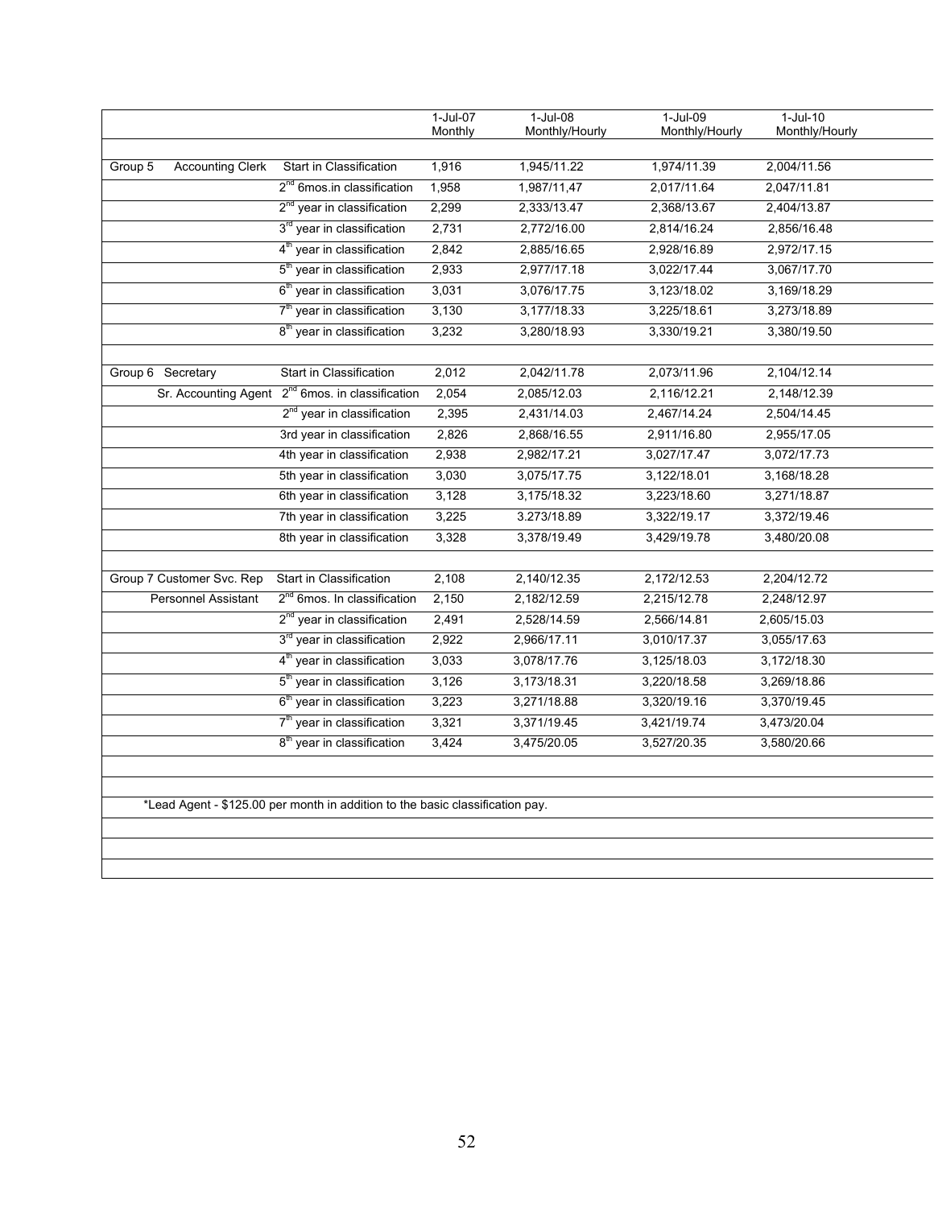| | | 1-Jul-07 Monthly | 1-Jul-08 Monthly/Hourly | 1-Jul-09 Monthly/Hourly | 1-Jul-10 Monthly/Hourly |
|---|---|---|---|---|---|
| Group 5 Accounting Clerk | Start in Classification | 1,916 | 1,945/11.22 | 1,974/11.39 | 2,004/11.56 |
| | 2nd 6mos.in classification | 1,958 | 1,987/11,47 | 2,017/11.64 | 2,047/11.81 |
| | 2nd year in classification | 2,299 | 2,333/13.47 | 2,368/13.67 | 2,404/13.87 |
| | 3rd year in classification | 2,731 | 2,772/16.00 | 2,814/16.24 | 2,856/16.48 |
| | 4th year in classification | 2,842 | 2,885/16.65 | 2,928/16.89 | 2,972/17.15 |
| | 5th year in classification | 2,933 | 2,977/17.18 | 3,022/17.44 | 3,067/17.70 |
| | 6th year in classification | 3,031 | 3,076/17.75 | 3,123/18.02 | 3,169/18.29 |
| | 7th year in classification | 3,130 | 3,177/18.33 | 3,225/18.61 | 3,273/18.89 |
| | 8th year in classification | 3,232 | 3,280/18.93 | 3,330/19.21 | 3,380/19.50 |
| | | | | | |
| Group 6 Secretary | Start in Classification | 2,012 | 2,042/11.78 | 2,073/11.96 | 2,104/12.14 |
| Sr. Accounting Agent | 2nd 6mos. in classification | 2,054 | 2,085/12.03 | 2,116/12.21 | 2,148/12.39 |
| | 2nd year in classification | 2,395 | 2,431/14.03 | 2,467/14.24 | 2,504/14.45 |
| | 3rd year in classification | 2,826 | 2,868/16.55 | 2,911/16.80 | 2,955/17.05 |
| | 4th year in classification | 2,938 | 2,982/17.21 | 3,027/17.47 | 3,072/17.73 |
| | 5th year in classification | 3,030 | 3,075/17.75 | 3,122/18.01 | 3,168/18.28 |
| | 6th year in classification | 3,128 | 3,175/18.32 | 3,223/18.60 | 3,271/18.87 |
| | 7th year in classification | 3,225 | 3.273/18.89 | 3,322/19.17 | 3,372/19.46 |
| | 8th year in classification | 3,328 | 3,378/19.49 | 3,429/19.78 | 3,480/20.08 |
| | | | | | |
| Group 7 Customer Svc. Rep | Start in Classification | 2,108 | 2,140/12.35 | 2,172/12.53 | 2,204/12.72 |
| Personnel Assistant | 2nd 6mos. In classification | 2,150 | 2,182/12.59 | 2,215/12.78 | 2,248/12.97 |
| | 2nd year in classification | 2,491 | 2,528/14.59 | 2,566/14.81 | 2,605/15.03 |
| | 3rd year in classification | 2,922 | 2,966/17.11 | 3,010/17.37 | 3,055/17.63 |
| | 4th year in classification | 3,033 | 3,078/17.76 | 3,125/18.03 | 3,172/18.30 |
| | 5th year in classification | 3,126 | 3,173/18.31 | 3,220/18.58 | 3,269/18.86 |
| | 6th year in classification | 3,223 | 3,271/18.88 | 3,320/19.16 | 3,370/19.45 |
| | 7th year in classification | 3,321 | 3,371/19.45 | 3,421/19.74 | 3,473/20.04 |
| | 8th year in classification | 3,424 | 3,475/20.05 | 3,527/20.35 | 3,580/20.66 |

*Lead Agent - $125.00 per month in addition to the basic classification pay.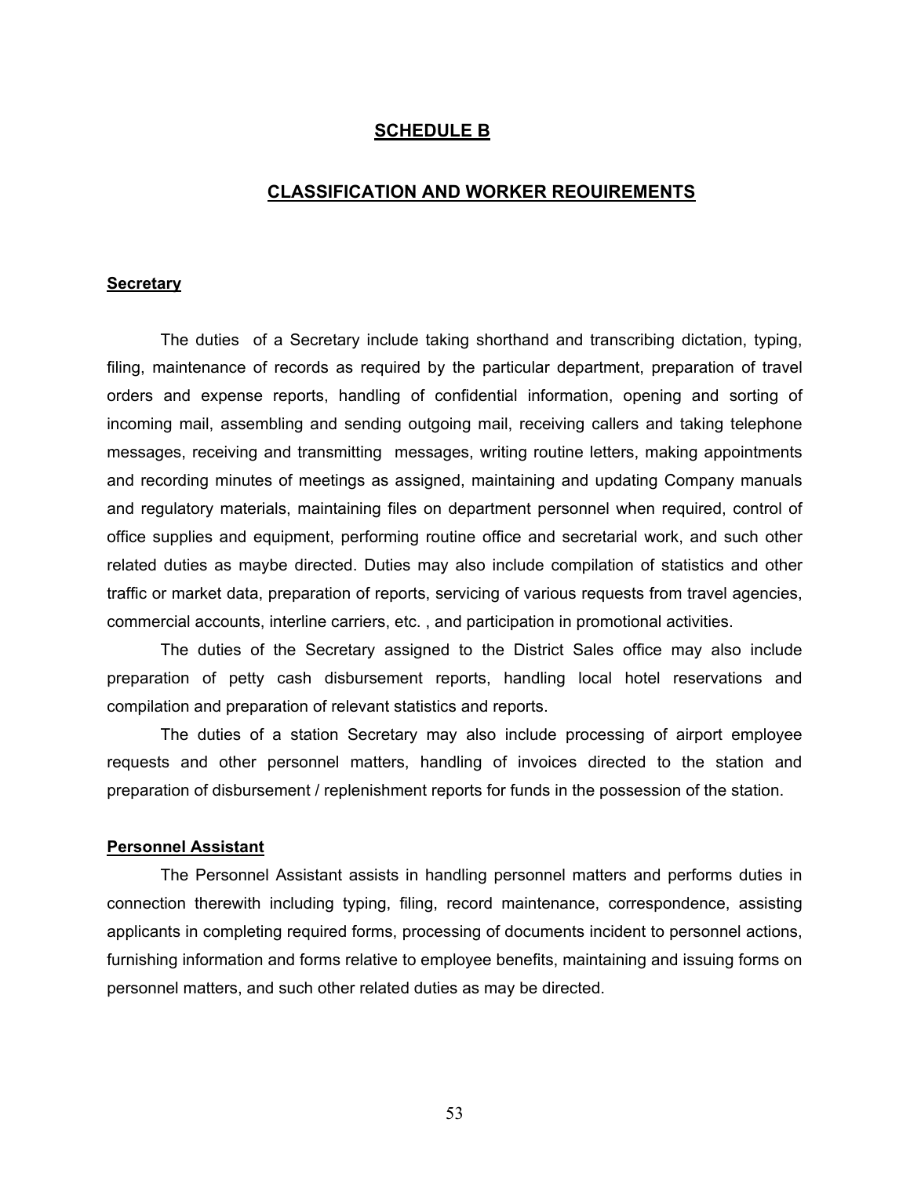## SCHEDULE B

## CLASSIFICATION AND WORKER REOUIREMENTS

**Secretary**

The duties of a Secretary include taking shorthand and transcribing dictation, typing, filing, maintenance of records as required by the particular department, preparation of travel orders and expense reports, handling of confidential information, opening and sorting of incoming mail, assembling and sending outgoing mail, receiving callers and taking telephone messages, receiving and transmitting messages, writing routine letters, making appointments and recording minutes of meetings as assigned, maintaining and updating Company manuals and regulatory materials, maintaining files on department personnel when required, control of office supplies and equipment, performing routine office and secretarial work, and such other related duties as maybe directed. Duties may also include compilation of statistics and other traffic or market data, preparation of reports, servicing of various requests from travel agencies, commercial accounts, interline carriers, etc. , and participation in promotional activities.

The duties of the Secretary assigned to the District Sales office may also include preparation of petty cash disbursement reports, handling local hotel reservations and compilation and preparation of relevant statistics and reports.

The duties of a station Secretary may also include processing of airport employee requests and other personnel matters, handling of invoices directed to the station and preparation of disbursement / replenishment reports for funds in the possession of the station.

**Personnel Assistant**

The Personnel Assistant assists in handling personnel matters and performs duties in connection therewith including typing, filing, record maintenance, correspondence, assisting applicants in completing required forms, processing of documents incident to personnel actions, furnishing information and forms relative to employee benefits, maintaining and issuing forms on personnel matters, and such other related duties as may be directed.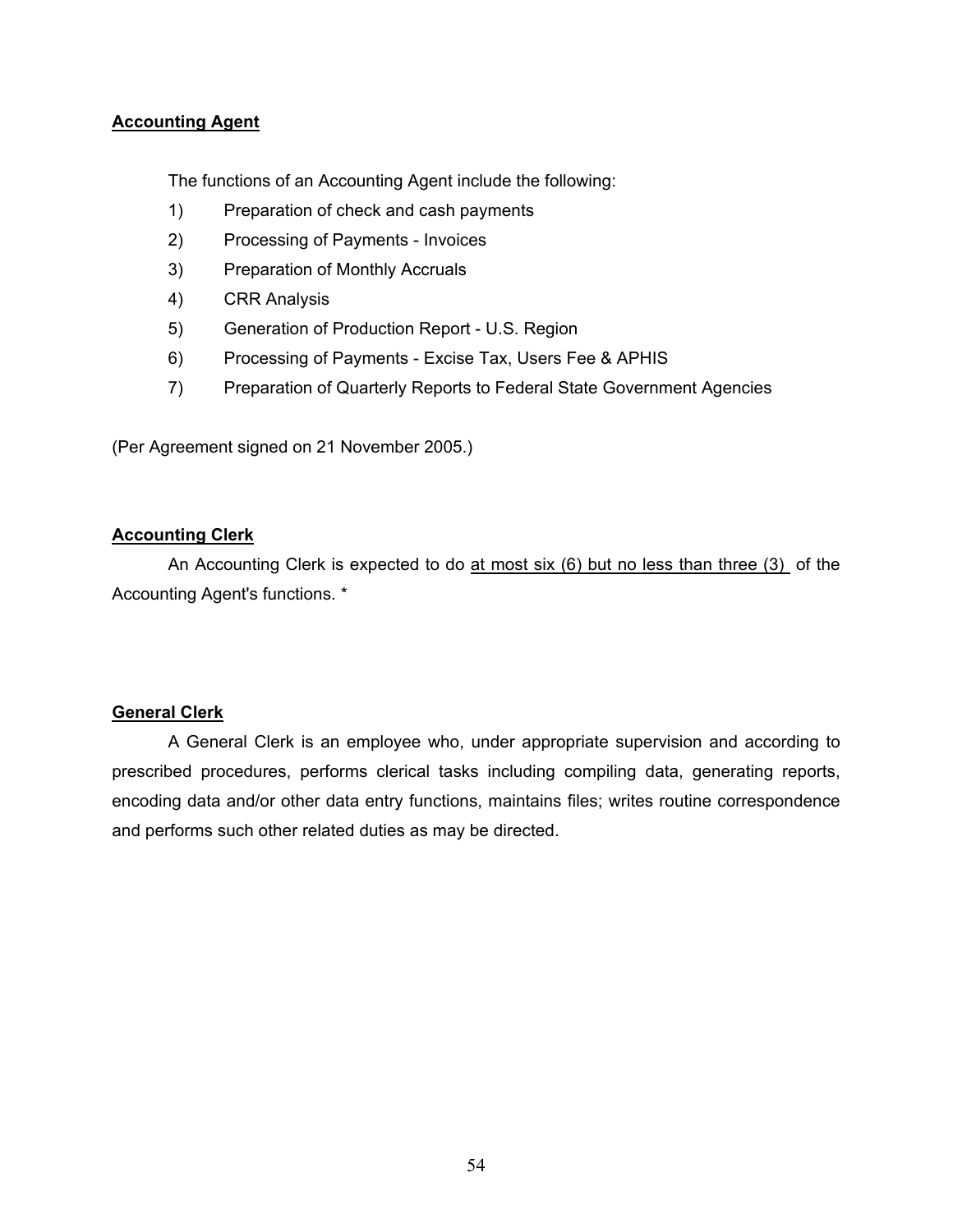**Accounting Agent**

The functions of an Accounting Agent include the following:

1) Preparation of check and cash payments
2) Processing of Payments - Invoices
3) Preparation of Monthly Accruals
4) CRR Analysis
5) Generation of Production Report - U.S. Region
6) Processing of Payments - Excise Tax, Users Fee & APHIS
7) Preparation of Quarterly Reports to Federal State Government Agencies

(Per Agreement signed on 21 November 2005.)

**Accounting Clerk**

An Accounting Clerk is expected to do <u>at most six (6) but no less than three (3)</u> of the Accounting Agent's functions. *

**General Clerk**

A General Clerk is an employee who, under appropriate supervision and according to prescribed procedures, performs clerical tasks including compiling data, generating reports, encoding data and/or other data entry functions, maintains files; writes routine correspondence and performs such other related duties as may be directed.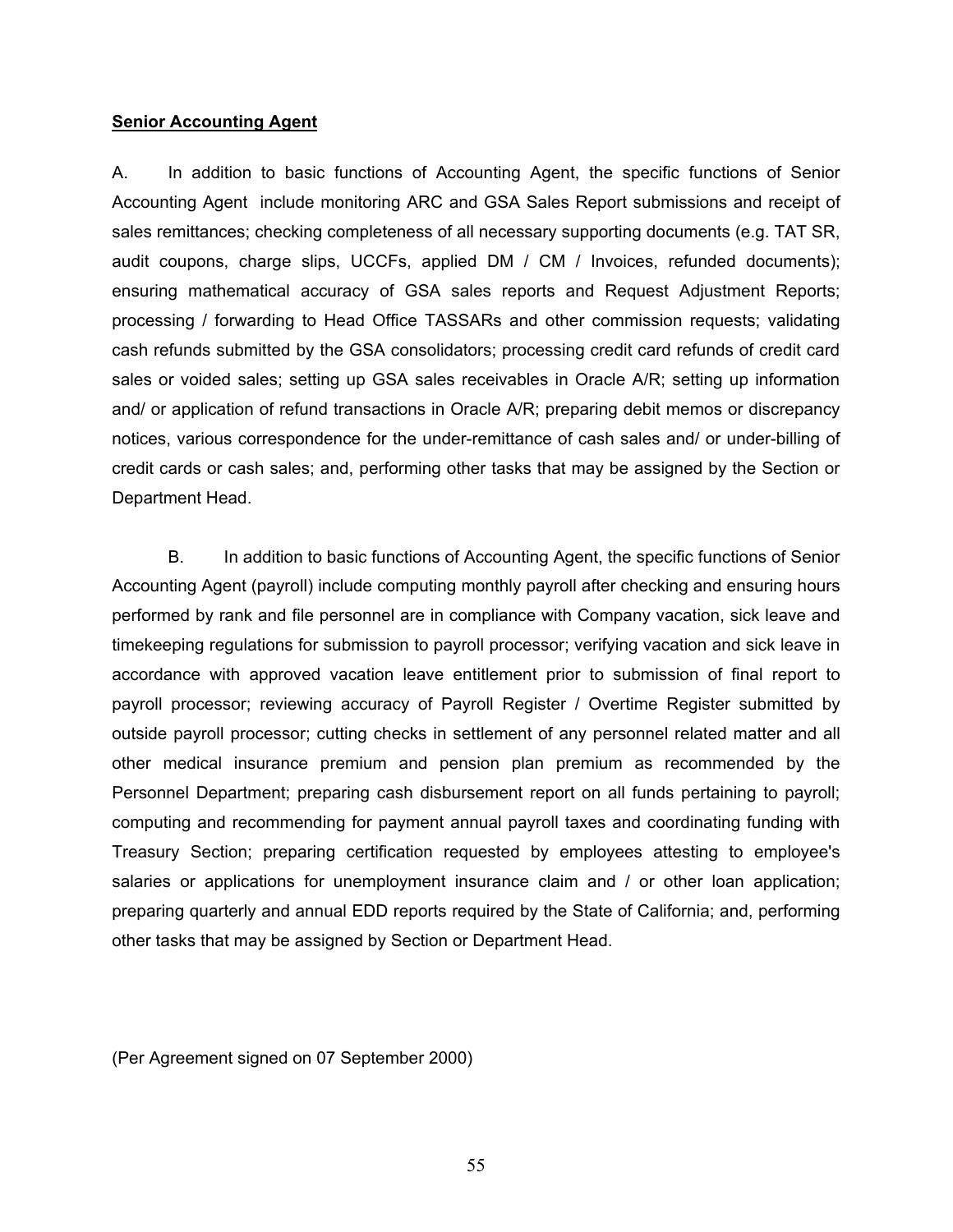**Senior Accounting Agent**

A. In addition to basic functions of Accounting Agent, the specific functions of Senior Accounting Agent include monitoring ARC and GSA Sales Report submissions and receipt of sales remittances; checking completeness of all necessary supporting documents (e.g. TAT SR, audit coupons, charge slips, UCCFs, applied DM / CM / Invoices, refunded documents); ensuring mathematical accuracy of GSA sales reports and Request Adjustment Reports; processing / forwarding to Head Office TASSARs and other commission requests; validating cash refunds submitted by the GSA consolidators; processing credit card refunds of credit card sales or voided sales; setting up GSA sales receivables in Oracle A/R; setting up information and/ or application of refund transactions in Oracle A/R; preparing debit memos or discrepancy notices, various correspondence for the under-remittance of cash sales and/ or under-billing of credit cards or cash sales; and, performing other tasks that may be assigned by the Section or Department Head.

B. In addition to basic functions of Accounting Agent, the specific functions of Senior Accounting Agent (payroll) include computing monthly payroll after checking and ensuring hours performed by rank and file personnel are in compliance with Company vacation, sick leave and timekeeping regulations for submission to payroll processor; verifying vacation and sick leave in accordance with approved vacation leave entitlement prior to submission of final report to payroll processor; reviewing accuracy of Payroll Register / Overtime Register submitted by outside payroll processor; cutting checks in settlement of any personnel related matter and all other medical insurance premium and pension plan premium as recommended by the Personnel Department; preparing cash disbursement report on all funds pertaining to payroll; computing and recommending for payment annual payroll taxes and coordinating funding with Treasury Section; preparing certification requested by employees attesting to employee's salaries or applications for unemployment insurance claim and / or other loan application; preparing quarterly and annual EDD reports required by the State of California; and, performing other tasks that may be assigned by Section or Department Head.

(Per Agreement signed on 07 September 2000)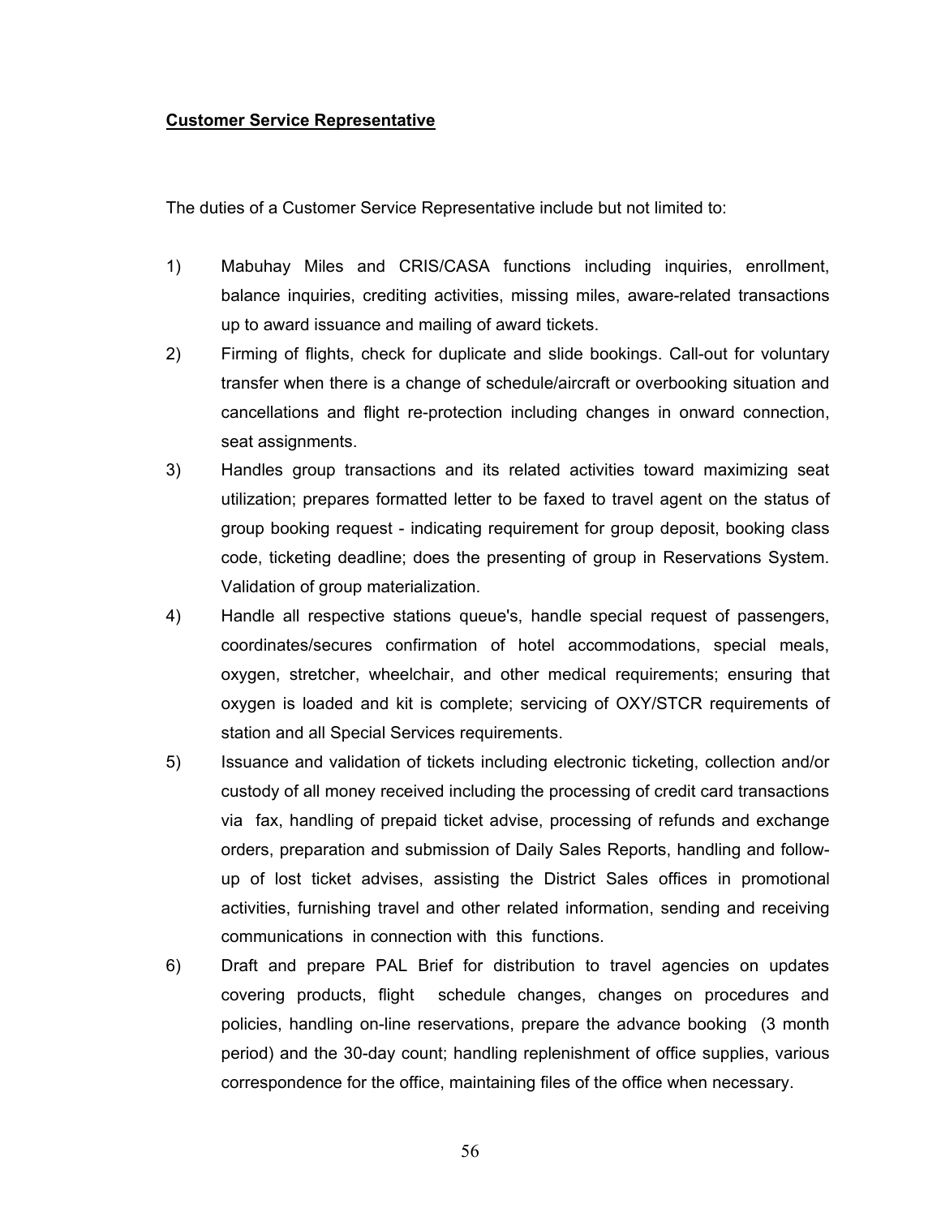**Customer Service Representative**

The duties of a Customer Service Representative include but not limited to:

1) Mabuhay Miles and CRIS/CASA functions including inquiries, enrollment, balance inquiries, crediting activities, missing miles, aware-related transactions up to award issuance and mailing of award tickets.
2) Firming of flights, check for duplicate and slide bookings. Call-out for voluntary transfer when there is a change of schedule/aircraft or overbooking situation and cancellations and flight re-protection including changes in onward connection, seat assignments.
3) Handles group transactions and its related activities toward maximizing seat utilization; prepares formatted letter to be faxed to travel agent on the status of group booking request - indicating requirement for group deposit, booking class code, ticketing deadline; does the presenting of group in Reservations System. Validation of group materialization.
4) Handle all respective stations queue's, handle special request of passengers, coordinates/secures confirmation of hotel accommodations, special meals, oxygen, stretcher, wheelchair, and other medical requirements; ensuring that oxygen is loaded and kit is complete; servicing of OXY/STCR requirements of station and all Special Services requirements.
5) Issuance and validation of tickets including electronic ticketing, collection and/or custody of all money received including the processing of credit card transactions via fax, handling of prepaid ticket advise, processing of refunds and exchange orders, preparation and submission of Daily Sales Reports, handling and follow-up of lost ticket advises, assisting the District Sales offices in promotional activities, furnishing travel and other related information, sending and receiving communications in connection with this functions.
6) Draft and prepare PAL Brief for distribution to travel agencies on updates covering products, flight schedule changes, changes on procedures and policies, handling on-line reservations, prepare the advance booking (3 month period) and the 30-day count; handling replenishment of office supplies, various correspondence for the office, maintaining files of the office when necessary.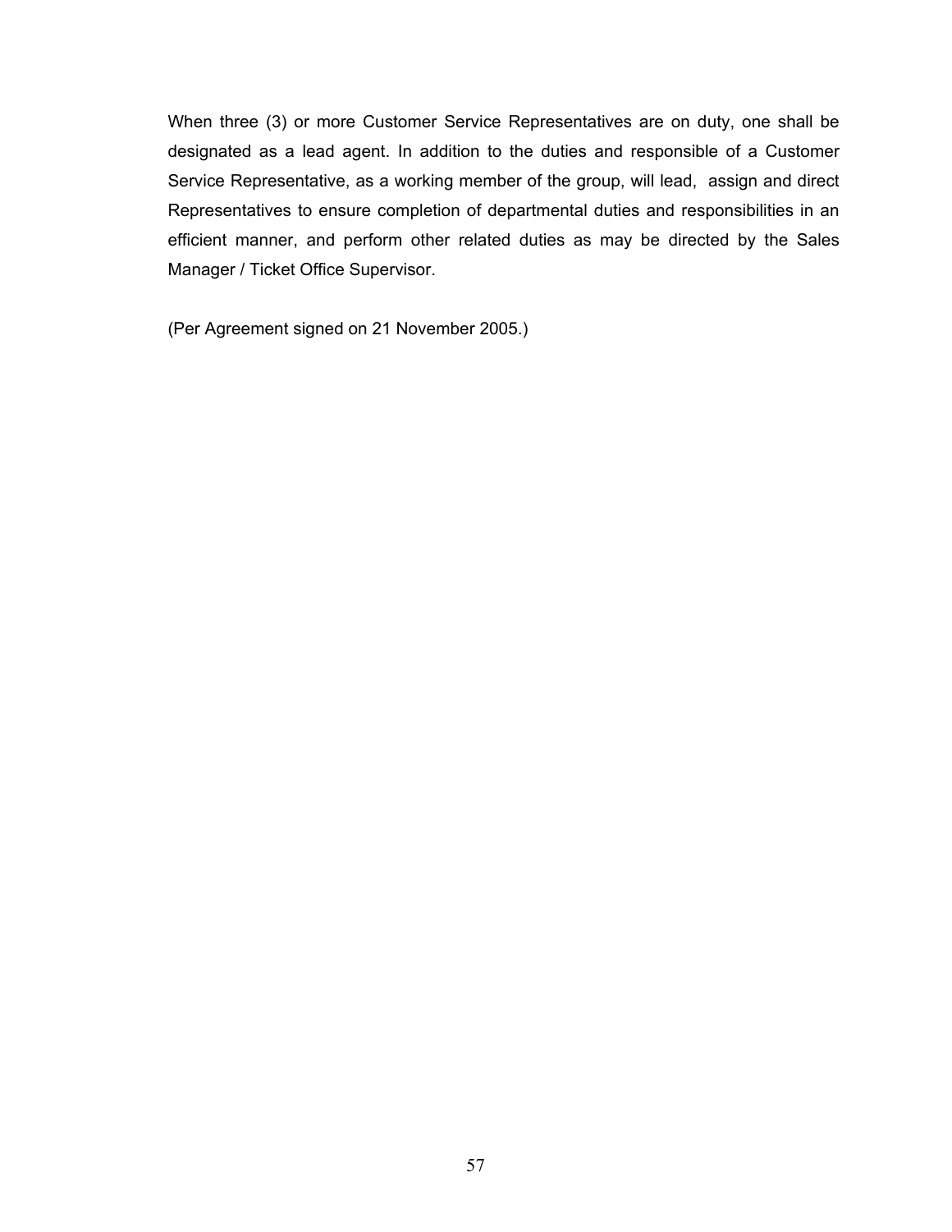When three (3) or more Customer Service Representatives are on duty, one shall be designated as a lead agent. In addition to the duties and responsible of a Customer Service Representative, as a working member of the group, will lead, assign and direct Representatives to ensure completion of departmental duties and responsibilities in an efficient manner, and perform other related duties as may be directed by the Sales Manager / Ticket Office Supervisor.

(Per Agreement signed on 21 November 2005.)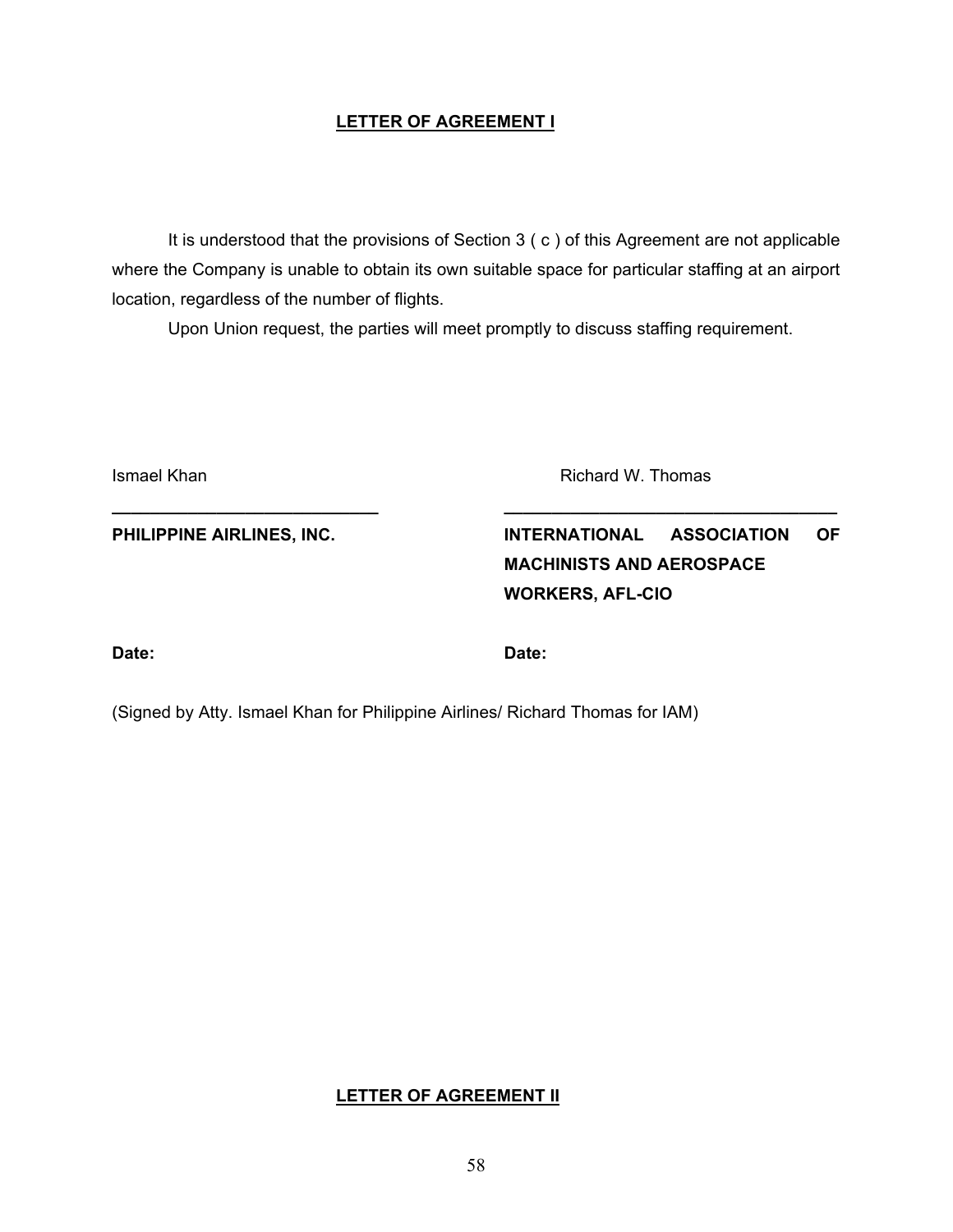## LETTER OF AGREEMENT I

It is understood that the provisions of Section 3 ( c ) of this Agreement are not applicable where the Company is unable to obtain its own suitable space for particular staffing at an airport location, regardless of the number of flights.

Upon Union request, the parties will meet promptly to discuss staffing requirement.

| Ismael Khan | Richard W. Thomas |
|---|---|
| ____________________________ | ____________________________ |
| **PHILIPPINE AIRLINES, INC.** | **INTERNATIONAL ASSOCIATION OF MACHINISTS AND AEROSPACE WORKERS, AFL-CIO** |
| **Date:** | **Date:** |

(Signed by Atty. Ismael Khan for Philippine Airlines/ Richard Thomas for IAM)

## LETTER OF AGREEMENT II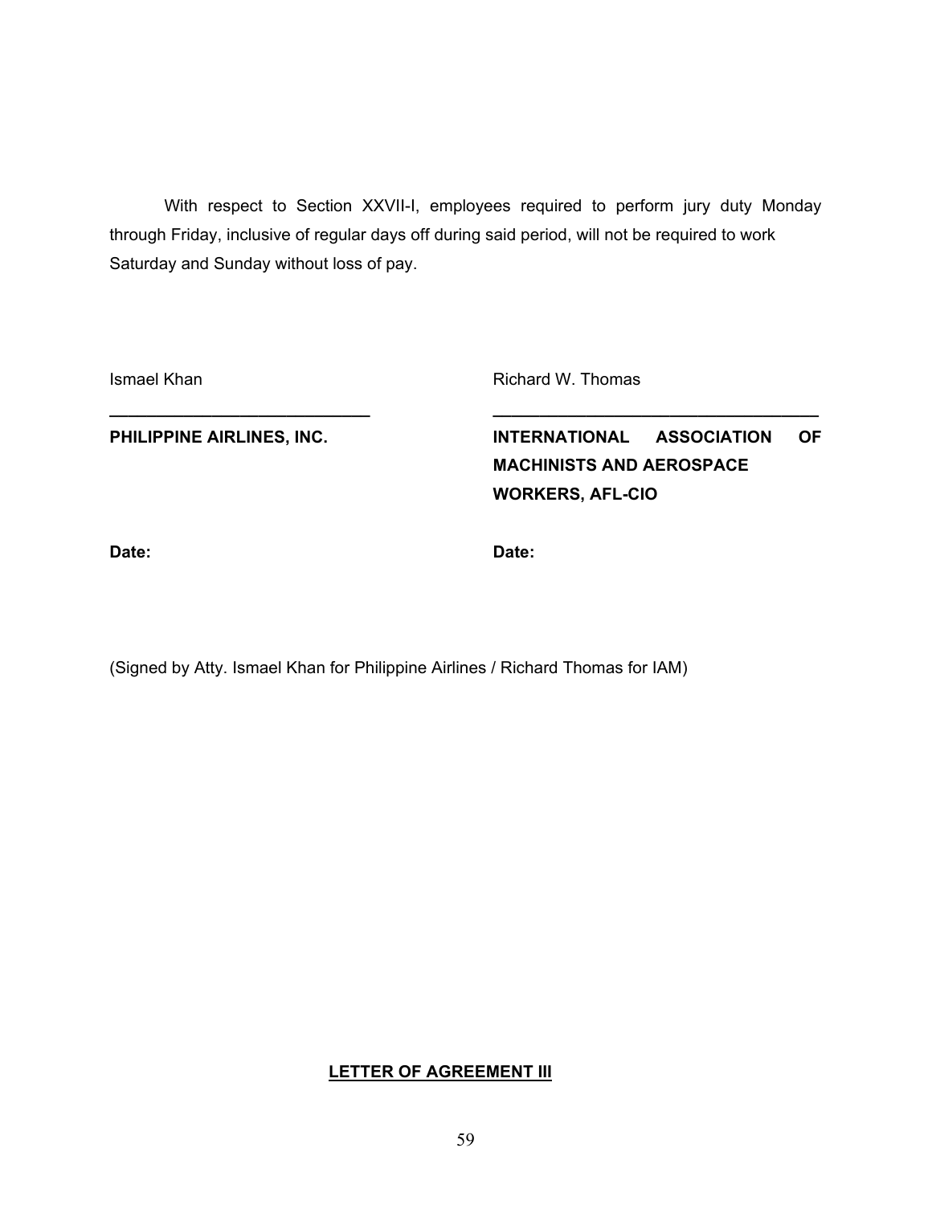With respect to Section XXVII-I, employees required to perform jury duty Monday through Friday, inclusive of regular days off during said period, will not be required to work Saturday and Sunday without loss of pay.

| Ismael Khan | Richard W. Thomas |
|---|---|
| **PHILIPPINE AIRLINES, INC.** | **INTERNATIONAL ASSOCIATION OF MACHINISTS AND AEROSPACE WORKERS, AFL-CIO** |
| **Date:** | **Date:** |

(Signed by Atty. Ismael Khan for Philippine Airlines / Richard Thomas for IAM)

## **LETTER OF AGREEMENT III**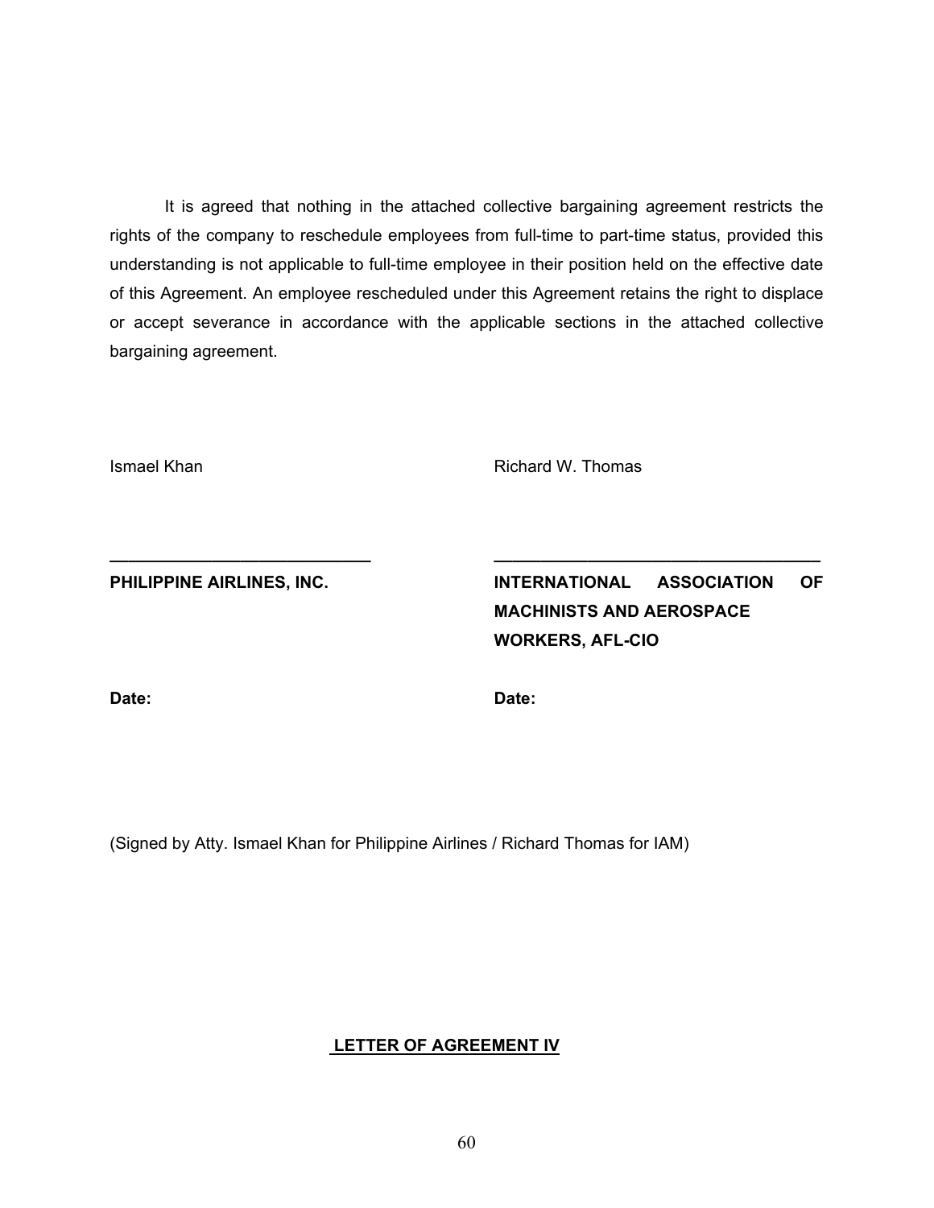It is agreed that nothing in the attached collective bargaining agreement restricts the rights of the company to reschedule employees from full-time to part-time status, provided this understanding is not applicable to full-time employee in their position held on the effective date of this Agreement. An employee rescheduled under this Agreement retains the right to displace or accept severance in accordance with the applicable sections in the attached collective bargaining agreement.

| Ismael Khan | Richard W. Thomas |
|---|---|
| ____________________________ | ____________________________ |
| **PHILIPPINE AIRLINES, INC.** | **INTERNATIONAL ASSOCIATION OF MACHINISTS AND AEROSPACE WORKERS, AFL-CIO** |
| **Date:** | **Date:** |

(Signed by Atty. Ismael Khan for Philippine Airlines / Richard Thomas for IAM)

## LETTER OF AGREEMENT IV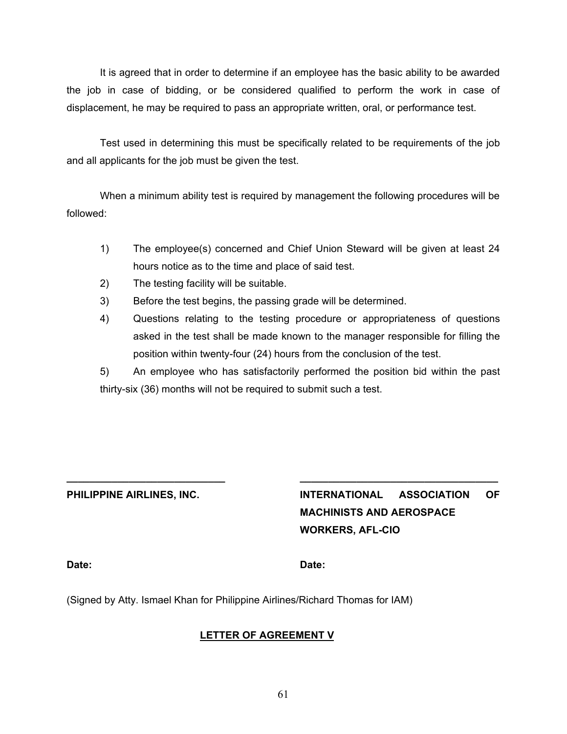It is agreed that in order to determine if an employee has the basic ability to be awarded the job in case of bidding, or be considered qualified to perform the work in case of displacement, he may be required to pass an appropriate written, oral, or performance test.

Test used in determining this must be specifically related to be requirements of the job and all applicants for the job must be given the test.

When a minimum ability test is required by management the following procedures will be followed:

1) The employee(s) concerned and Chief Union Steward will be given at least 24 hours notice as to the time and place of said test.
2) The testing facility will be suitable.
3) Before the test begins, the passing grade will be determined.
4) Questions relating to the testing procedure or appropriateness of questions asked in the test shall be made known to the manager responsible for filling the position within twenty-four (24) hours from the conclusion of the test.
5) An employee who has satisfactorily performed the position bid within the past thirty-six (36) months will not be required to submit such a test.

| ____________________________ | ____________________________ |
|---|---|
| **PHILIPPINE AIRLINES, INC.** | **INTERNATIONAL ASSOCIATION OF MACHINISTS AND AEROSPACE WORKERS, AFL-CIO** |
| **Date:** | **Date:** |

(Signed by Atty. Ismael Khan for Philippine Airlines/Richard Thomas for IAM)

## LETTER OF AGREEMENT V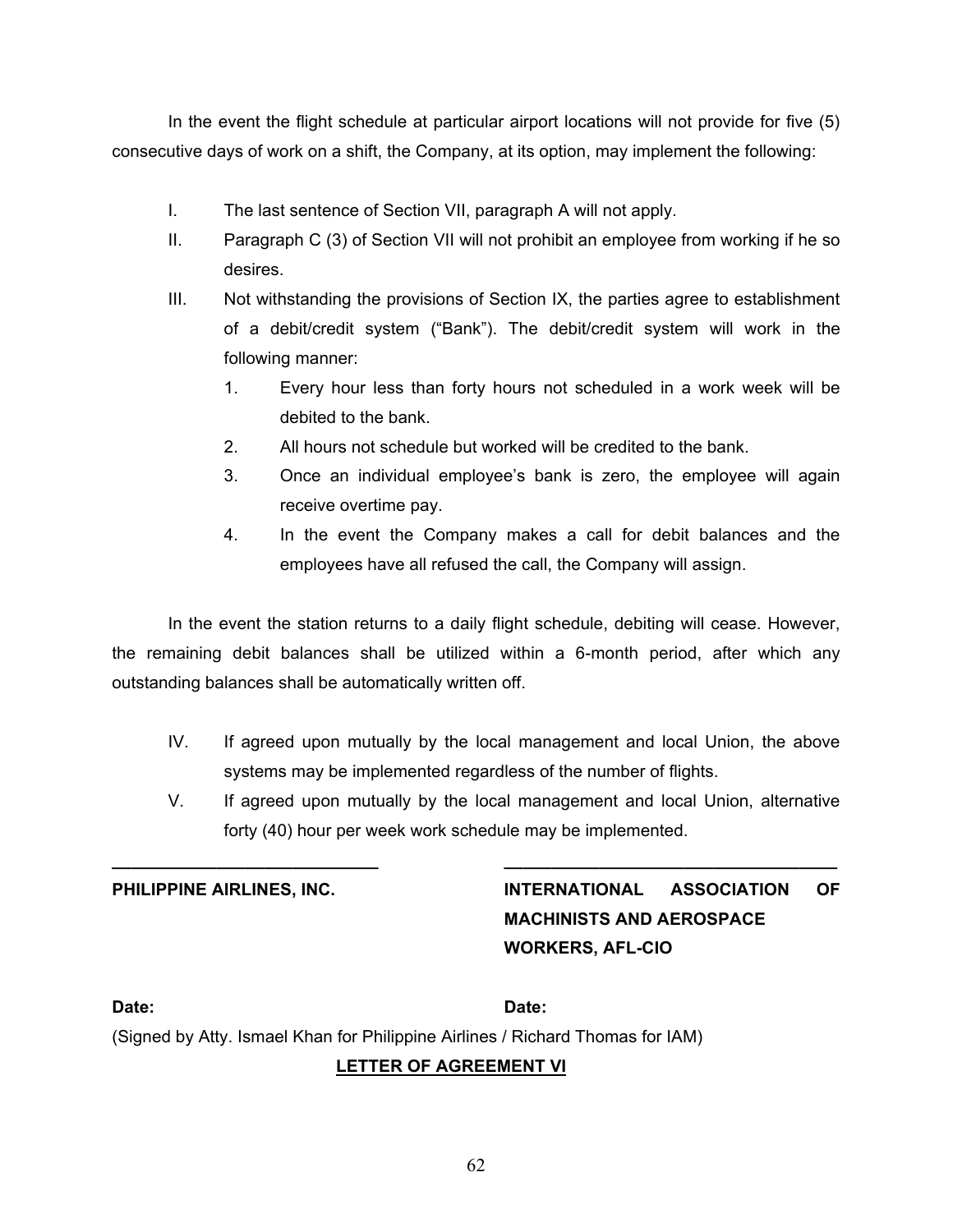In the event the flight schedule at particular airport locations will not provide for five (5) consecutive days of work on a shift, the Company, at its option, may implement the following:

I. The last sentence of Section VII, paragraph A will not apply.

II. Paragraph C (3) of Section VII will not prohibit an employee from working if he so desires.

III. Not withstanding the provisions of Section IX, the parties agree to establishment of a debit/credit system ("Bank"). The debit/credit system will work in the following manner:

   1. Every hour less than forty hours not scheduled in a work week will be debited to the bank.
   2. All hours not schedule but worked will be credited to the bank.
   3. Once an individual employee's bank is zero, the employee will again receive overtime pay.
   4. In the event the Company makes a call for debit balances and the employees have all refused the call, the Company will assign.

In the event the station returns to a daily flight schedule, debiting will cease. However, the remaining debit balances shall be utilized within a 6-month period, after which any outstanding balances shall be automatically written off.

IV. If agreed upon mutually by the local management and local Union, the above systems may be implemented regardless of the number of flights.

V. If agreed upon mutually by the local management and local Union, alternative forty (40) hour per week work schedule may be implemented.

| ____________________________ | ____________________________ |
|---|---|
| **PHILIPPINE AIRLINES, INC.** | **INTERNATIONAL ASSOCIATION OF MACHINISTS AND AEROSPACE WORKERS, AFL-CIO** |
| **Date:** | **Date:** |

(Signed by Atty. Ismael Khan for Philippine Airlines / Richard Thomas for IAM)

**LETTER OF AGREEMENT VI**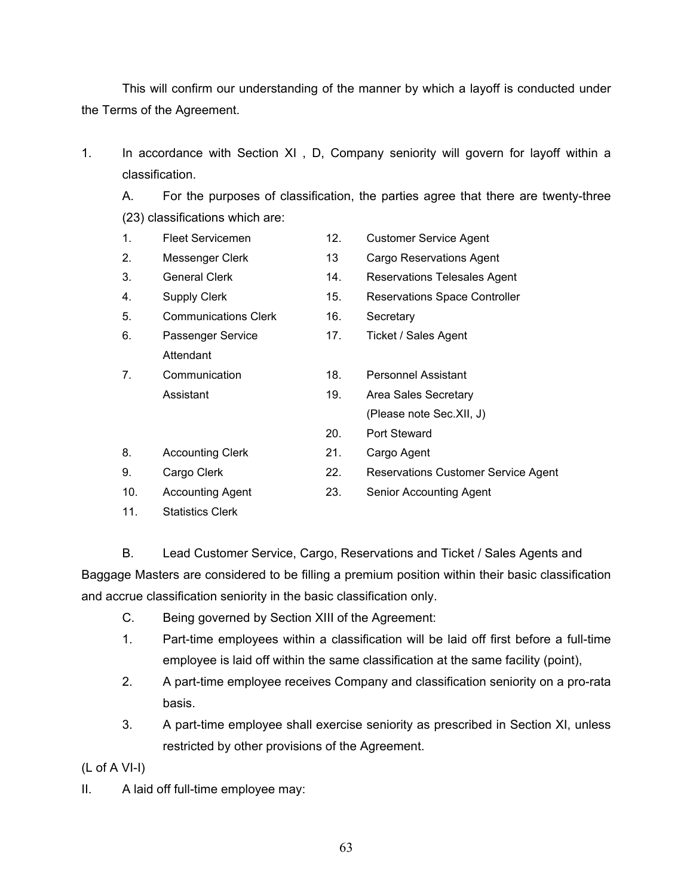This will confirm our understanding of the manner by which a layoff is conducted under the Terms of the Agreement.

1. In accordance with Section XI , D, Company seniority will govern for layoff within a classification.

   A. For the purposes of classification, the parties agree that there are twenty-three (23) classifications which are:

   1. Fleet Servicemen
   2. Messenger Clerk
   3. General Clerk
   4. Supply Clerk
   5. Communications Clerk
   6. Passenger Service Attendant
   7. Communication Assistant
   8. Accounting Clerk
   9. Cargo Clerk
   10. Accounting Agent
   11. Statistics Clerk
   12. Customer Service Agent
   13. Cargo Reservations Agent
   14. Reservations Telesales Agent
   15. Reservations Space Controller
   16. Secretary
   17. Ticket / Sales Agent
   18. Personnel Assistant
   19. Area Sales Secretary (Please note Sec.XII, J)
   20. Port Steward
   21. Cargo Agent
   22. Reservations Customer Service Agent
   23. Senior Accounting Agent

   B. Lead Customer Service, Cargo, Reservations and Ticket / Sales Agents and Baggage Masters are considered to be filling a premium position within their basic classification and accrue classification seniority in the basic classification only.

   C. Being governed by Section XIII of the Agreement:

   1. Part-time employees within a classification will be laid off first before a full-time employee is laid off within the same classification at the same facility (point),
   2. A part-time employee receives Company and classification seniority on a pro-rata basis.
   3. A part-time employee shall exercise seniority as prescribed in Section XI, unless restricted by other provisions of the Agreement.

(L of A VI-I)

II. A laid off full-time employee may: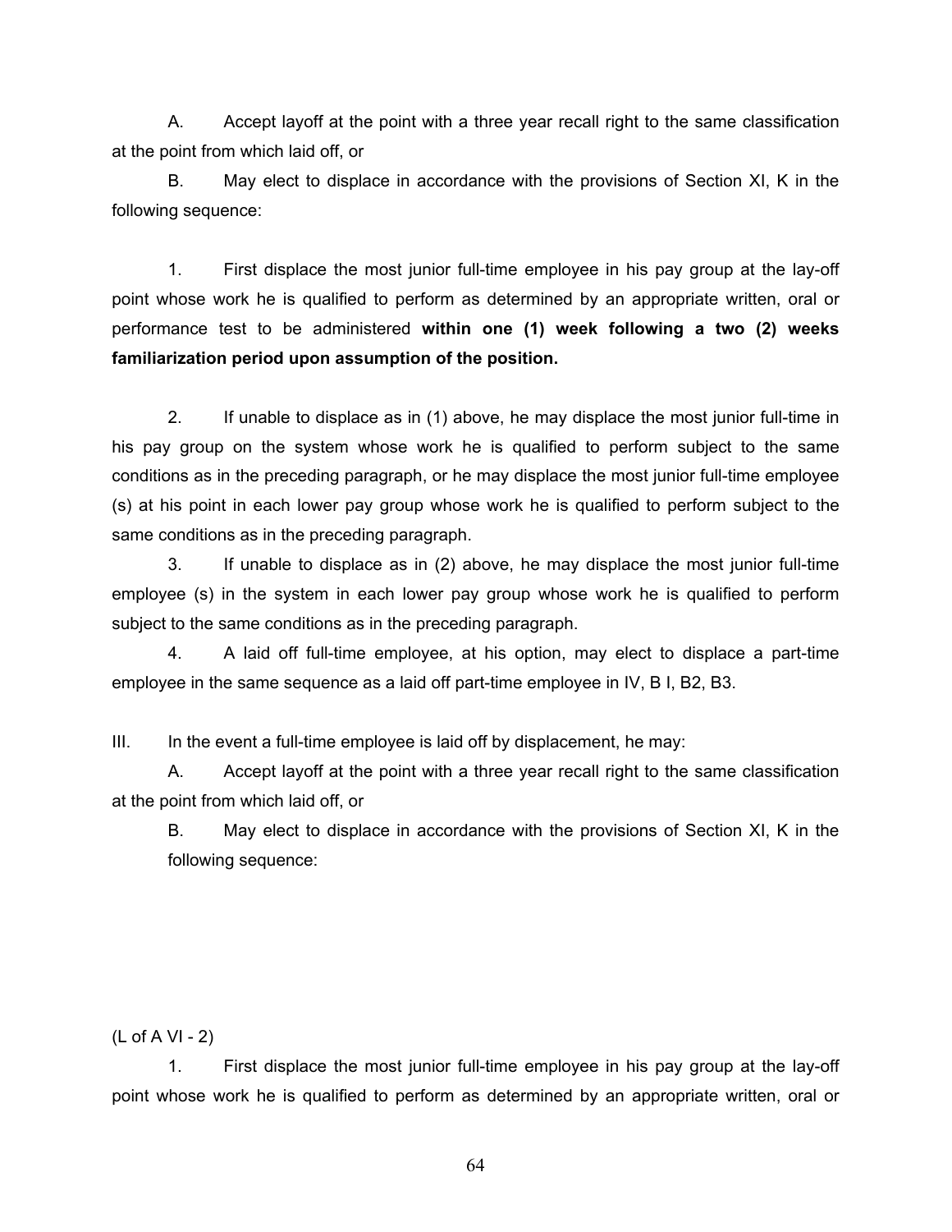A. Accept layoff at the point with a three year recall right to the same classification at the point from which laid off, or

B. May elect to displace in accordance with the provisions of Section XI, K in the following sequence:

1. First displace the most junior full-time employee in his pay group at the lay-off point whose work he is qualified to perform as determined by an appropriate written, oral or performance test to be administered **within one (1) week following a two (2) weeks familiarization period upon assumption of the position.**

2. If unable to displace as in (1) above, he may displace the most junior full-time in his pay group on the system whose work he is qualified to perform subject to the same conditions as in the preceding paragraph, or he may displace the most junior full-time employee (s) at his point in each lower pay group whose work he is qualified to perform subject to the same conditions as in the preceding paragraph.

3. If unable to displace as in (2) above, he may displace the most junior full-time employee (s) in the system in each lower pay group whose work he is qualified to perform subject to the same conditions as in the preceding paragraph.

4. A laid off full-time employee, at his option, may elect to displace a part-time employee in the same sequence as a laid off part-time employee in IV, B I, B2, B3.

III. In the event a full-time employee is laid off by displacement, he may:

A. Accept layoff at the point with a three year recall right to the same classification at the point from which laid off, or

B. May elect to displace in accordance with the provisions of Section XI, K in the following sequence:

(L of A VI - 2)

1. First displace the most junior full-time employee in his pay group at the lay-off point whose work he is qualified to perform as determined by an appropriate written, oral or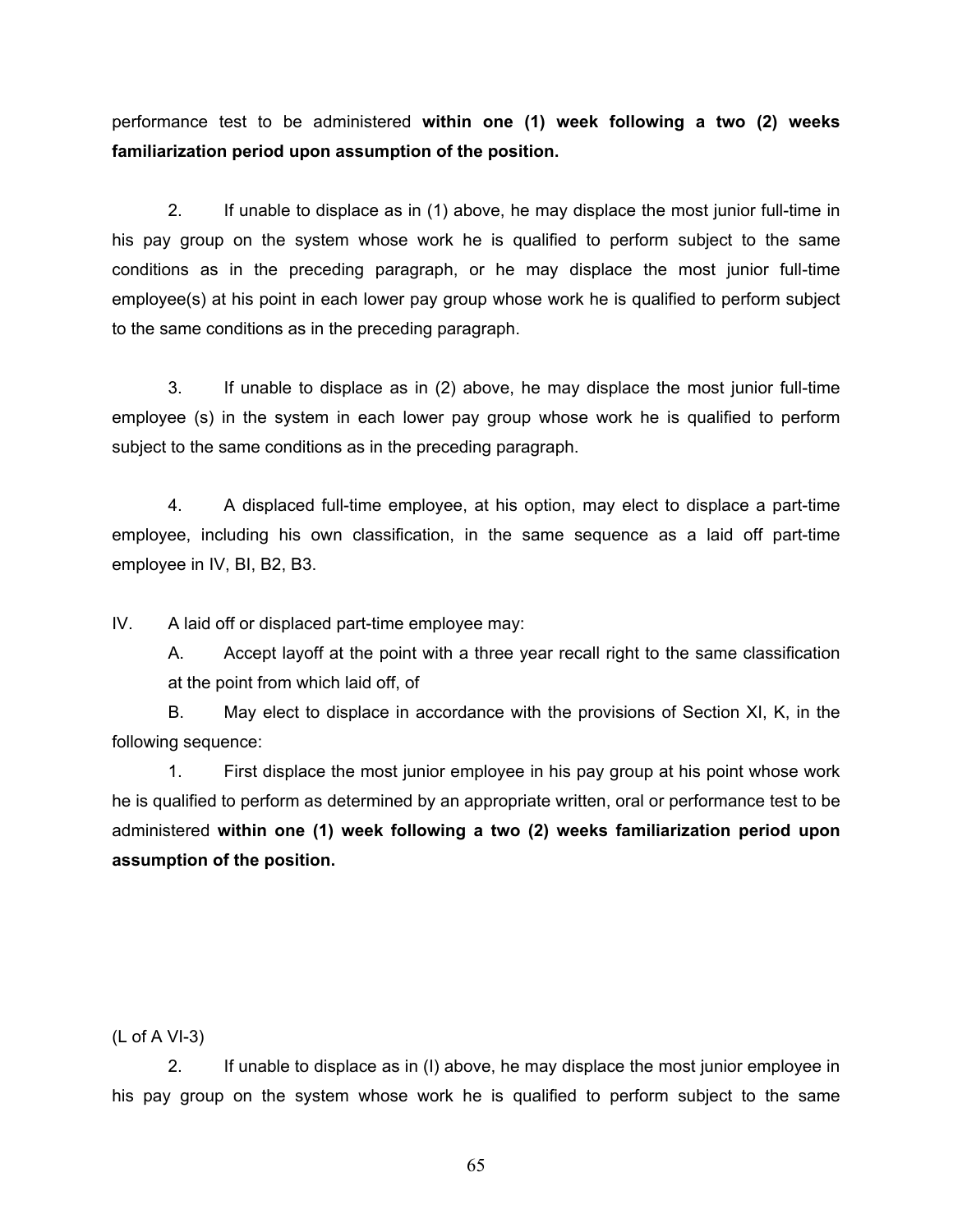performance test to be administered **within one (1) week following a two (2) weeks familiarization period upon assumption of the position.**

2. If unable to displace as in (1) above, he may displace the most junior full-time in his pay group on the system whose work he is qualified to perform subject to the same conditions as in the preceding paragraph, or he may displace the most junior full-time employee(s) at his point in each lower pay group whose work he is qualified to perform subject to the same conditions as in the preceding paragraph.

3. If unable to displace as in (2) above, he may displace the most junior full-time employee (s) in the system in each lower pay group whose work he is qualified to perform subject to the same conditions as in the preceding paragraph.

4. A displaced full-time employee, at his option, may elect to displace a part-time employee, including his own classification, in the same sequence as a laid off part-time employee in IV, BI, B2, B3.

IV. A laid off or displaced part-time employee may:

A. Accept layoff at the point with a three year recall right to the same classification at the point from which laid off, of

B. May elect to displace in accordance with the provisions of Section XI, K, in the following sequence:

1. First displace the most junior employee in his pay group at his point whose work he is qualified to perform as determined by an appropriate written, oral or performance test to be administered **within one (1) week following a two (2) weeks familiarization period upon assumption of the position.**

(L of A VI-3)

2. If unable to displace as in (l) above, he may displace the most junior employee in his pay group on the system whose work he is qualified to perform subject to the same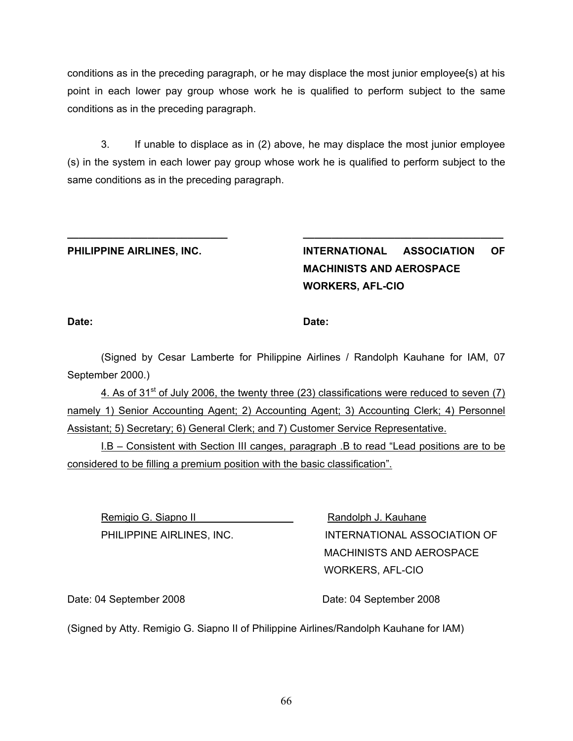conditions as in the preceding paragraph, or he may displace the most junior employee{s) at his point in each lower pay group whose work he is qualified to perform subject to the same conditions as in the preceding paragraph.

3. If unable to displace as in (2) above, he may displace the most junior employee (s) in the system in each lower pay group whose work he is qualified to perform subject to the same conditions as in the preceding paragraph.

| \_\_\_\_\_\_\_\_\_\_\_\_\_\_\_\_\_\_\_\_\_\_\_\_\_\_\_\_ | \_\_\_\_\_\_\_\_\_\_\_\_\_\_\_\_\_\_\_\_\_\_\_\_\_\_\_\_\_\_\_\_\_\_\_ |
|---|---|
| **PHILIPPINE AIRLINES, INC.** | **INTERNATIONAL ASSOCIATION OF MACHINISTS AND AEROSPACE WORKERS, AFL-CIO** |
| **Date:** | **Date:** |

(Signed by Cesar Lamberte for Philippine Airlines / Randolph Kauhane for IAM, 07 September 2000.)

<u>4. As of 31st of July 2006, the twenty three (23) classifications were reduced to seven (7) namely 1) Senior Accounting Agent; 2) Accounting Agent; 3) Accounting Clerk; 4) Personnel Assistant; 5) Secretary; 6) General Clerk; and 7) Customer Service Representative.</u>

<u>I.B – Consistent with Section III canges, paragraph .B to read "Lead positions are to be considered to be filling a premium position with the basic classification".</u>

| <u>Remigio G. Siapno II</u> | <u>Randolph J. Kauhane</u> |
|---|---|
| PHILIPPINE AIRLINES, INC. | INTERNATIONAL ASSOCIATION OF MACHINISTS AND AEROSPACE WORKERS, AFL-CIO |
| Date: 04 September 2008 | Date: 04 September 2008 |

(Signed by Atty. Remigio G. Siapno II of Philippine Airlines/Randolph Kauhane for IAM)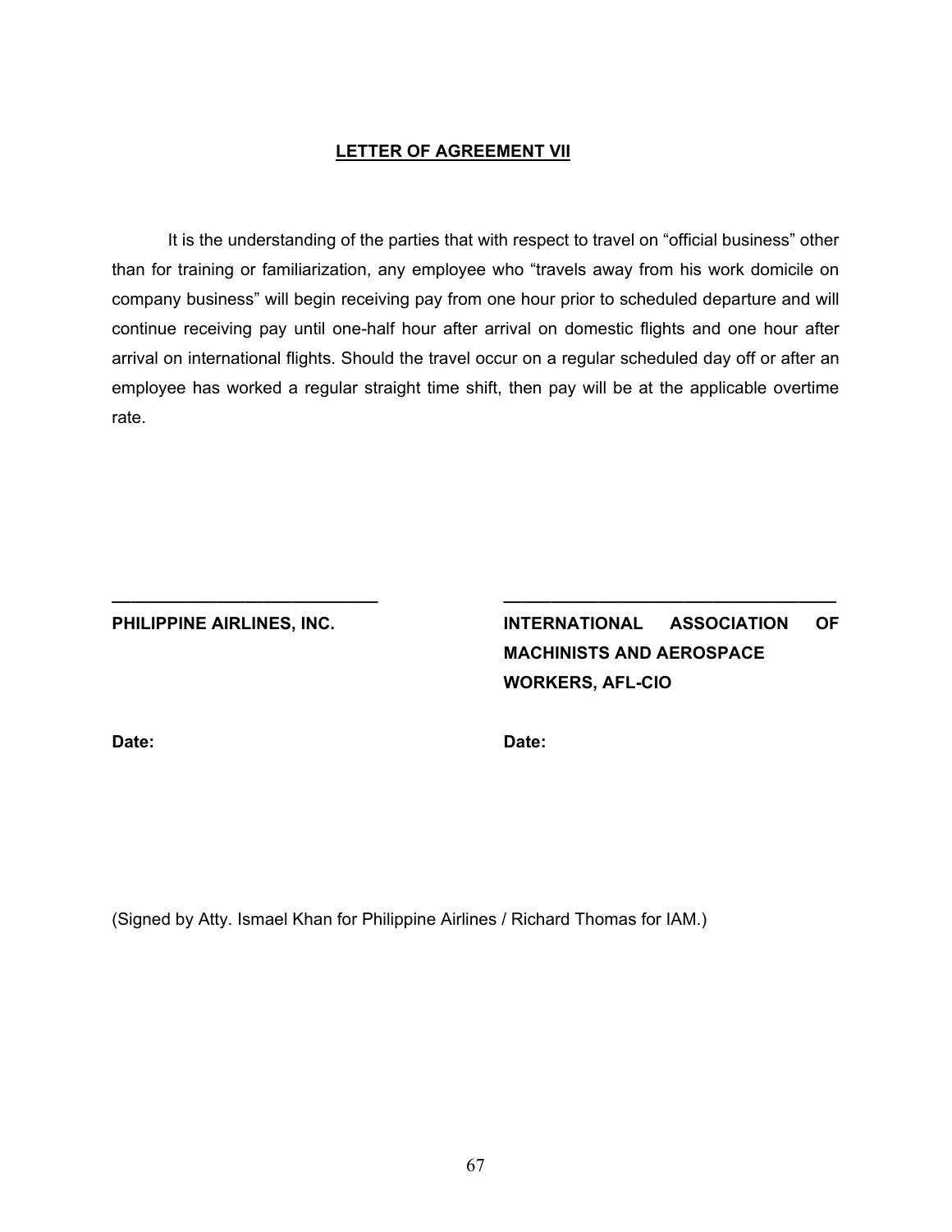## LETTER OF AGREEMENT VII

It is the understanding of the parties that with respect to travel on "official business" other than for training or familiarization, any employee who "travels away from his work domicile on company business" will begin receiving pay from one hour prior to scheduled departure and will continue receiving pay until one-half hour after arrival on domestic flights and one hour after arrival on international flights. Should the travel occur on a regular scheduled day off or after an employee has worked a regular straight time shift, then pay will be at the applicable overtime rate.

\_\_\_\_\_\_\_\_\_\_\_\_\_\_\_\_\_\_\_\_\_\_\_\_\_\_\_\_

**PHILIPPINE AIRLINES, INC.**

**Date:**

\_\_\_\_\_\_\_\_\_\_\_\_\_\_\_\_\_\_\_\_\_\_\_\_\_\_\_\_

**INTERNATIONAL ASSOCIATION OF MACHINISTS AND AEROSPACE WORKERS, AFL-CIO**

**Date:**

(Signed by Atty. Ismael Khan for Philippine Airlines / Richard Thomas for IAM.)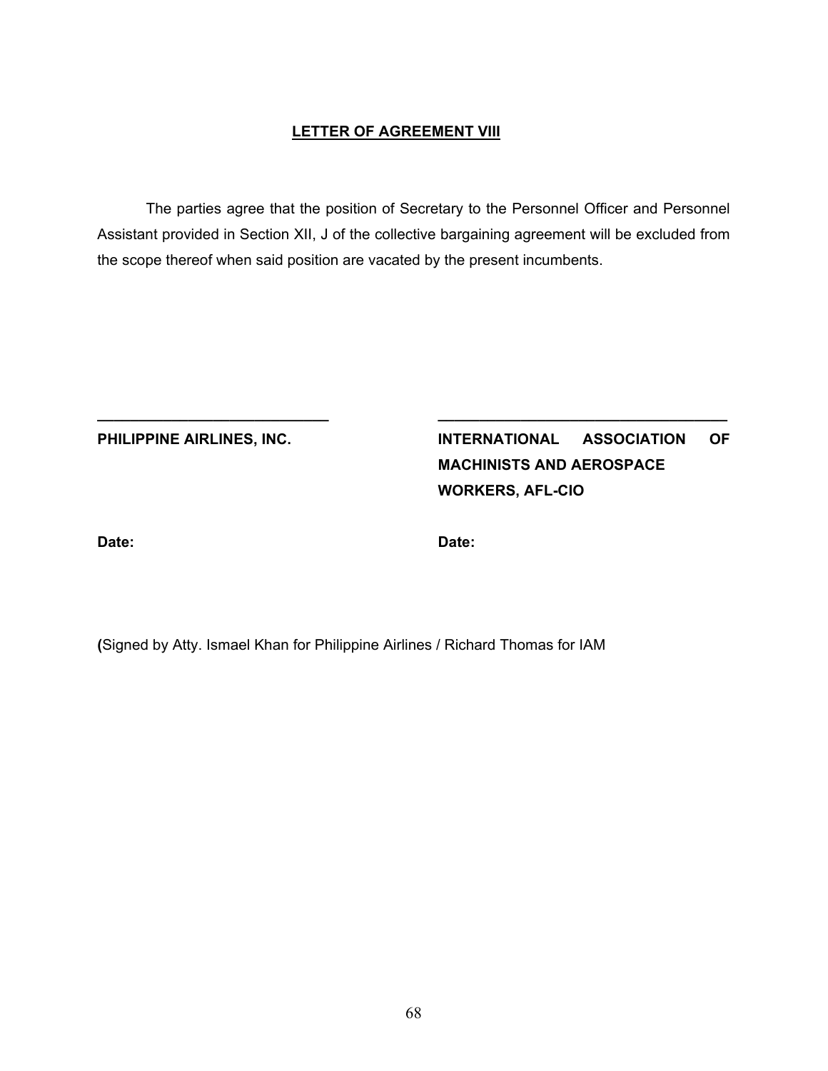## LETTER OF AGREEMENT VIII

The parties agree that the position of Secretary to the Personnel Officer and Personnel Assistant provided in Section XII, J of the collective bargaining agreement will be excluded from the scope thereof when said position are vacated by the present incumbents.

| ____________________________ | ____________________________ |
|---|---|
| **PHILIPPINE AIRLINES, INC.** | **INTERNATIONAL ASSOCIATION OF MACHINISTS AND AEROSPACE WORKERS, AFL-CIO** |
| **Date:** | **Date:** |

**(**Signed by Atty. Ismael Khan for Philippine Airlines / Richard Thomas for IAM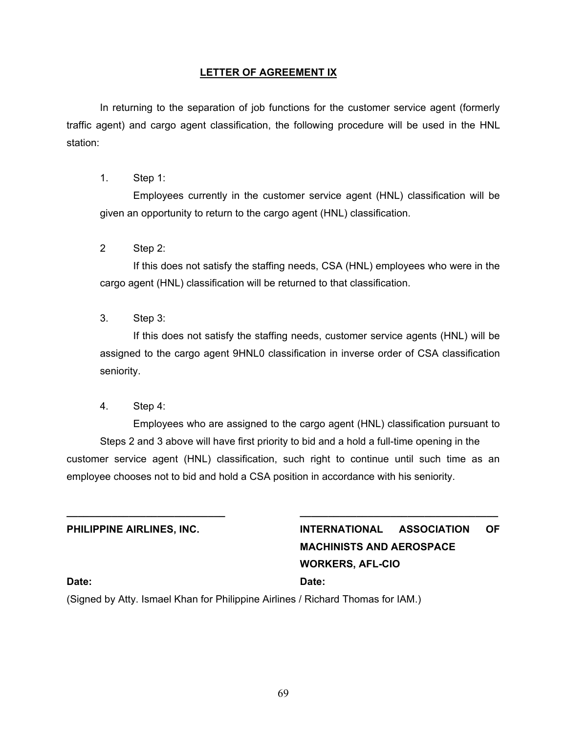## LETTER OF AGREEMENT IX

In returning to the separation of job functions for the customer service agent (formerly traffic agent) and cargo agent classification, the following procedure will be used in the HNL station:

1. Step 1:
   Employees currently in the customer service agent (HNL) classification will be given an opportunity to return to the cargo agent (HNL) classification.

2 Step 2:
   If this does not satisfy the staffing needs, CSA (HNL) employees who were in the cargo agent (HNL) classification will be returned to that classification.

3. Step 3:
   If this does not satisfy the staffing needs, customer service agents (HNL) will be assigned to the cargo agent 9HNL0 classification in inverse order of CSA classification seniority.

4. Step 4:
   Employees who are assigned to the cargo agent (HNL) classification pursuant to Steps 2 and 3 above will have first priority to bid and a hold a full-time opening in the customer service agent (HNL) classification, such right to continue until such time as an employee chooses not to bid and hold a CSA position in accordance with his seniority.

| \_\_\_\_\_\_\_\_\_\_\_\_\_\_\_\_\_\_\_\_\_\_\_\_\_\_\_\_ | \_\_\_\_\_\_\_\_\_\_\_\_\_\_\_\_\_\_\_\_\_\_\_\_\_\_\_\_\_\_\_\_\_\_\_ |
|---|---|
| **PHILIPPINE AIRLINES, INC.** | **INTERNATIONAL ASSOCIATION OF MACHINISTS AND AEROSPACE WORKERS, AFL-CIO** |
| **Date:** | **Date:** |

(Signed by Atty. Ismael Khan for Philippine Airlines / Richard Thomas for IAM.)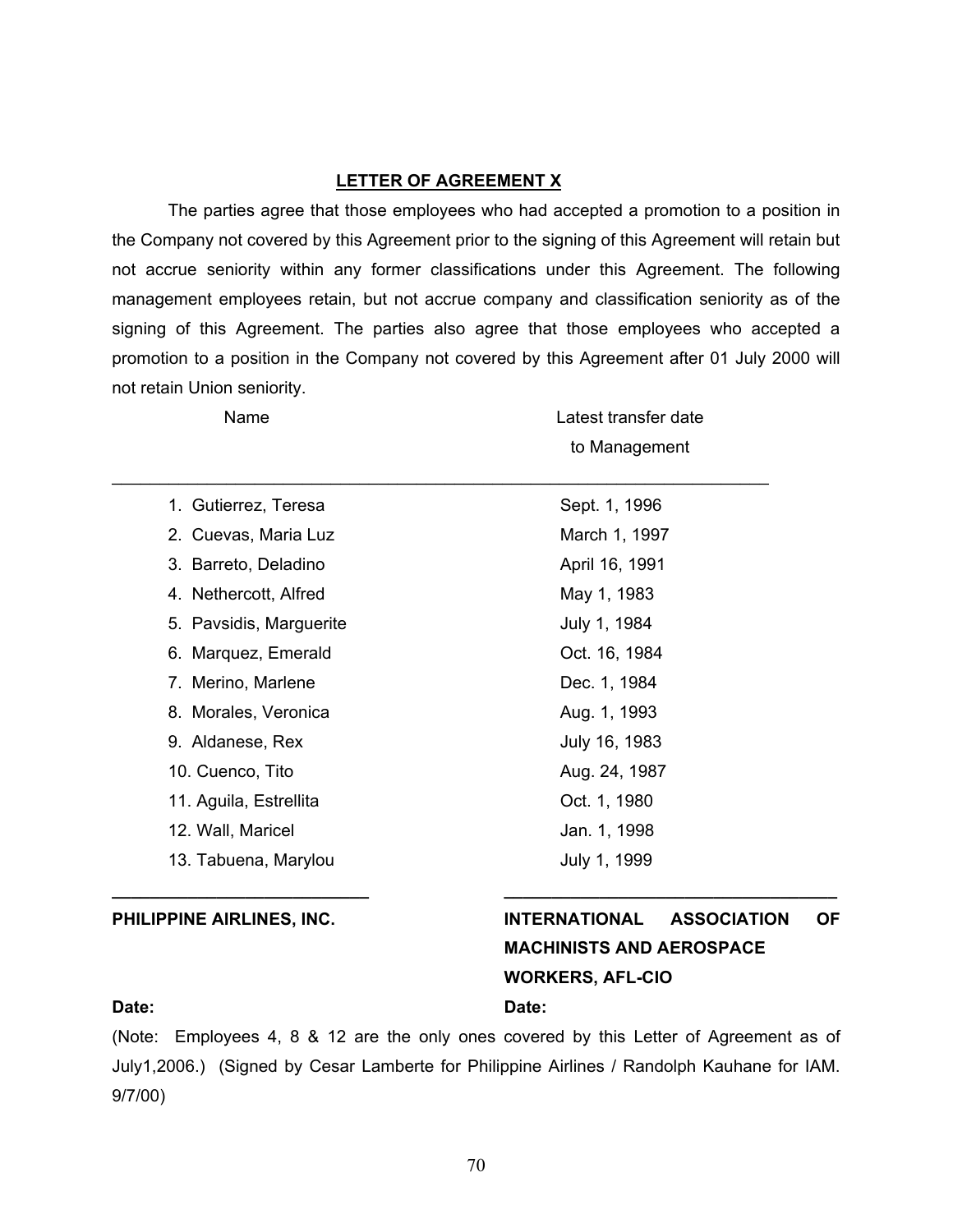## LETTER OF AGREEMENT X

The parties agree that those employees who had accepted a promotion to a position in the Company not covered by this Agreement prior to the signing of this Agreement will retain but not accrue seniority within any former classifications under this Agreement. The following management employees retain, but not accrue company and classification seniority as of the signing of this Agreement. The parties also agree that those employees who accepted a promotion to a position in the Company not covered by this Agreement after 01 July 2000 will not retain Union seniority.

| Name | Latest transfer date to Management |
|---|---|
| 1. Gutierrez, Teresa | Sept. 1, 1996 |
| 2. Cuevas, Maria Luz | March 1, 1997 |
| 3. Barreto, Deladino | April 16, 1991 |
| 4. Nethercott, Alfred | May 1, 1983 |
| 5. Pavsidis, Marguerite | July 1, 1984 |
| 6. Marquez, Emerald | Oct. 16, 1984 |
| 7. Merino, Marlene | Dec. 1, 1984 |
| 8. Morales, Veronica | Aug. 1, 1993 |
| 9. Aldanese, Rex | July 16, 1983 |
| 10. Cuenco, Tito | Aug. 24, 1987 |
| 11. Aguila, Estrellita | Oct. 1, 1980 |
| 12. Wall, Maricel | Jan. 1, 1998 |
| 13. Tabuena, Marylou | July 1, 1999 |

**PHILIPPINE AIRLINES, INC.**

**Date:**

**INTERNATIONAL ASSOCIATION OF MACHINISTS AND AEROSPACE WORKERS, AFL-CIO**

**Date:**

(Note: Employees 4, 8 & 12 are the only ones covered by this Letter of Agreement as of July1,2006.) (Signed by Cesar Lamberte for Philippine Airlines / Randolph Kauhane for IAM. 9/7/00)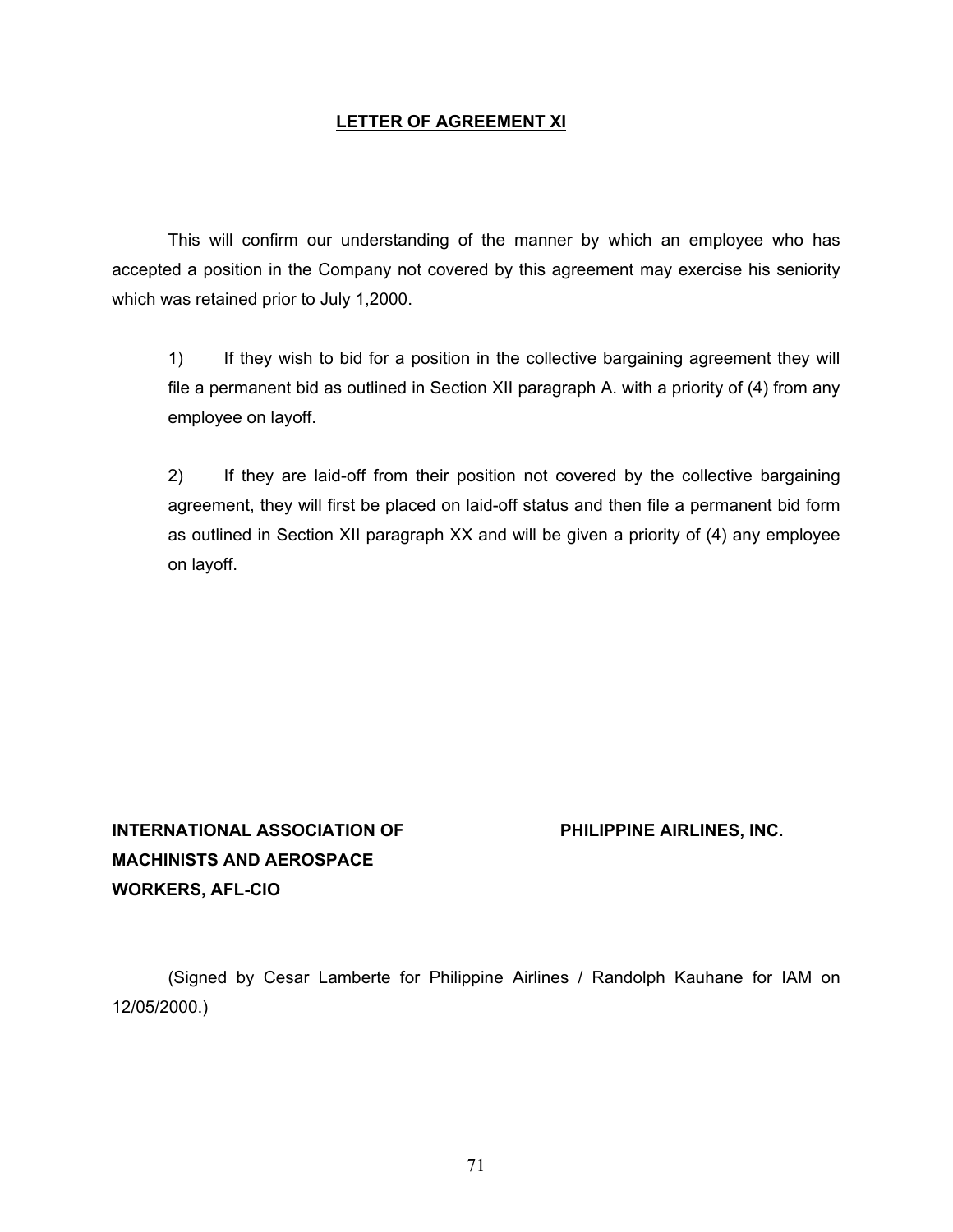# LETTER OF AGREEMENT XI

This will confirm our understanding of the manner by which an employee who has accepted a position in the Company not covered by this agreement may exercise his seniority which was retained prior to July 1,2000.

1) If they wish to bid for a position in the collective bargaining agreement they will file a permanent bid as outlined in Section XII paragraph A. with a priority of (4) from any employee on layoff.

2) If they are laid-off from their position not covered by the collective bargaining agreement, they will first be placed on laid-off status and then file a permanent bid form as outlined in Section XII paragraph XX and will be given a priority of (4) any employee on layoff.

**INTERNATIONAL ASSOCIATION OF MACHINISTS AND AEROSPACE WORKERS, AFL-CIO**

**PHILIPPINE AIRLINES, INC.**

(Signed by Cesar Lamberte for Philippine Airlines / Randolph Kauhane for IAM on 12/05/2000.)